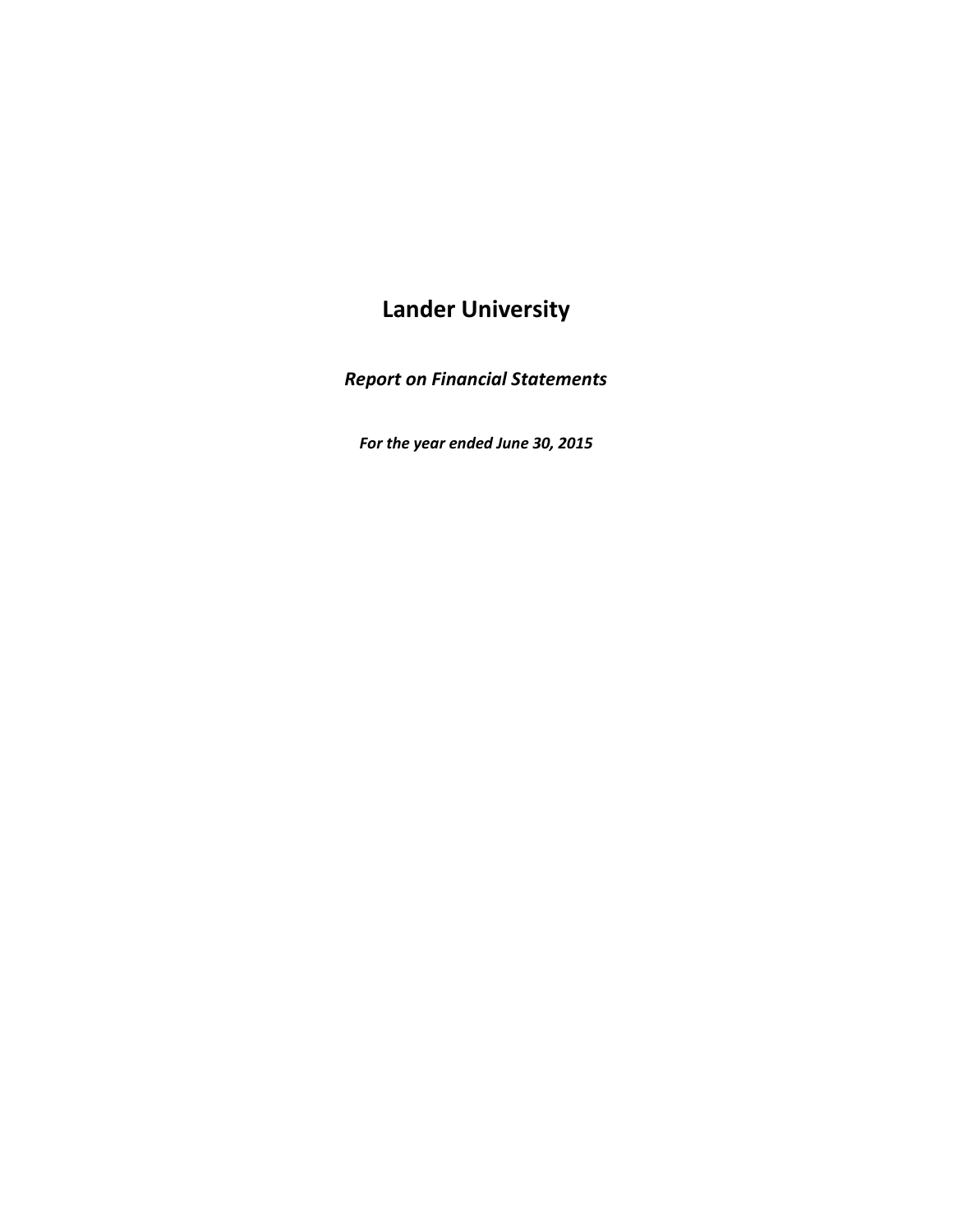# Lander University

***Report on Financial Statements***

***For the year ended June 30, 2015***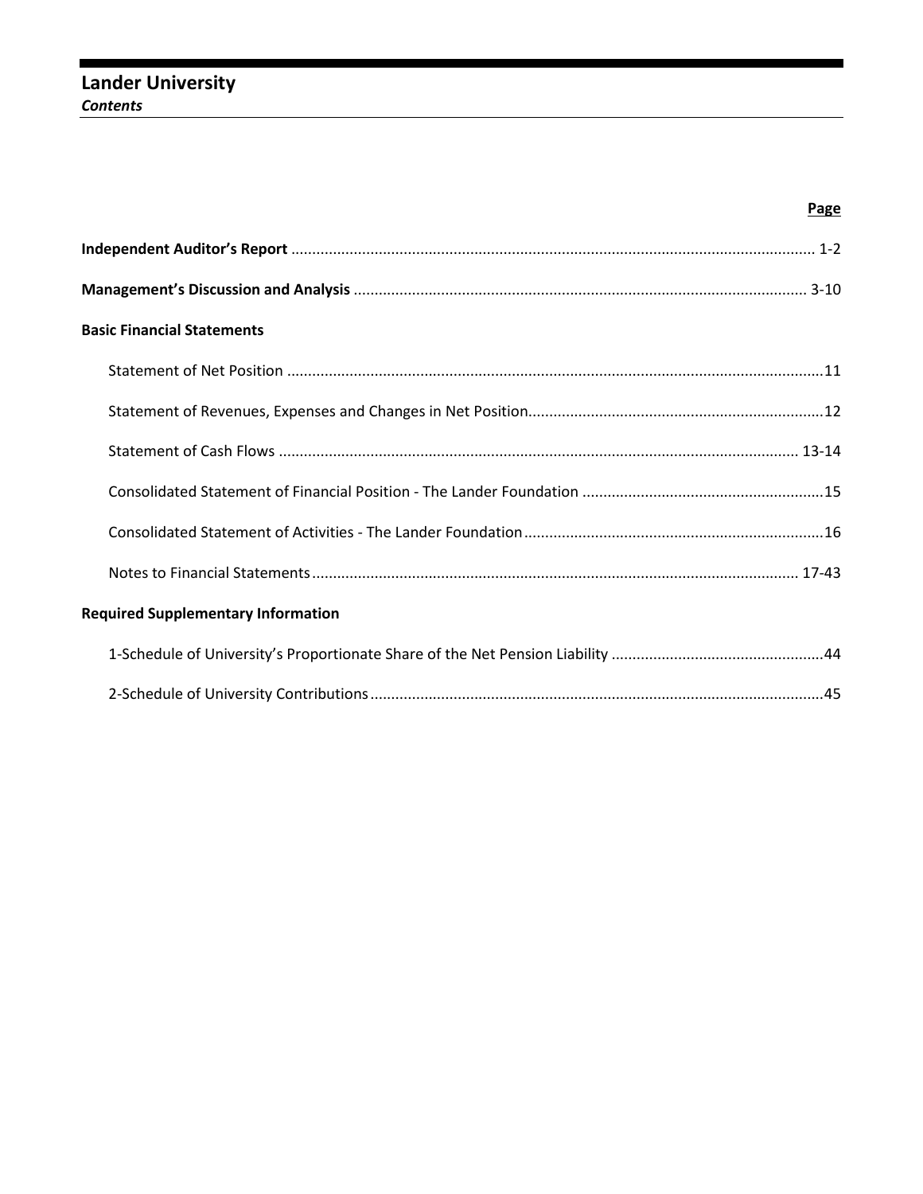# Lander University

*Contents*

| | Page |
|---|---|
| **Independent Auditor's Report** | 1-2 |
| **Management's Discussion and Analysis** | 3-10 |
| **Basic Financial Statements** | |
| Statement of Net Position | 11 |
| Statement of Revenues, Expenses and Changes in Net Position | 12 |
| Statement of Cash Flows | 13-14 |
| Consolidated Statement of Financial Position - The Lander Foundation | 15 |
| Consolidated Statement of Activities - The Lander Foundation | 16 |
| Notes to Financial Statements | 17-43 |
| **Required Supplementary Information** | |
| 1-Schedule of University's Proportionate Share of the Net Pension Liability | 44 |
| 2-Schedule of University Contributions | 45 |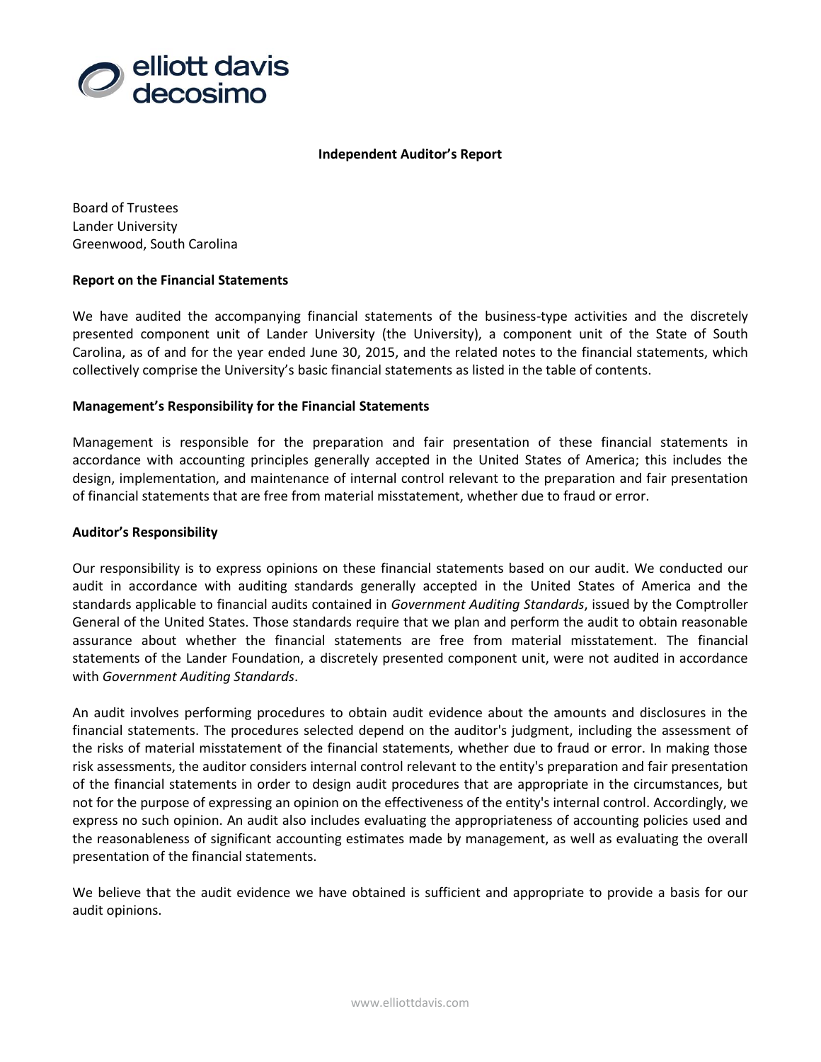elliott davis decosimo

**Independent Auditor's Report**

Board of Trustees
Lander University
Greenwood, South Carolina

**Report on the Financial Statements**

We have audited the accompanying financial statements of the business-type activities and the discretely presented component unit of Lander University (the University), a component unit of the State of South Carolina, as of and for the year ended June 30, 2015, and the related notes to the financial statements, which collectively comprise the University's basic financial statements as listed in the table of contents.

**Management's Responsibility for the Financial Statements**

Management is responsible for the preparation and fair presentation of these financial statements in accordance with accounting principles generally accepted in the United States of America; this includes the design, implementation, and maintenance of internal control relevant to the preparation and fair presentation of financial statements that are free from material misstatement, whether due to fraud or error.

**Auditor's Responsibility**

Our responsibility is to express opinions on these financial statements based on our audit. We conducted our audit in accordance with auditing standards generally accepted in the United States of America and the standards applicable to financial audits contained in *Government Auditing Standards*, issued by the Comptroller General of the United States. Those standards require that we plan and perform the audit to obtain reasonable assurance about whether the financial statements are free from material misstatement. The financial statements of the Lander Foundation, a discretely presented component unit, were not audited in accordance with *Government Auditing Standards*.

An audit involves performing procedures to obtain audit evidence about the amounts and disclosures in the financial statements. The procedures selected depend on the auditor's judgment, including the assessment of the risks of material misstatement of the financial statements, whether due to fraud or error. In making those risk assessments, the auditor considers internal control relevant to the entity's preparation and fair presentation of the financial statements in order to design audit procedures that are appropriate in the circumstances, but not for the purpose of expressing an opinion on the effectiveness of the entity's internal control. Accordingly, we express no such opinion. An audit also includes evaluating the appropriateness of accounting policies used and the reasonableness of significant accounting estimates made by management, as well as evaluating the overall presentation of the financial statements.

We believe that the audit evidence we have obtained is sufficient and appropriate to provide a basis for our audit opinions.

www.elliottdavis.com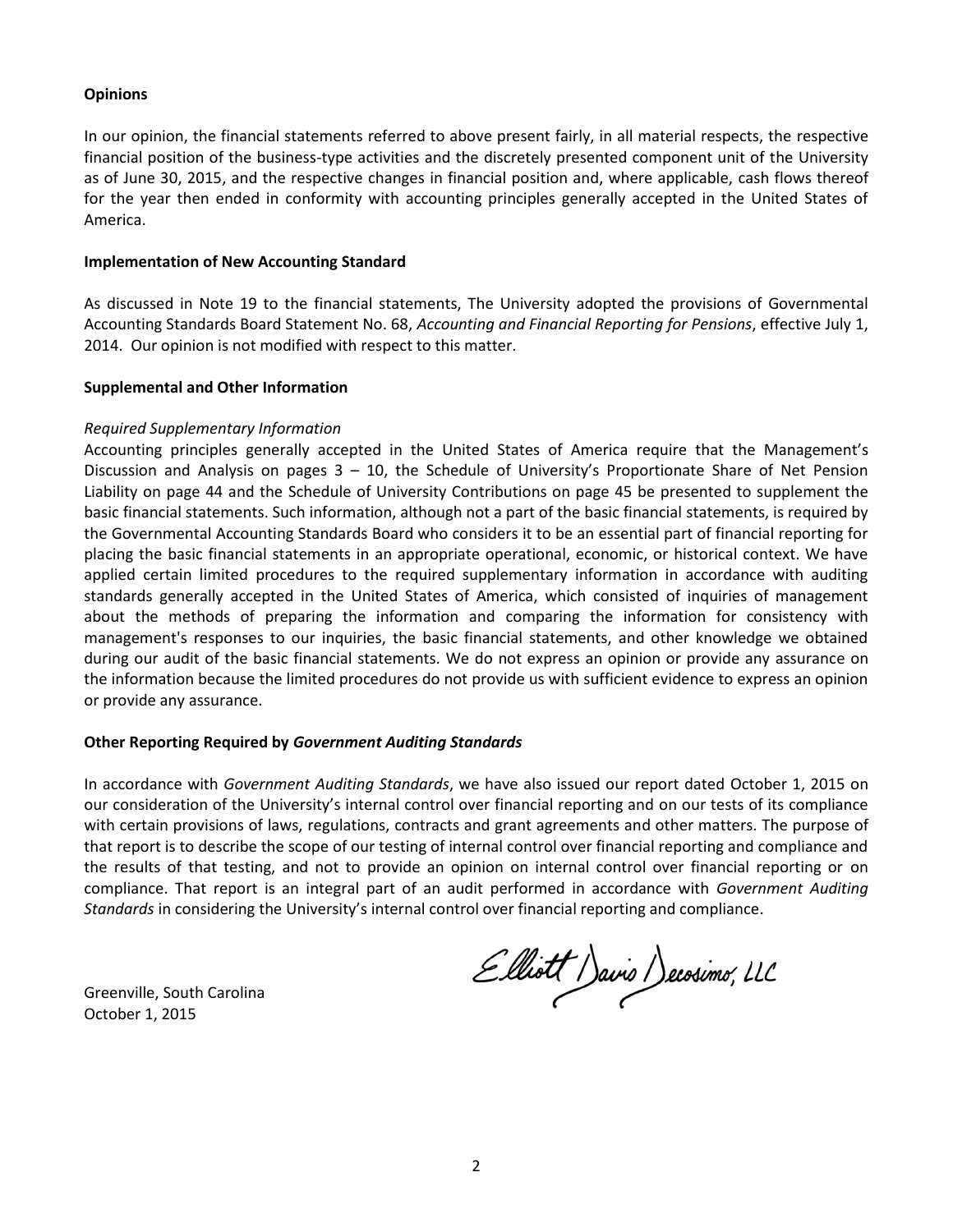**Opinions**

In our opinion, the financial statements referred to above present fairly, in all material respects, the respective financial position of the business-type activities and the discretely presented component unit of the University as of June 30, 2015, and the respective changes in financial position and, where applicable, cash flows thereof for the year then ended in conformity with accounting principles generally accepted in the United States of America.

**Implementation of New Accounting Standard**

As discussed in Note 19 to the financial statements, The University adopted the provisions of Governmental Accounting Standards Board Statement No. 68, *Accounting and Financial Reporting for Pensions*, effective July 1, 2014. Our opinion is not modified with respect to this matter.

**Supplemental and Other Information**

*Required Supplementary Information*

Accounting principles generally accepted in the United States of America require that the Management's Discussion and Analysis on pages 3 – 10, the Schedule of University's Proportionate Share of Net Pension Liability on page 44 and the Schedule of University Contributions on page 45 be presented to supplement the basic financial statements. Such information, although not a part of the basic financial statements, is required by the Governmental Accounting Standards Board who considers it to be an essential part of financial reporting for placing the basic financial statements in an appropriate operational, economic, or historical context. We have applied certain limited procedures to the required supplementary information in accordance with auditing standards generally accepted in the United States of America, which consisted of inquiries of management about the methods of preparing the information and comparing the information for consistency with management's responses to our inquiries, the basic financial statements, and other knowledge we obtained during our audit of the basic financial statements. We do not express an opinion or provide any assurance on the information because the limited procedures do not provide us with sufficient evidence to express an opinion or provide any assurance.

**Other Reporting Required by *Government Auditing Standards***

In accordance with *Government Auditing Standards*, we have also issued our report dated October 1, 2015 on our consideration of the University's internal control over financial reporting and on our tests of its compliance with certain provisions of laws, regulations, contracts and grant agreements and other matters. The purpose of that report is to describe the scope of our testing of internal control over financial reporting and compliance and the results of that testing, and not to provide an opinion on internal control over financial reporting or on compliance. That report is an integral part of an audit performed in accordance with *Government Auditing Standards* in considering the University's internal control over financial reporting and compliance.

Elliott Davis Decosimo, LLC

Greenville, South Carolina
October 1, 2015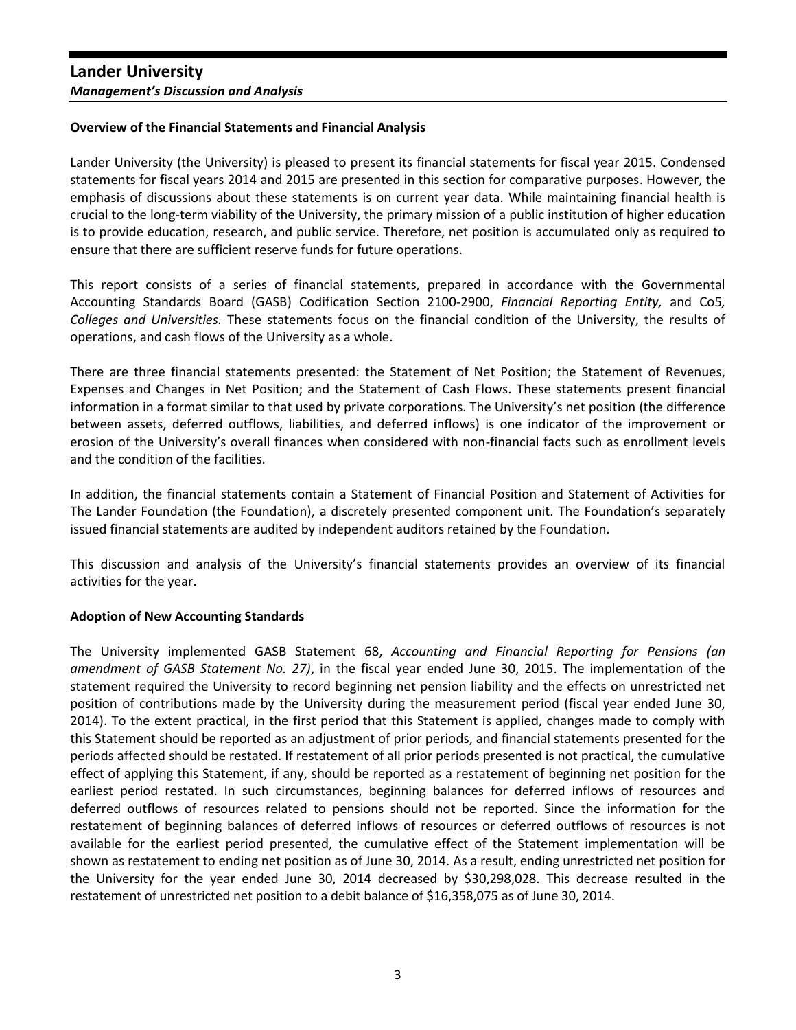# Lander University
*Management's Discussion and Analysis*

**Overview of the Financial Statements and Financial Analysis**

Lander University (the University) is pleased to present its financial statements for fiscal year 2015. Condensed statements for fiscal years 2014 and 2015 are presented in this section for comparative purposes. However, the emphasis of discussions about these statements is on current year data. While maintaining financial health is crucial to the long-term viability of the University, the primary mission of a public institution of higher education is to provide education, research, and public service. Therefore, net position is accumulated only as required to ensure that there are sufficient reserve funds for future operations.

This report consists of a series of financial statements, prepared in accordance with the Governmental Accounting Standards Board (GASB) Codification Section 2100-2900, *Financial Reporting Entity,* and Co5*, Colleges and Universities.* These statements focus on the financial condition of the University, the results of operations, and cash flows of the University as a whole.

There are three financial statements presented: the Statement of Net Position; the Statement of Revenues, Expenses and Changes in Net Position; and the Statement of Cash Flows. These statements present financial information in a format similar to that used by private corporations. The University's net position (the difference between assets, deferred outflows, liabilities, and deferred inflows) is one indicator of the improvement or erosion of the University's overall finances when considered with non-financial facts such as enrollment levels and the condition of the facilities.

In addition, the financial statements contain a Statement of Financial Position and Statement of Activities for The Lander Foundation (the Foundation), a discretely presented component unit. The Foundation's separately issued financial statements are audited by independent auditors retained by the Foundation.

This discussion and analysis of the University's financial statements provides an overview of its financial activities for the year.

**Adoption of New Accounting Standards**

The University implemented GASB Statement 68, *Accounting and Financial Reporting for Pensions (an amendment of GASB Statement No. 27)*, in the fiscal year ended June 30, 2015. The implementation of the statement required the University to record beginning net pension liability and the effects on unrestricted net position of contributions made by the University during the measurement period (fiscal year ended June 30, 2014). To the extent practical, in the first period that this Statement is applied, changes made to comply with this Statement should be reported as an adjustment of prior periods, and financial statements presented for the periods affected should be restated. If restatement of all prior periods presented is not practical, the cumulative effect of applying this Statement, if any, should be reported as a restatement of beginning net position for the earliest period restated. In such circumstances, beginning balances for deferred inflows of resources and deferred outflows of resources related to pensions should not be reported. Since the information for the restatement of beginning balances of deferred inflows of resources or deferred outflows of resources is not available for the earliest period presented, the cumulative effect of the Statement implementation will be shown as restatement to ending net position as of June 30, 2014. As a result, ending unrestricted net position for the University for the year ended June 30, 2014 decreased by $30,298,028. This decrease resulted in the restatement of unrestricted net position to a debit balance of $16,358,075 as of June 30, 2014.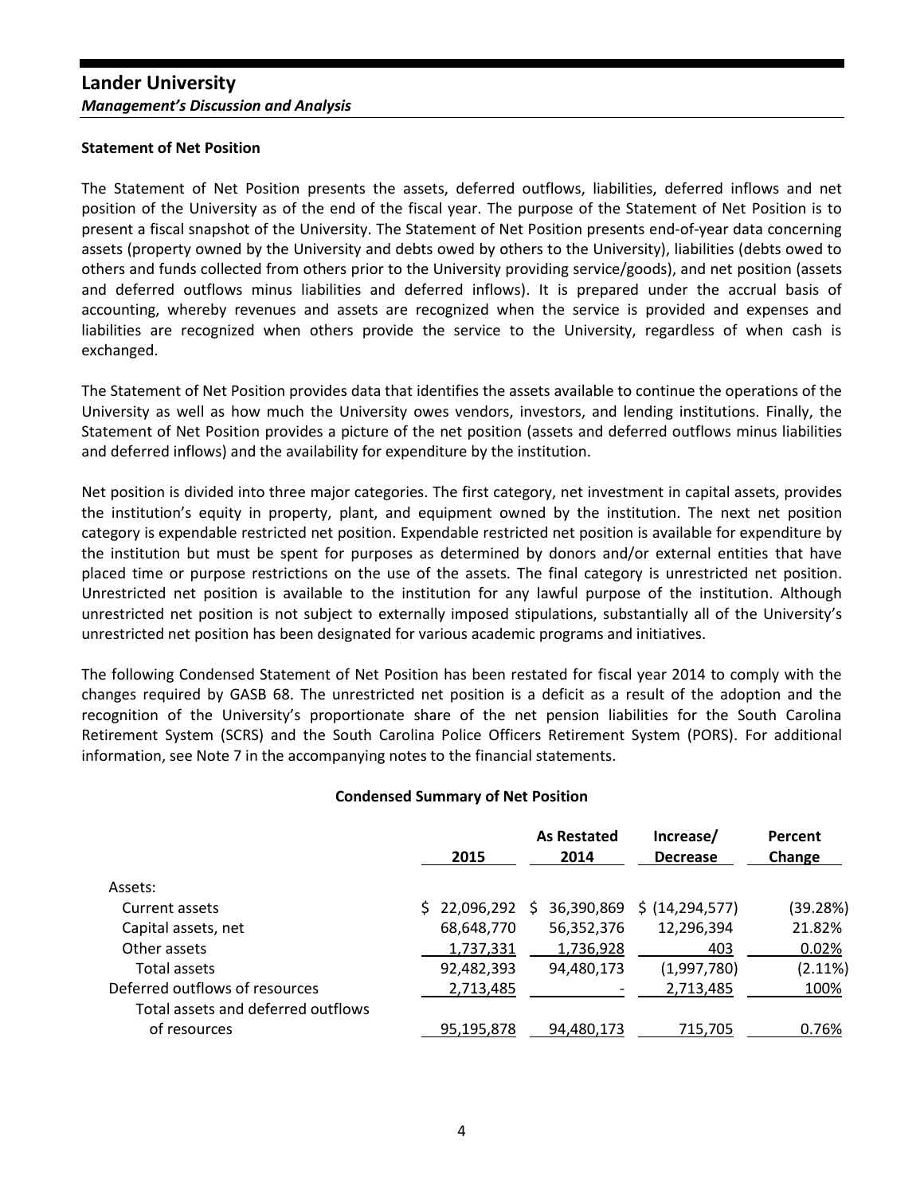### Statement of Net Position

The Statement of Net Position presents the assets, deferred outflows, liabilities, deferred inflows and net position of the University as of the end of the fiscal year. The purpose of the Statement of Net Position is to present a fiscal snapshot of the University. The Statement of Net Position presents end-of-year data concerning assets (property owned by the University and debts owed by others to the University), liabilities (debts owed to others and funds collected from others prior to the University providing service/goods), and net position (assets and deferred outflows minus liabilities and deferred inflows). It is prepared under the accrual basis of accounting, whereby revenues and assets are recognized when the service is provided and expenses and liabilities are recognized when others provide the service to the University, regardless of when cash is exchanged.

The Statement of Net Position provides data that identifies the assets available to continue the operations of the University as well as how much the University owes vendors, investors, and lending institutions. Finally, the Statement of Net Position provides a picture of the net position (assets and deferred outflows minus liabilities and deferred inflows) and the availability for expenditure by the institution.

Net position is divided into three major categories. The first category, net investment in capital assets, provides the institution's equity in property, plant, and equipment owned by the institution. The next net position category is expendable restricted net position. Expendable restricted net position is available for expenditure by the institution but must be spent for purposes as determined by donors and/or external entities that have placed time or purpose restrictions on the use of the assets. The final category is unrestricted net position. Unrestricted net position is available to the institution for any lawful purpose of the institution. Although unrestricted net position is not subject to externally imposed stipulations, substantially all of the University's unrestricted net position has been designated for various academic programs and initiatives.

The following Condensed Statement of Net Position has been restated for fiscal year 2014 to comply with the changes required by GASB 68. The unrestricted net position is a deficit as a result of the adoption and the recognition of the University's proportionate share of the net pension liabilities for the South Carolina Retirement System (SCRS) and the South Carolina Police Officers Retirement System (PORS). For additional information, see Note 7 in the accompanying notes to the financial statements.

**Condensed Summary of Net Position**

| | 2015 | As Restated 2014 | Increase/ Decrease | Percent Change |
|---|---|---|---|---|
| Assets: | | | | |
| Current assets | $ 22,096,292 | $ 36,390,869 | $ (14,294,577) | (39.28%) |
| Capital assets, net | 68,648,770 | 56,352,376 | 12,296,394 | 21.82% |
| Other assets | 1,737,331 | 1,736,928 | 403 | 0.02% |
| Total assets | 92,482,393 | 94,480,173 | (1,997,780) | (2.11%) |
| Deferred outflows of resources | 2,713,485 | - | 2,713,485 | 100% |
| Total assets and deferred outflows of resources | 95,195,878 | 94,480,173 | 715,705 | 0.76% |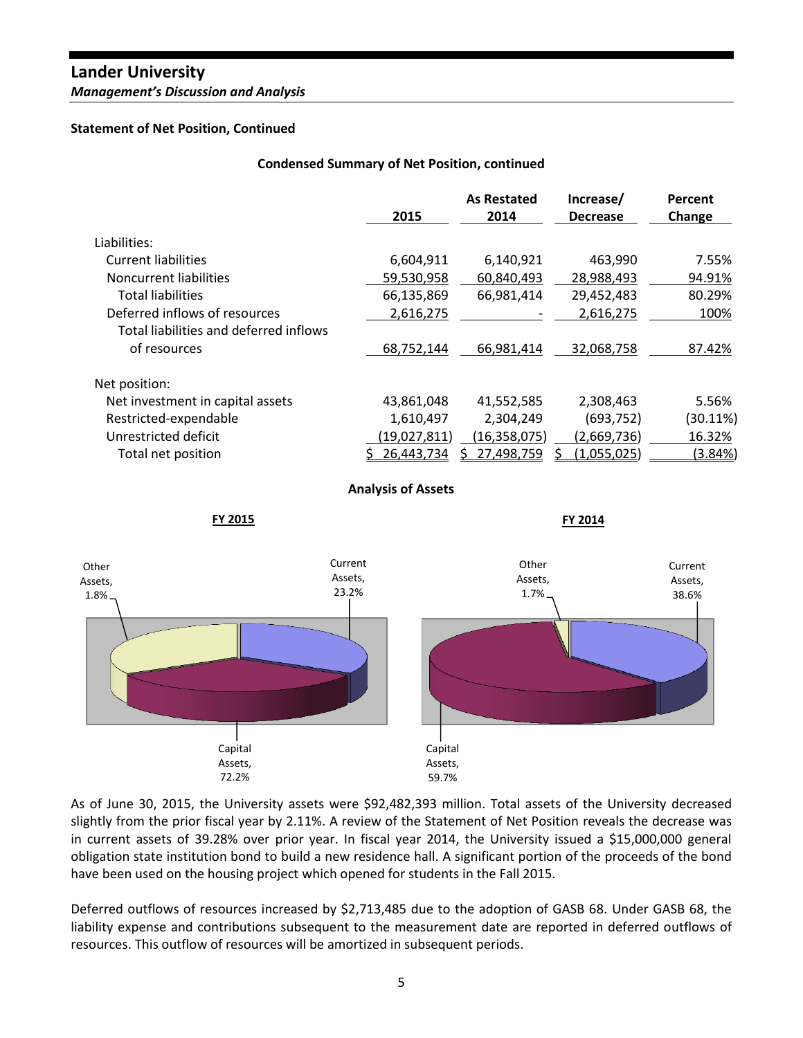**Lander University**

***Management's Discussion and Analysis***

**Statement of Net Position, Continued**

**Condensed Summary of Net Position, continued**

| | 2015 | As Restated 2014 | Increase/ Decrease | Percent Change |
|---|---|---|---|---|
| Liabilities: | | | | |
| Current liabilities | 6,604,911 | 6,140,921 | 463,990 | 7.55% |
| Noncurrent liabilities | 59,530,958 | 60,840,493 | 28,988,493 | 94.91% |
| Total liabilities | 66,135,869 | 66,981,414 | 29,452,483 | 80.29% |
| Deferred inflows of resources | 2,616,275 | - | 2,616,275 | 100% |
| Total liabilities and deferred inflows of resources | 68,752,144 | 66,981,414 | 32,068,758 | 87.42% |
| Net position: | | | | |
| Net investment in capital assets | 43,861,048 | 41,552,585 | 2,308,463 | 5.56% |
| Restricted-expendable | 1,610,497 | 2,304,249 | (693,752) | (30.11%) |
| Unrestricted deficit | (19,027,811) | (16,358,075) | (2,669,736) | 16.32% |
| Total net position | $ 26,443,734 | $ 27,498,759 | $ (1,055,025) | (3.84%) |

**Analysis of Assets**

**FY 2015**

Other Assets, 1.8%; Current Assets, 23.2%; Capital Assets, 72.2%

**FY 2014**

Other Assets, 1.7%; Current Assets, 38.6%; Capital Assets, 59.7%

As of June 30, 2015, the University assets were $92,482,393 million. Total assets of the University decreased slightly from the prior fiscal year by 2.11%. A review of the Statement of Net Position reveals the decrease was in current assets of 39.28% over prior year. In fiscal year 2014, the University issued a $15,000,000 general obligation state institution bond to build a new residence hall. A significant portion of the proceeds of the bond have been used on the housing project which opened for students in the Fall 2015.

Deferred outflows of resources increased by $2,713,485 due to the adoption of GASB 68. Under GASB 68, the liability expense and contributions subsequent to the measurement date are reported in deferred outflows of resources. This outflow of resources will be amortized in subsequent periods.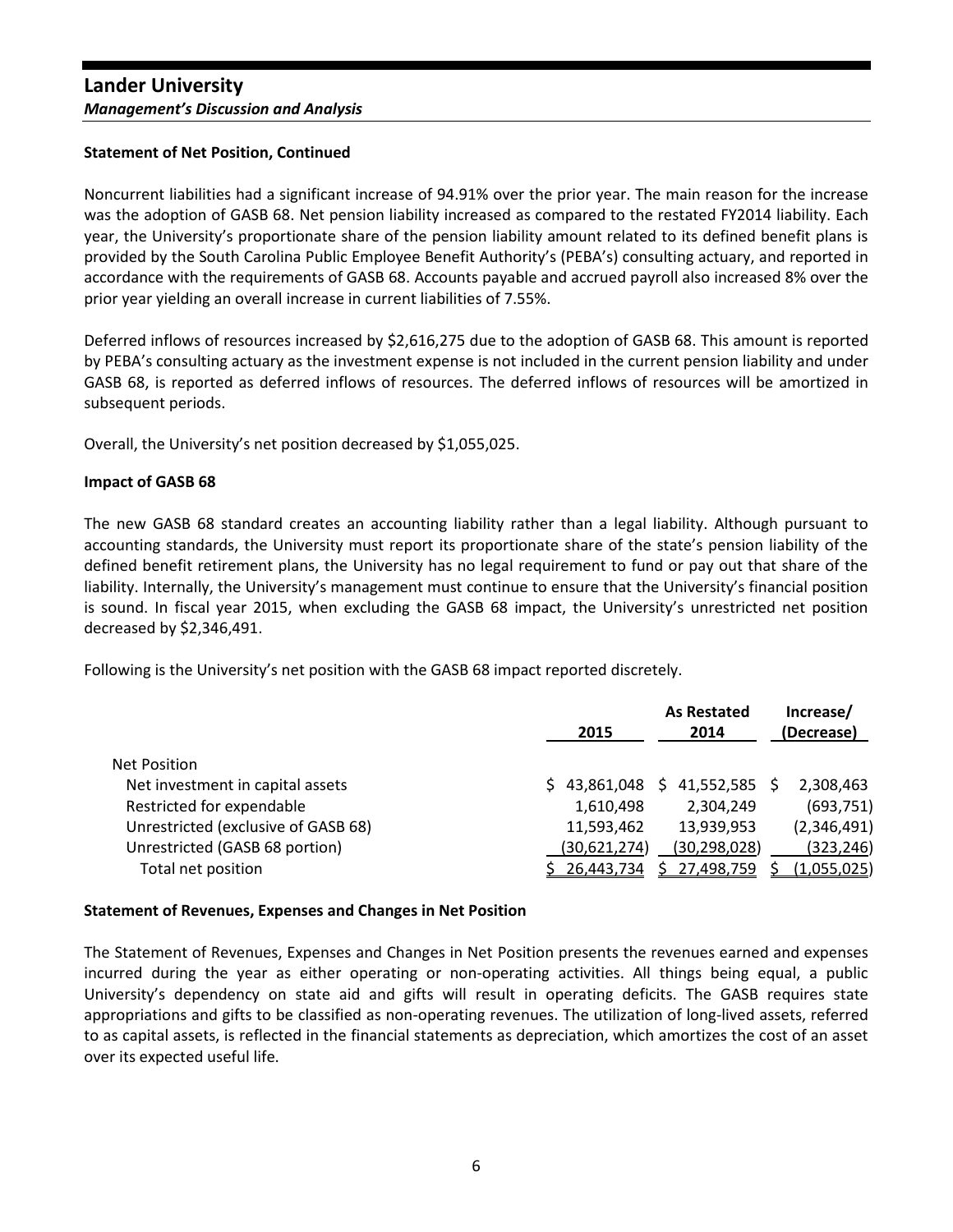### Statement of Net Position, Continued

Noncurrent liabilities had a significant increase of 94.91% over the prior year. The main reason for the increase was the adoption of GASB 68. Net pension liability increased as compared to the restated FY2014 liability. Each year, the University's proportionate share of the pension liability amount related to its defined benefit plans is provided by the South Carolina Public Employee Benefit Authority's (PEBA's) consulting actuary, and reported in accordance with the requirements of GASB 68. Accounts payable and accrued payroll also increased 8% over the prior year yielding an overall increase in current liabilities of 7.55%.

Deferred inflows of resources increased by $2,616,275 due to the adoption of GASB 68. This amount is reported by PEBA's consulting actuary as the investment expense is not included in the current pension liability and under GASB 68, is reported as deferred inflows of resources. The deferred inflows of resources will be amortized in subsequent periods.

Overall, the University's net position decreased by $1,055,025.

### Impact of GASB 68

The new GASB 68 standard creates an accounting liability rather than a legal liability. Although pursuant to accounting standards, the University must report its proportionate share of the state's pension liability of the defined benefit retirement plans, the University has no legal requirement to fund or pay out that share of the liability. Internally, the University's management must continue to ensure that the University's financial position is sound. In fiscal year 2015, when excluding the GASB 68 impact, the University's unrestricted net position decreased by $2,346,491.

Following is the University's net position with the GASB 68 impact reported discretely.

| | 2015 | As Restated 2014 | Increase/ (Decrease) |
|---|---|---|---|
| Net Position | | | |
| Net investment in capital assets | $ 43,861,048 | $ 41,552,585 | $ 2,308,463 |
| Restricted for expendable | 1,610,498 | 2,304,249 | (693,751) |
| Unrestricted (exclusive of GASB 68) | 11,593,462 | 13,939,953 | (2,346,491) |
| Unrestricted (GASB 68 portion) | (30,621,274) | (30,298,028) | (323,246) |
| Total net position | $ 26,443,734 | $ 27,498,759 | $ (1,055,025) |

### Statement of Revenues, Expenses and Changes in Net Position

The Statement of Revenues, Expenses and Changes in Net Position presents the revenues earned and expenses incurred during the year as either operating or non-operating activities. All things being equal, a public University's dependency on state aid and gifts will result in operating deficits. The GASB requires state appropriations and gifts to be classified as non-operating revenues. The utilization of long-lived assets, referred to as capital assets, is reflected in the financial statements as depreciation, which amortizes the cost of an asset over its expected useful life.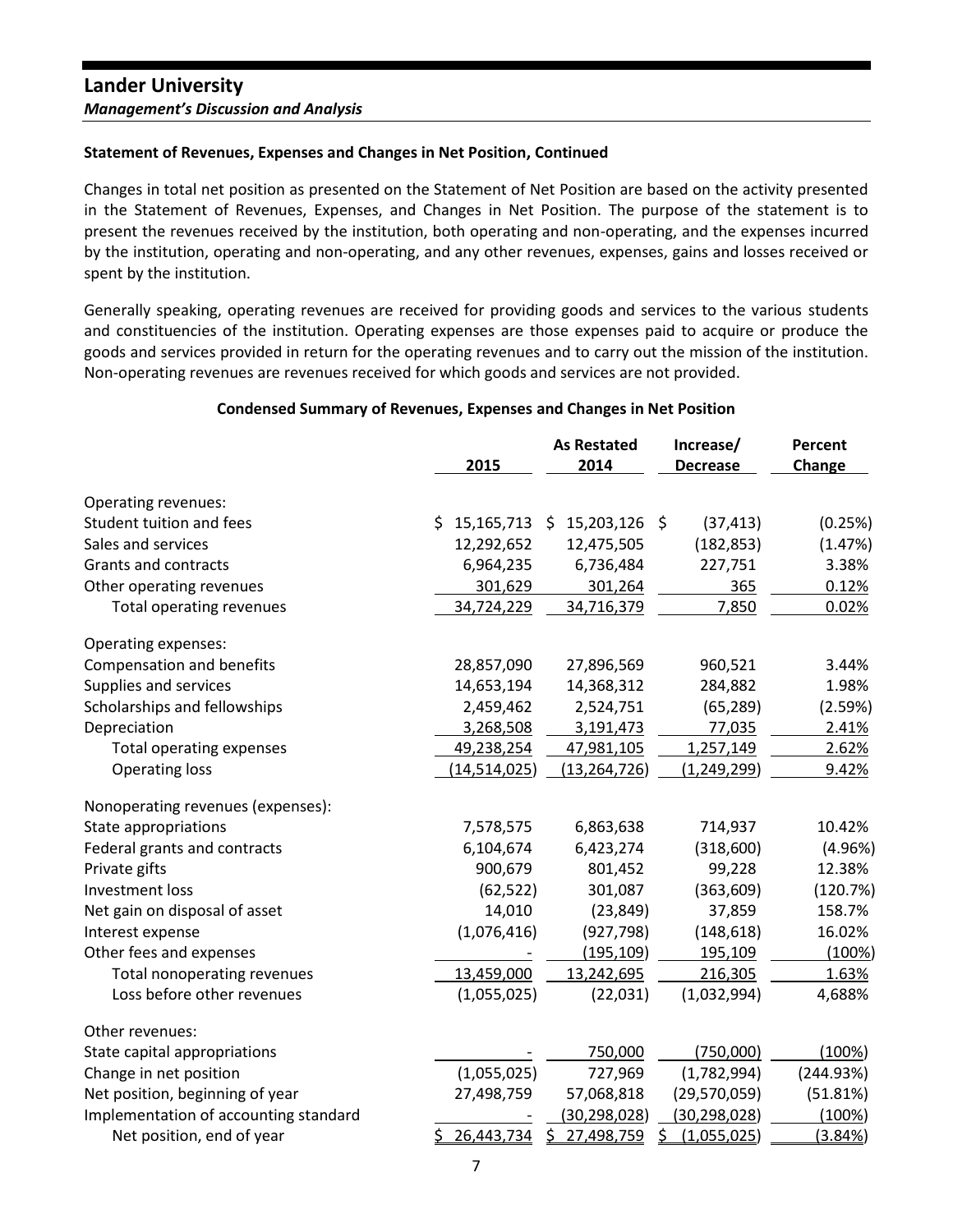## Lander University

*Management's Discussion and Analysis*

### Statement of Revenues, Expenses and Changes in Net Position, Continued

Changes in total net position as presented on the Statement of Net Position are based on the activity presented in the Statement of Revenues, Expenses, and Changes in Net Position. The purpose of the statement is to present the revenues received by the institution, both operating and non-operating, and the expenses incurred by the institution, operating and non-operating, and any other revenues, expenses, gains and losses received or spent by the institution.

Generally speaking, operating revenues are received for providing goods and services to the various students and constituencies of the institution. Operating expenses are those expenses paid to acquire or produce the goods and services provided in return for the operating revenues and to carry out the mission of the institution. Non-operating revenues are revenues received for which goods and services are not provided.

**Condensed Summary of Revenues, Expenses and Changes in Net Position**

| | 2015 | As Restated 2014 | Increase/ Decrease | Percent Change |
|---|---|---|---|---|
| Operating revenues: | | | | |
| Student tuition and fees | $ 15,165,713 | $ 15,203,126 | $ (37,413) | (0.25%) |
| Sales and services | 12,292,652 | 12,475,505 | (182,853) | (1.47%) |
| Grants and contracts | 6,964,235 | 6,736,484 | 227,751 | 3.38% |
| Other operating revenues | 301,629 | 301,264 | 365 | 0.12% |
| Total operating revenues | 34,724,229 | 34,716,379 | 7,850 | 0.02% |
| Operating expenses: | | | | |
| Compensation and benefits | 28,857,090 | 27,896,569 | 960,521 | 3.44% |
| Supplies and services | 14,653,194 | 14,368,312 | 284,882 | 1.98% |
| Scholarships and fellowships | 2,459,462 | 2,524,751 | (65,289) | (2.59%) |
| Depreciation | 3,268,508 | 3,191,473 | 77,035 | 2.41% |
| Total operating expenses | 49,238,254 | 47,981,105 | 1,257,149 | 2.62% |
| Operating loss | (14,514,025) | (13,264,726) | (1,249,299) | 9.42% |
| Nonoperating revenues (expenses): | | | | |
| State appropriations | 7,578,575 | 6,863,638 | 714,937 | 10.42% |
| Federal grants and contracts | 6,104,674 | 6,423,274 | (318,600) | (4.96%) |
| Private gifts | 900,679 | 801,452 | 99,228 | 12.38% |
| Investment loss | (62,522) | 301,087 | (363,609) | (120.7%) |
| Net gain on disposal of asset | 14,010 | (23,849) | 37,859 | 158.7% |
| Interest expense | (1,076,416) | (927,798) | (148,618) | 16.02% |
| Other fees and expenses | - | (195,109) | 195,109 | (100%) |
| Total nonoperating revenues | 13,459,000 | 13,242,695 | 216,305 | 1.63% |
| Loss before other revenues | (1,055,025) | (22,031) | (1,032,994) | 4,688% |
| Other revenues: | | | | |
| State capital appropriations | - | 750,000 | (750,000) | (100%) |
| Change in net position | (1,055,025) | 727,969 | (1,782,994) | (244.93%) |
| Net position, beginning of year | 27,498,759 | 57,068,818 | (29,570,059) | (51.81%) |
| Implementation of accounting standard | - | (30,298,028) | (30,298,028) | (100%) |
| Net position, end of year | $ 26,443,734 | $ 27,498,759 | $ (1,055,025) | (3.84%) |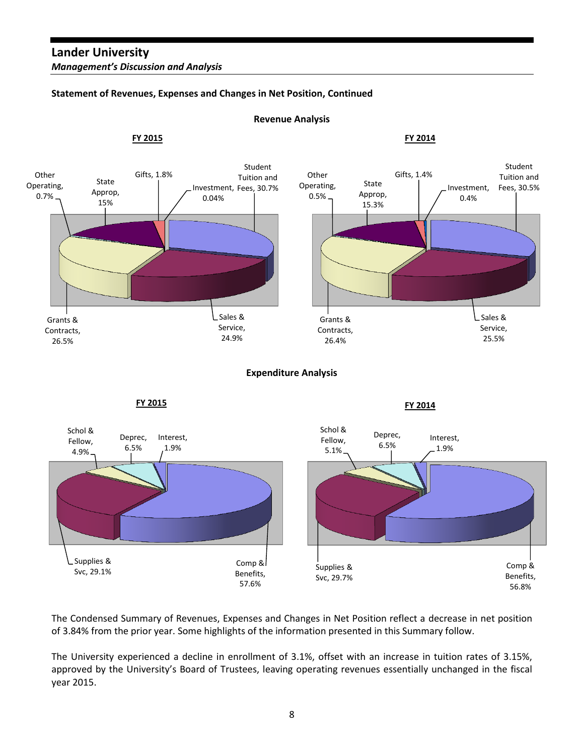### Statement of Revenues, Expenses and Changes in Net Position, Continued

**Revenue Analysis**

**FY 2015**

Other Operating, 0.7%
State Approp, 15%
Gifts, 1.8%
Investment, 0.04%
Student Tuition and Fees, 30.7%
Grants & Contracts, 26.5%
Sales & Service, 24.9%

**FY 2014**

Other Operating, 0.5%
State Approp, 15.3%
Gifts, 1.4%
Investment, 0.4%
Student Tuition and Fees, 30.5%
Grants & Contracts, 26.4%
Sales & Service, 25.5%

**Expenditure Analysis**

**FY 2015**

Schol & Fellow, 4.9%
Deprec, 6.5%
Interest, 1.9%
Supplies & Svc, 29.1%
Comp & Benefits, 57.6%

**FY 2014**

Schol & Fellow, 5.1%
Deprec, 6.5%
Interest, 1.9%
Supplies & Svc, 29.7%
Comp & Benefits, 56.8%

The Condensed Summary of Revenues, Expenses and Changes in Net Position reflect a decrease in net position of 3.84% from the prior year. Some highlights of the information presented in this Summary follow.

The University experienced a decline in enrollment of 3.1%, offset with an increase in tuition rates of 3.15%, approved by the University's Board of Trustees, leaving operating revenues essentially unchanged in the fiscal year 2015.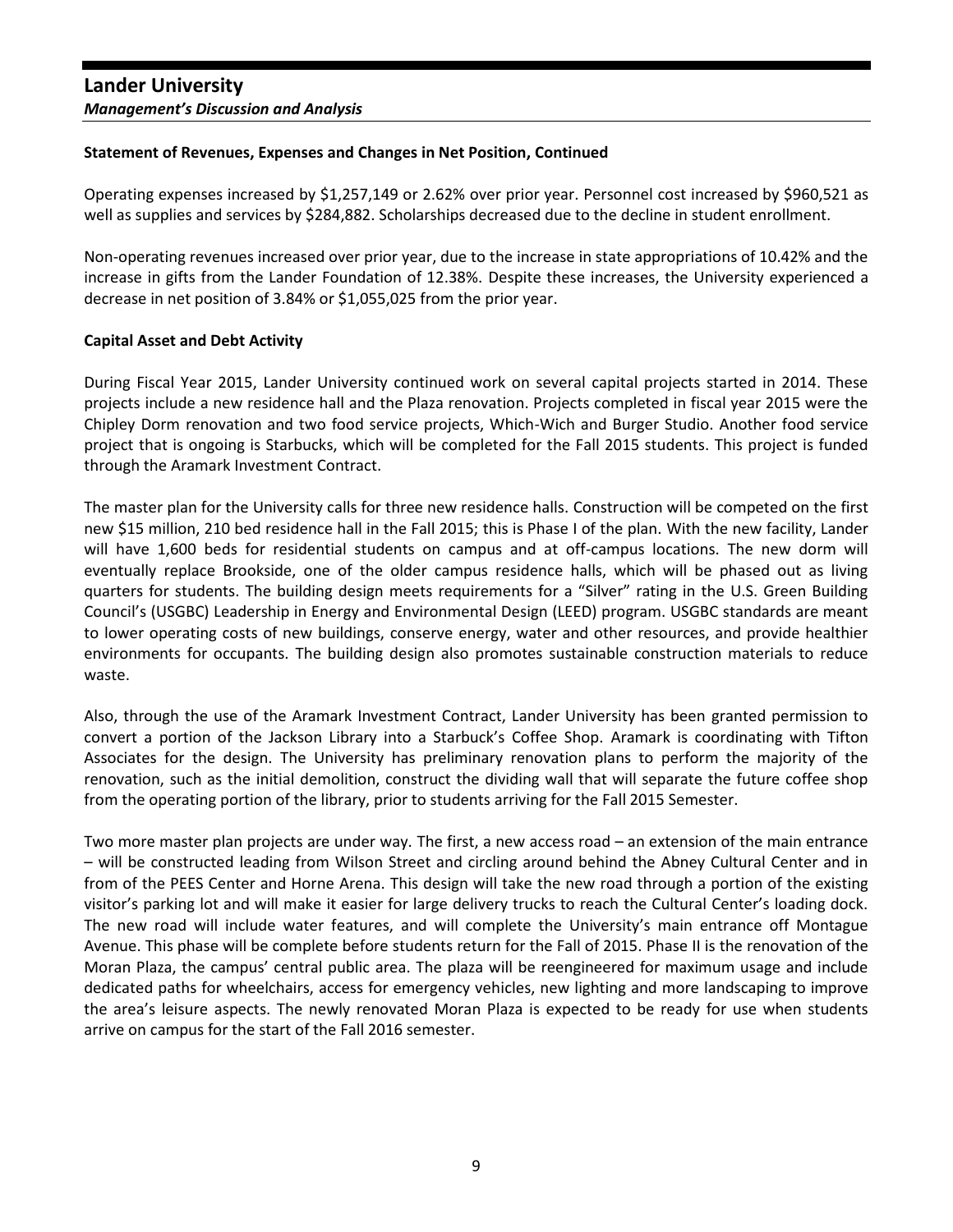## Lander University
### *Management's Discussion and Analysis*

**Statement of Revenues, Expenses and Changes in Net Position, Continued**

Operating expenses increased by $1,257,149 or 2.62% over prior year. Personnel cost increased by $960,521 as well as supplies and services by $284,882. Scholarships decreased due to the decline in student enrollment.

Non-operating revenues increased over prior year, due to the increase in state appropriations of 10.42% and the increase in gifts from the Lander Foundation of 12.38%. Despite these increases, the University experienced a decrease in net position of 3.84% or $1,055,025 from the prior year.

**Capital Asset and Debt Activity**

During Fiscal Year 2015, Lander University continued work on several capital projects started in 2014. These projects include a new residence hall and the Plaza renovation. Projects completed in fiscal year 2015 were the Chipley Dorm renovation and two food service projects, Which-Wich and Burger Studio. Another food service project that is ongoing is Starbucks, which will be completed for the Fall 2015 students. This project is funded through the Aramark Investment Contract.

The master plan for the University calls for three new residence halls. Construction will be competed on the first new $15 million, 210 bed residence hall in the Fall 2015; this is Phase I of the plan. With the new facility, Lander will have 1,600 beds for residential students on campus and at off-campus locations. The new dorm will eventually replace Brookside, one of the older campus residence halls, which will be phased out as living quarters for students. The building design meets requirements for a "Silver" rating in the U.S. Green Building Council's (USGBC) Leadership in Energy and Environmental Design (LEED) program. USGBC standards are meant to lower operating costs of new buildings, conserve energy, water and other resources, and provide healthier environments for occupants. The building design also promotes sustainable construction materials to reduce waste.

Also, through the use of the Aramark Investment Contract, Lander University has been granted permission to convert a portion of the Jackson Library into a Starbuck's Coffee Shop. Aramark is coordinating with Tifton Associates for the design. The University has preliminary renovation plans to perform the majority of the renovation, such as the initial demolition, construct the dividing wall that will separate the future coffee shop from the operating portion of the library, prior to students arriving for the Fall 2015 Semester.

Two more master plan projects are under way. The first, a new access road – an extension of the main entrance – will be constructed leading from Wilson Street and circling around behind the Abney Cultural Center and in from of the PEES Center and Horne Arena. This design will take the new road through a portion of the existing visitor's parking lot and will make it easier for large delivery trucks to reach the Cultural Center's loading dock. The new road will include water features, and will complete the University's main entrance off Montague Avenue. This phase will be complete before students return for the Fall of 2015. Phase II is the renovation of the Moran Plaza, the campus' central public area. The plaza will be reengineered for maximum usage and include dedicated paths for wheelchairs, access for emergency vehicles, new lighting and more landscaping to improve the area's leisure aspects. The newly renovated Moran Plaza is expected to be ready for use when students arrive on campus for the start of the Fall 2016 semester.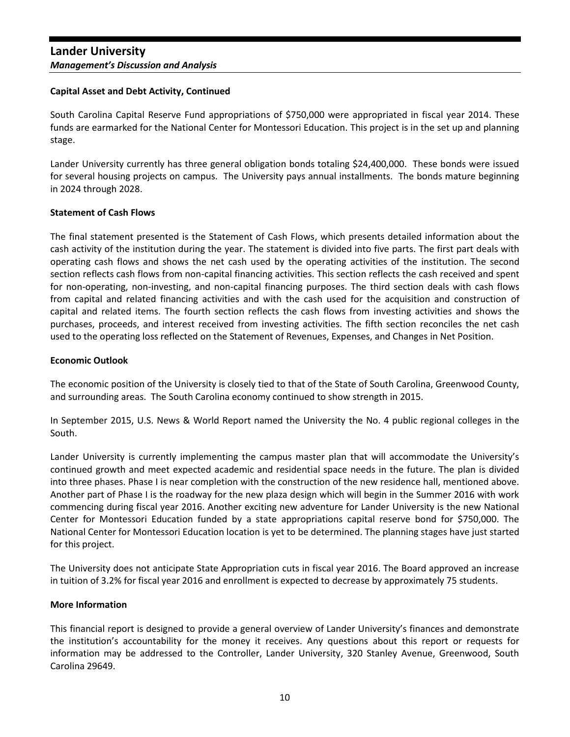**Capital Asset and Debt Activity, Continued**

South Carolina Capital Reserve Fund appropriations of $750,000 were appropriated in fiscal year 2014. These funds are earmarked for the National Center for Montessori Education. This project is in the set up and planning stage.

Lander University currently has three general obligation bonds totaling $24,400,000. These bonds were issued for several housing projects on campus. The University pays annual installments. The bonds mature beginning in 2024 through 2028.

**Statement of Cash Flows**

The final statement presented is the Statement of Cash Flows, which presents detailed information about the cash activity of the institution during the year. The statement is divided into five parts. The first part deals with operating cash flows and shows the net cash used by the operating activities of the institution. The second section reflects cash flows from non-capital financing activities. This section reflects the cash received and spent for non-operating, non-investing, and non-capital financing purposes. The third section deals with cash flows from capital and related financing activities and with the cash used for the acquisition and construction of capital and related items. The fourth section reflects the cash flows from investing activities and shows the purchases, proceeds, and interest received from investing activities. The fifth section reconciles the net cash used to the operating loss reflected on the Statement of Revenues, Expenses, and Changes in Net Position.

**Economic Outlook**

The economic position of the University is closely tied to that of the State of South Carolina, Greenwood County, and surrounding areas. The South Carolina economy continued to show strength in 2015.

In September 2015, U.S. News & World Report named the University the No. 4 public regional colleges in the South.

Lander University is currently implementing the campus master plan that will accommodate the University's continued growth and meet expected academic and residential space needs in the future. The plan is divided into three phases. Phase I is near completion with the construction of the new residence hall, mentioned above. Another part of Phase I is the roadway for the new plaza design which will begin in the Summer 2016 with work commencing during fiscal year 2016. Another exciting new adventure for Lander University is the new National Center for Montessori Education funded by a state appropriations capital reserve bond for $750,000. The National Center for Montessori Education location is yet to be determined. The planning stages have just started for this project.

The University does not anticipate State Appropriation cuts in fiscal year 2016. The Board approved an increase in tuition of 3.2% for fiscal year 2016 and enrollment is expected to decrease by approximately 75 students.

**More Information**

This financial report is designed to provide a general overview of Lander University's finances and demonstrate the institution's accountability for the money it receives. Any questions about this report or requests for information may be addressed to the Controller, Lander University, 320 Stanley Avenue, Greenwood, South Carolina 29649.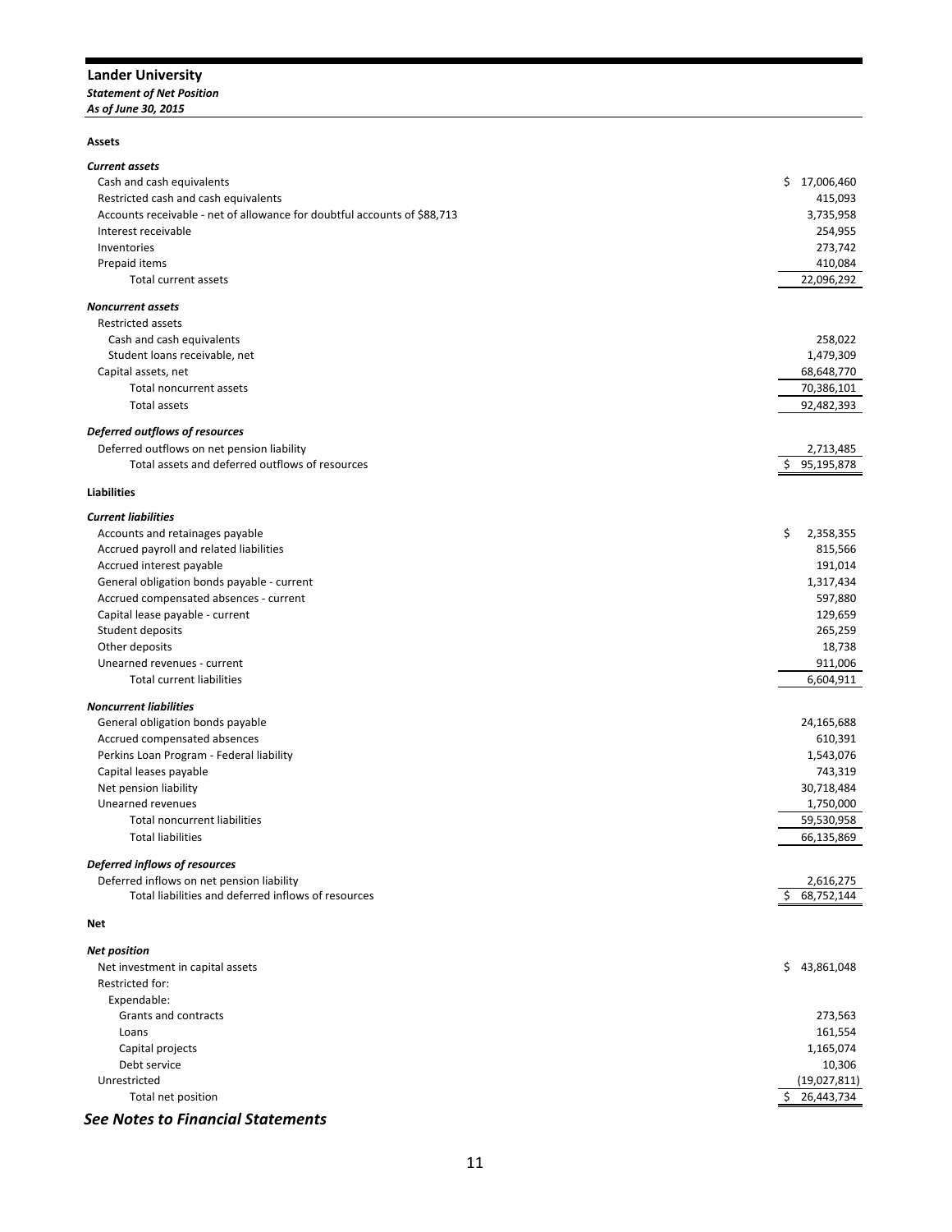# Lander University

***Statement of Net Position***

***As of June 30, 2015***

| | |
|---|---|
| **Assets** | |
| ***Current assets*** | |
| Cash and cash equivalents | $ 17,006,460 |
| Restricted cash and cash equivalents | 415,093 |
| Accounts receivable - net of allowance for doubtful accounts of $88,713 | 3,735,958 |
| Interest receivable | 254,955 |
| Inventories | 273,742 |
| Prepaid items | 410,084 |
| Total current assets | 22,096,292 |
| ***Noncurrent assets*** | |
| Restricted assets | |
| Cash and cash equivalents | 258,022 |
| Student loans receivable, net | 1,479,309 |
| Capital assets, net | 68,648,770 |
| Total noncurrent assets | 70,386,101 |
| Total assets | 92,482,393 |
| ***Deferred outflows of resources*** | |
| Deferred outflows on net pension liability | 2,713,485 |
| Total assets and deferred outflows of resources | $ 95,195,878 |
| **Liabilities** | |
| ***Current liabilities*** | |
| Accounts and retainages payable | $ 2,358,355 |
| Accrued payroll and related liabilities | 815,566 |
| Accrued interest payable | 191,014 |
| General obligation bonds payable - current | 1,317,434 |
| Accrued compensated absences - current | 597,880 |
| Capital lease payable - current | 129,659 |
| Student deposits | 265,259 |
| Other deposits | 18,738 |
| Unearned revenues - current | 911,006 |
| Total current liabilities | 6,604,911 |
| ***Noncurrent liabilities*** | |
| General obligation bonds payable | 24,165,688 |
| Accrued compensated absences | 610,391 |
| Perkins Loan Program - Federal liability | 1,543,076 |
| Capital leases payable | 743,319 |
| Net pension liability | 30,718,484 |
| Unearned revenues | 1,750,000 |
| Total noncurrent liabilities | 59,530,958 |
| Total liabilities | 66,135,869 |
| ***Deferred inflows of resources*** | |
| Deferred inflows on net pension liability | 2,616,275 |
| Total liabilities and deferred inflows of resources | $ 68,752,144 |
| **Net** | |
| ***Net position*** | |
| Net investment in capital assets | $ 43,861,048 |
| Restricted for: | |
| Expendable: | |
| Grants and contracts | 273,563 |
| Loans | 161,554 |
| Capital projects | 1,165,074 |
| Debt service | 10,306 |
| Unrestricted | (19,027,811) |
| Total net position | $ 26,443,734 |

***See Notes to Financial Statements***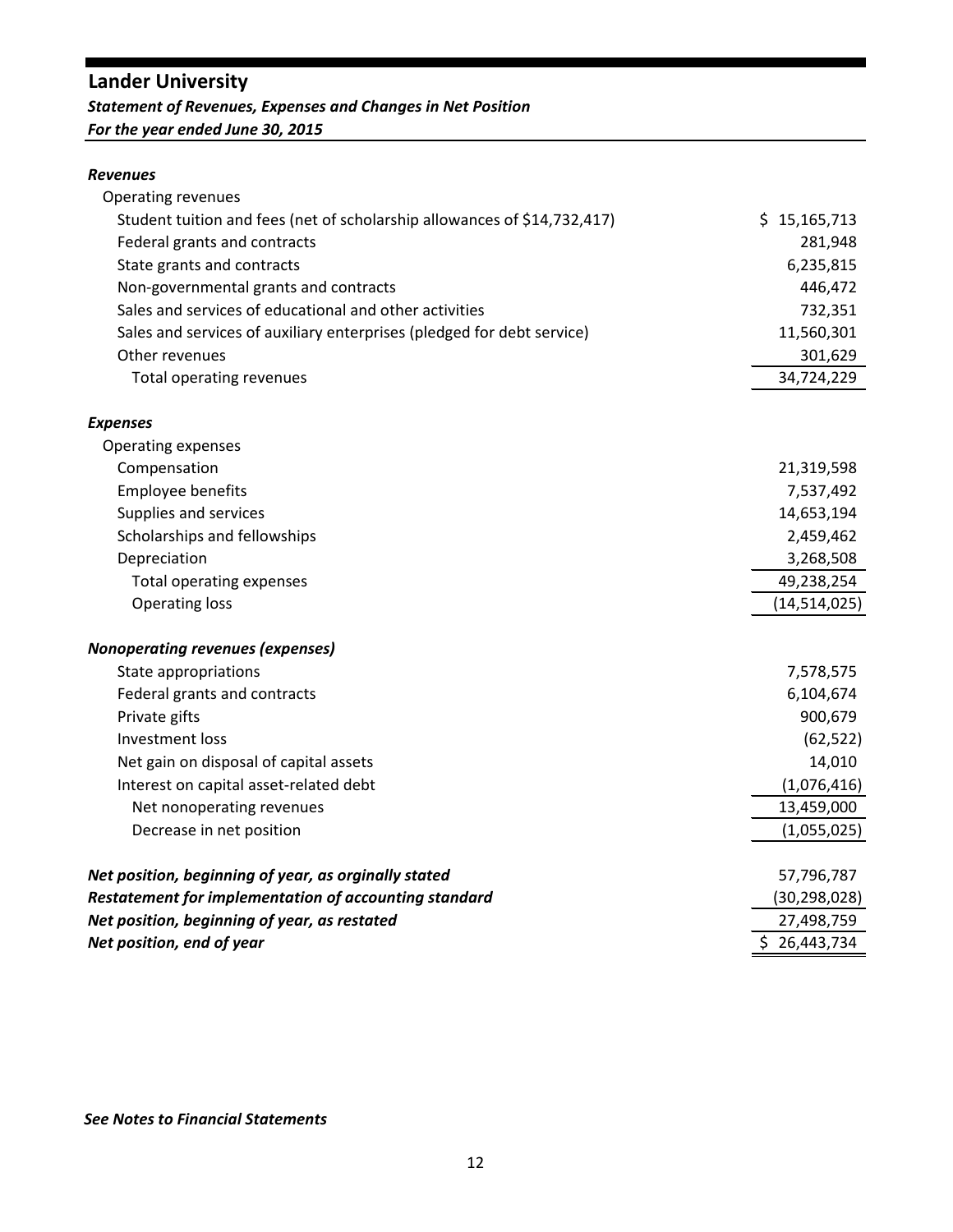# Lander University

***Statement of Revenues, Expenses and Changes in Net Position***

***For the year ended June 30, 2015***

| | |
|---|---|
| ***Revenues*** | |
| Operating revenues | |
| Student tuition and fees (net of scholarship allowances of $14,732,417) | $ 15,165,713 |
| Federal grants and contracts | 281,948 |
| State grants and contracts | 6,235,815 |
| Non-governmental grants and contracts | 446,472 |
| Sales and services of educational and other activities | 732,351 |
| Sales and services of auxiliary enterprises (pledged for debt service) | 11,560,301 |
| Other revenues | 301,629 |
| Total operating revenues | 34,724,229 |
| ***Expenses*** | |
| Operating expenses | |
| Compensation | 21,319,598 |
| Employee benefits | 7,537,492 |
| Supplies and services | 14,653,194 |
| Scholarships and fellowships | 2,459,462 |
| Depreciation | 3,268,508 |
| Total operating expenses | 49,238,254 |
| Operating loss | (14,514,025) |
| ***Nonoperating revenues (expenses)*** | |
| State appropriations | 7,578,575 |
| Federal grants and contracts | 6,104,674 |
| Private gifts | 900,679 |
| Investment loss | (62,522) |
| Net gain on disposal of capital assets | 14,010 |
| Interest on capital asset-related debt | (1,076,416) |
| Net nonoperating revenues | 13,459,000 |
| Decrease in net position | (1,055,025) |
| ***Net position, beginning of year, as orginally stated*** | 57,796,787 |
| ***Restatement for implementation of accounting standard*** | (30,298,028) |
| ***Net position, beginning of year, as restated*** | 27,498,759 |
| ***Net position, end of year*** | $ 26,443,734 |

***See Notes to Financial Statements***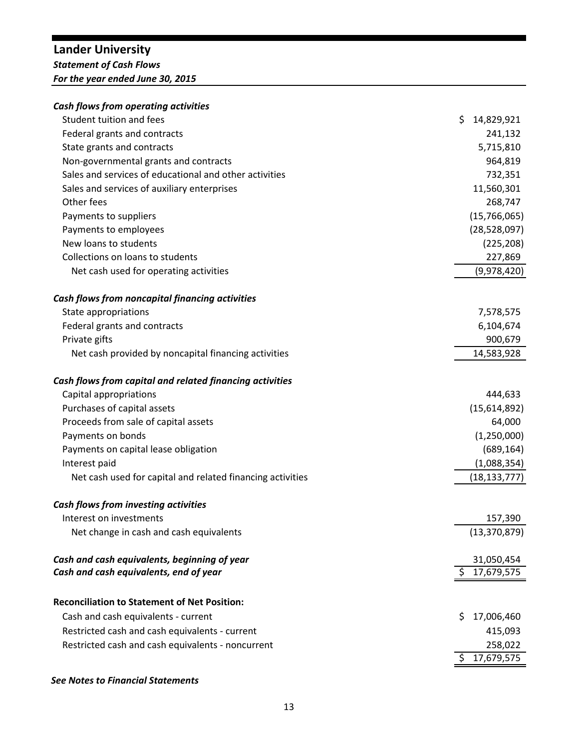# Lander University

***Statement of Cash Flows***

***For the year ended June 30, 2015***

| | |
|---|---|
| ***Cash flows from operating activities*** | |
| Student tuition and fees | $ 14,829,921 |
| Federal grants and contracts | 241,132 |
| State grants and contracts | 5,715,810 |
| Non-governmental grants and contracts | 964,819 |
| Sales and services of educational and other activities | 732,351 |
| Sales and services of auxiliary enterprises | 11,560,301 |
| Other fees | 268,747 |
| Payments to suppliers | (15,766,065) |
| Payments to employees | (28,528,097) |
| New loans to students | (225,208) |
| Collections on loans to students | 227,869 |
| Net cash used for operating activities | (9,978,420) |
| ***Cash flows from noncapital financing activities*** | |
| State appropriations | 7,578,575 |
| Federal grants and contracts | 6,104,674 |
| Private gifts | 900,679 |
| Net cash provided by noncapital financing activities | 14,583,928 |
| ***Cash flows from capital and related financing activities*** | |
| Capital appropriations | 444,633 |
| Purchases of capital assets | (15,614,892) |
| Proceeds from sale of capital assets | 64,000 |
| Payments on bonds | (1,250,000) |
| Payments on capital lease obligation | (689,164) |
| Interest paid | (1,088,354) |
| Net cash used for capital and related financing activities | (18,133,777) |
| ***Cash flows from investing activities*** | |
| Interest on investments | 157,390 |
| Net change in cash and cash equivalents | (13,370,879) |
| ***Cash and cash equivalents, beginning of year*** | 31,050,454 |
| ***Cash and cash equivalents, end of year*** | $ 17,679,575 |
| **Reconciliation to Statement of Net Position:** | |
| Cash and cash equivalents - current | $ 17,006,460 |
| Restricted cash and cash equivalents - current | 415,093 |
| Restricted cash and cash equivalents - noncurrent | 258,022 |
| | $ 17,679,575 |

***See Notes to Financial Statements***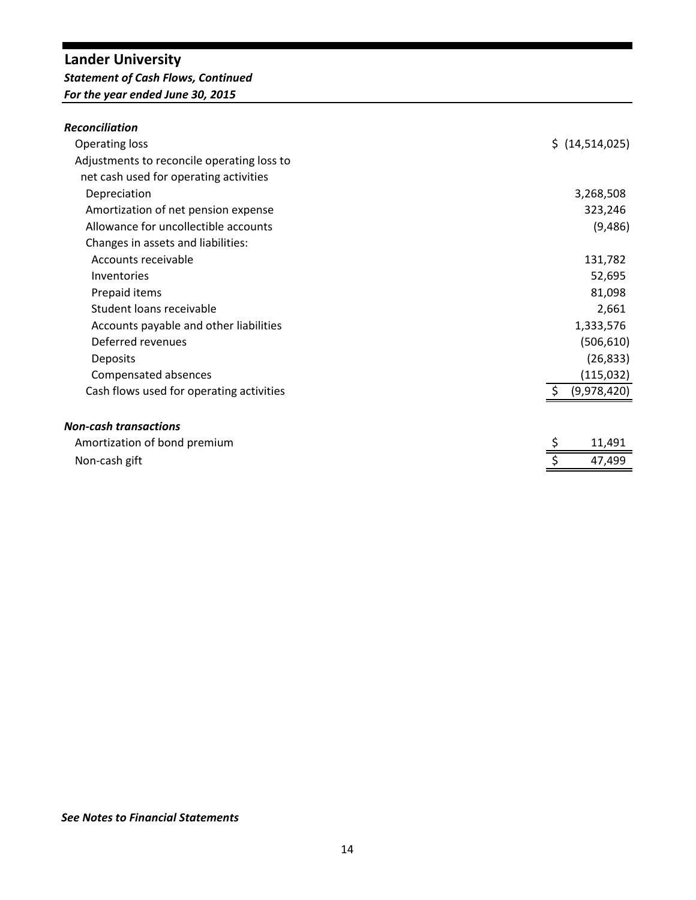# Lander University

***Statement of Cash Flows, Continued***

***For the year ended June 30, 2015***

| | |
|---|---|
| ***Reconciliation*** | |
| Operating loss | $ (14,514,025) |
| Adjustments to reconcile operating loss to net cash used for operating activities | |
| Depreciation | 3,268,508 |
| Amortization of net pension expense | 323,246 |
| Allowance for uncollectible accounts | (9,486) |
| Changes in assets and liabilities: | |
| Accounts receivable | 131,782 |
| Inventories | 52,695 |
| Prepaid items | 81,098 |
| Student loans receivable | 2,661 |
| Accounts payable and other liabilities | 1,333,576 |
| Deferred revenues | (506,610) |
| Deposits | (26,833) |
| Compensated absences | (115,032) |
| Cash flows used for operating activities | $ (9,978,420) |

| | |
|---|---|
| ***Non-cash transactions*** | |
| Amortization of bond premium | $ 11,491 |
| Non-cash gift | $ 47,499 |

***See Notes to Financial Statements***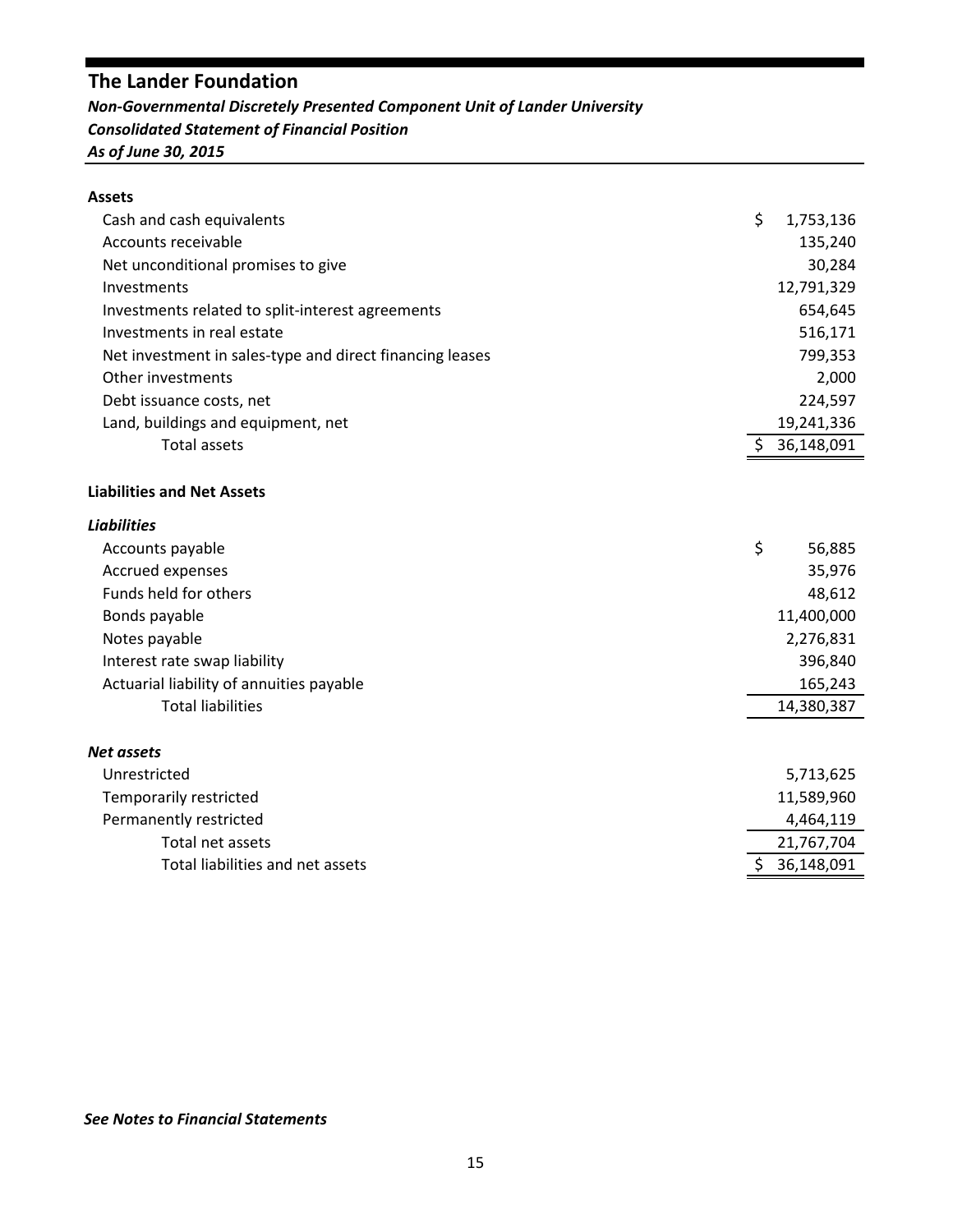## The Lander Foundation

***Non-Governmental Discretely Presented Component Unit of Lander University***
***Consolidated Statement of Financial Position***
***As of June 30, 2015***

| | |
|---|---|
| **Assets** | |
| Cash and cash equivalents | $ 1,753,136 |
| Accounts receivable | 135,240 |
| Net unconditional promises to give | 30,284 |
| Investments | 12,791,329 |
| Investments related to split-interest agreements | 654,645 |
| Investments in real estate | 516,171 |
| Net investment in sales-type and direct financing leases | 799,353 |
| Other investments | 2,000 |
| Debt issuance costs, net | 224,597 |
| Land, buildings and equipment, net | 19,241,336 |
| Total assets | $ 36,148,091 |
| | |
| **Liabilities and Net Assets** | |
| ***Liabilities*** | |
| Accounts payable | $ 56,885 |
| Accrued expenses | 35,976 |
| Funds held for others | 48,612 |
| Bonds payable | 11,400,000 |
| Notes payable | 2,276,831 |
| Interest rate swap liability | 396,840 |
| Actuarial liability of annuities payable | 165,243 |
| Total liabilities | 14,380,387 |
| | |
| ***Net assets*** | |
| Unrestricted | 5,713,625 |
| Temporarily restricted | 11,589,960 |
| Permanently restricted | 4,464,119 |
| Total net assets | 21,767,704 |
| Total liabilities and net assets | $ 36,148,091 |

***See Notes to Financial Statements***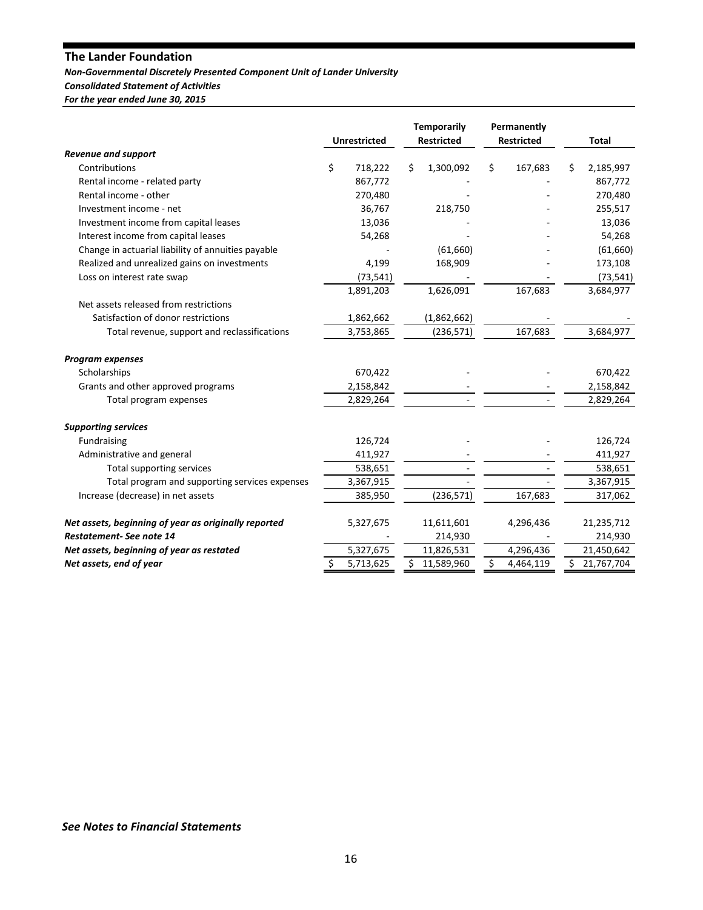## The Lander Foundation

*Non-Governmental Discretely Presented Component Unit of Lander University*

*Consolidated Statement of Activities*

*For the year ended June 30, 2015*

| | Unrestricted | Temporarily Restricted | Permanently Restricted | Total |
|---|---|---|---|---|
| ***Revenue and support*** | | | | |
| Contributions | $ 718,222 | $ 1,300,092 | $ 167,683 | $ 2,185,997 |
| Rental income - related party | 867,772 | - | - | 867,772 |
| Rental income - other | 270,480 | - | - | 270,480 |
| Investment income - net | 36,767 | 218,750 | - | 255,517 |
| Investment income from capital leases | 13,036 | - | - | 13,036 |
| Interest income from capital leases | 54,268 | - | - | 54,268 |
| Change in actuarial liability of annuities payable | - | (61,660) | - | (61,660) |
| Realized and unrealized gains on investments | 4,199 | 168,909 | - | 173,108 |
| Loss on interest rate swap | (73,541) | - | - | (73,541) |
| | 1,891,203 | 1,626,091 | 167,683 | 3,684,977 |
| Net assets released from restrictions | | | | |
| Satisfaction of donor restrictions | 1,862,662 | (1,862,662) | - | - |
| Total revenue, support and reclassifications | 3,753,865 | (236,571) | 167,683 | 3,684,977 |
| ***Program expenses*** | | | | |
| Scholarships | 670,422 | - | - | 670,422 |
| Grants and other approved programs | 2,158,842 | - | - | 2,158,842 |
| Total program expenses | 2,829,264 | - | - | 2,829,264 |
| ***Supporting services*** | | | | |
| Fundraising | 126,724 | - | - | 126,724 |
| Administrative and general | 411,927 | - | - | 411,927 |
| Total supporting services | 538,651 | - | - | 538,651 |
| Total program and supporting services expenses | 3,367,915 | - | - | 3,367,915 |
| Increase (decrease) in net assets | 385,950 | (236,571) | 167,683 | 317,062 |
| ***Net assets, beginning of year as originally reported*** | 5,327,675 | 11,611,601 | 4,296,436 | 21,235,712 |
| ***Restatement- See note 14*** | - | 214,930 | - | 214,930 |
| ***Net assets, beginning of year as restated*** | 5,327,675 | 11,826,531 | 4,296,436 | 21,450,642 |
| ***Net assets, end of year*** | $ 5,713,625 | $ 11,589,960 | $ 4,464,119 | $ 21,767,704 |

***See Notes to Financial Statements***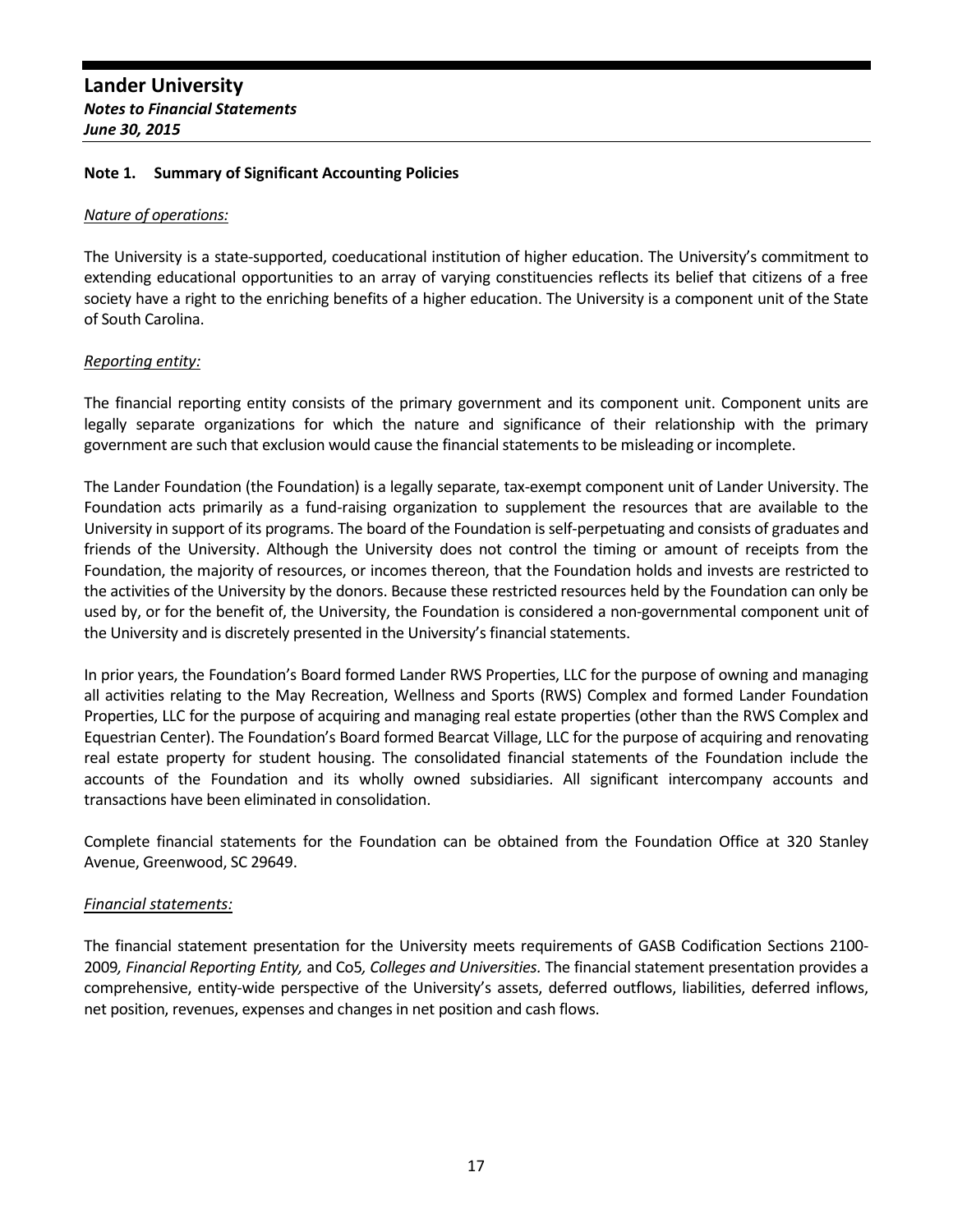# Lander University
***Notes to Financial Statements***
***June 30, 2015***

## Note 1. Summary of Significant Accounting Policies

*Nature of operations:*

The University is a state-supported, coeducational institution of higher education. The University's commitment to extending educational opportunities to an array of varying constituencies reflects its belief that citizens of a free society have a right to the enriching benefits of a higher education. The University is a component unit of the State of South Carolina.

*Reporting entity:*

The financial reporting entity consists of the primary government and its component unit. Component units are legally separate organizations for which the nature and significance of their relationship with the primary government are such that exclusion would cause the financial statements to be misleading or incomplete.

The Lander Foundation (the Foundation) is a legally separate, tax-exempt component unit of Lander University. The Foundation acts primarily as a fund-raising organization to supplement the resources that are available to the University in support of its programs. The board of the Foundation is self-perpetuating and consists of graduates and friends of the University. Although the University does not control the timing or amount of receipts from the Foundation, the majority of resources, or incomes thereon, that the Foundation holds and invests are restricted to the activities of the University by the donors. Because these restricted resources held by the Foundation can only be used by, or for the benefit of, the University, the Foundation is considered a non-governmental component unit of the University and is discretely presented in the University's financial statements.

In prior years, the Foundation's Board formed Lander RWS Properties, LLC for the purpose of owning and managing all activities relating to the May Recreation, Wellness and Sports (RWS) Complex and formed Lander Foundation Properties, LLC for the purpose of acquiring and managing real estate properties (other than the RWS Complex and Equestrian Center). The Foundation's Board formed Bearcat Village, LLC for the purpose of acquiring and renovating real estate property for student housing. The consolidated financial statements of the Foundation include the accounts of the Foundation and its wholly owned subsidiaries. All significant intercompany accounts and transactions have been eliminated in consolidation.

Complete financial statements for the Foundation can be obtained from the Foundation Office at 320 Stanley Avenue, Greenwood, SC 29649.

*Financial statements:*

The financial statement presentation for the University meets requirements of GASB Codification Sections 2100-2009*, Financial Reporting Entity,* and Co5*, Colleges and Universities.* The financial statement presentation provides a comprehensive, entity-wide perspective of the University's assets, deferred outflows, liabilities, deferred inflows, net position, revenues, expenses and changes in net position and cash flows.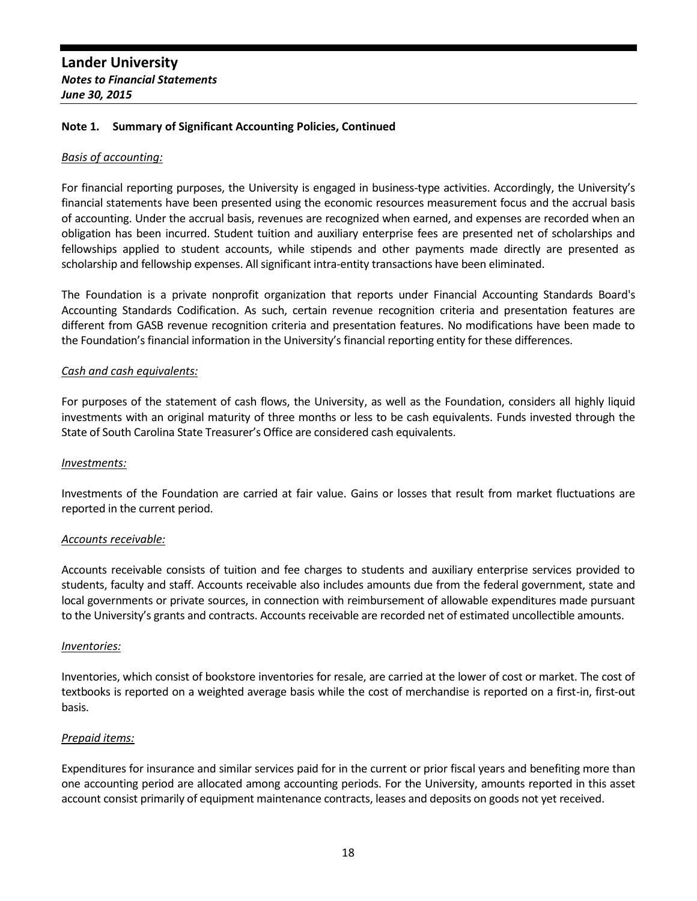## Note 1. Summary of Significant Accounting Policies, Continued

*Basis of accounting:*

For financial reporting purposes, the University is engaged in business-type activities. Accordingly, the University's financial statements have been presented using the economic resources measurement focus and the accrual basis of accounting. Under the accrual basis, revenues are recognized when earned, and expenses are recorded when an obligation has been incurred. Student tuition and auxiliary enterprise fees are presented net of scholarships and fellowships applied to student accounts, while stipends and other payments made directly are presented as scholarship and fellowship expenses. All significant intra-entity transactions have been eliminated.

The Foundation is a private nonprofit organization that reports under Financial Accounting Standards Board's Accounting Standards Codification. As such, certain revenue recognition criteria and presentation features are different from GASB revenue recognition criteria and presentation features. No modifications have been made to the Foundation's financial information in the University's financial reporting entity for these differences.

*Cash and cash equivalents:*

For purposes of the statement of cash flows, the University, as well as the Foundation, considers all highly liquid investments with an original maturity of three months or less to be cash equivalents. Funds invested through the State of South Carolina State Treasurer's Office are considered cash equivalents.

*Investments:*

Investments of the Foundation are carried at fair value. Gains or losses that result from market fluctuations are reported in the current period.

*Accounts receivable:*

Accounts receivable consists of tuition and fee charges to students and auxiliary enterprise services provided to students, faculty and staff. Accounts receivable also includes amounts due from the federal government, state and local governments or private sources, in connection with reimbursement of allowable expenditures made pursuant to the University's grants and contracts. Accounts receivable are recorded net of estimated uncollectible amounts.

*Inventories:*

Inventories, which consist of bookstore inventories for resale, are carried at the lower of cost or market. The cost of textbooks is reported on a weighted average basis while the cost of merchandise is reported on a first-in, first-out basis.

*Prepaid items:*

Expenditures for insurance and similar services paid for in the current or prior fiscal years and benefiting more than one accounting period are allocated among accounting periods. For the University, amounts reported in this asset account consist primarily of equipment maintenance contracts, leases and deposits on goods not yet received.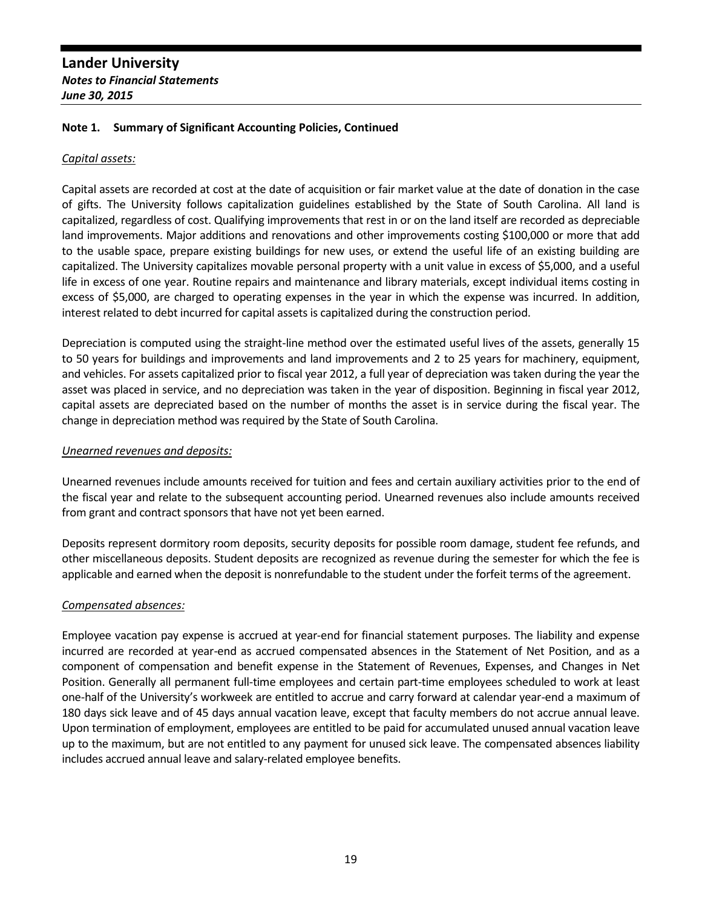## Note 1. Summary of Significant Accounting Policies, Continued

*Capital assets:*

Capital assets are recorded at cost at the date of acquisition or fair market value at the date of donation in the case of gifts. The University follows capitalization guidelines established by the State of South Carolina. All land is capitalized, regardless of cost. Qualifying improvements that rest in or on the land itself are recorded as depreciable land improvements. Major additions and renovations and other improvements costing $100,000 or more that add to the usable space, prepare existing buildings for new uses, or extend the useful life of an existing building are capitalized. The University capitalizes movable personal property with a unit value in excess of $5,000, and a useful life in excess of one year. Routine repairs and maintenance and library materials, except individual items costing in excess of $5,000, are charged to operating expenses in the year in which the expense was incurred. In addition, interest related to debt incurred for capital assets is capitalized during the construction period.

Depreciation is computed using the straight-line method over the estimated useful lives of the assets, generally 15 to 50 years for buildings and improvements and land improvements and 2 to 25 years for machinery, equipment, and vehicles. For assets capitalized prior to fiscal year 2012, a full year of depreciation was taken during the year the asset was placed in service, and no depreciation was taken in the year of disposition. Beginning in fiscal year 2012, capital assets are depreciated based on the number of months the asset is in service during the fiscal year. The change in depreciation method was required by the State of South Carolina.

*Unearned revenues and deposits:*

Unearned revenues include amounts received for tuition and fees and certain auxiliary activities prior to the end of the fiscal year and relate to the subsequent accounting period. Unearned revenues also include amounts received from grant and contract sponsors that have not yet been earned.

Deposits represent dormitory room deposits, security deposits for possible room damage, student fee refunds, and other miscellaneous deposits. Student deposits are recognized as revenue during the semester for which the fee is applicable and earned when the deposit is nonrefundable to the student under the forfeit terms of the agreement.

*Compensated absences:*

Employee vacation pay expense is accrued at year-end for financial statement purposes. The liability and expense incurred are recorded at year-end as accrued compensated absences in the Statement of Net Position, and as a component of compensation and benefit expense in the Statement of Revenues, Expenses, and Changes in Net Position. Generally all permanent full-time employees and certain part-time employees scheduled to work at least one-half of the University's workweek are entitled to accrue and carry forward at calendar year-end a maximum of 180 days sick leave and of 45 days annual vacation leave, except that faculty members do not accrue annual leave. Upon termination of employment, employees are entitled to be paid for accumulated unused annual vacation leave up to the maximum, but are not entitled to any payment for unused sick leave. The compensated absences liability includes accrued annual leave and salary-related employee benefits.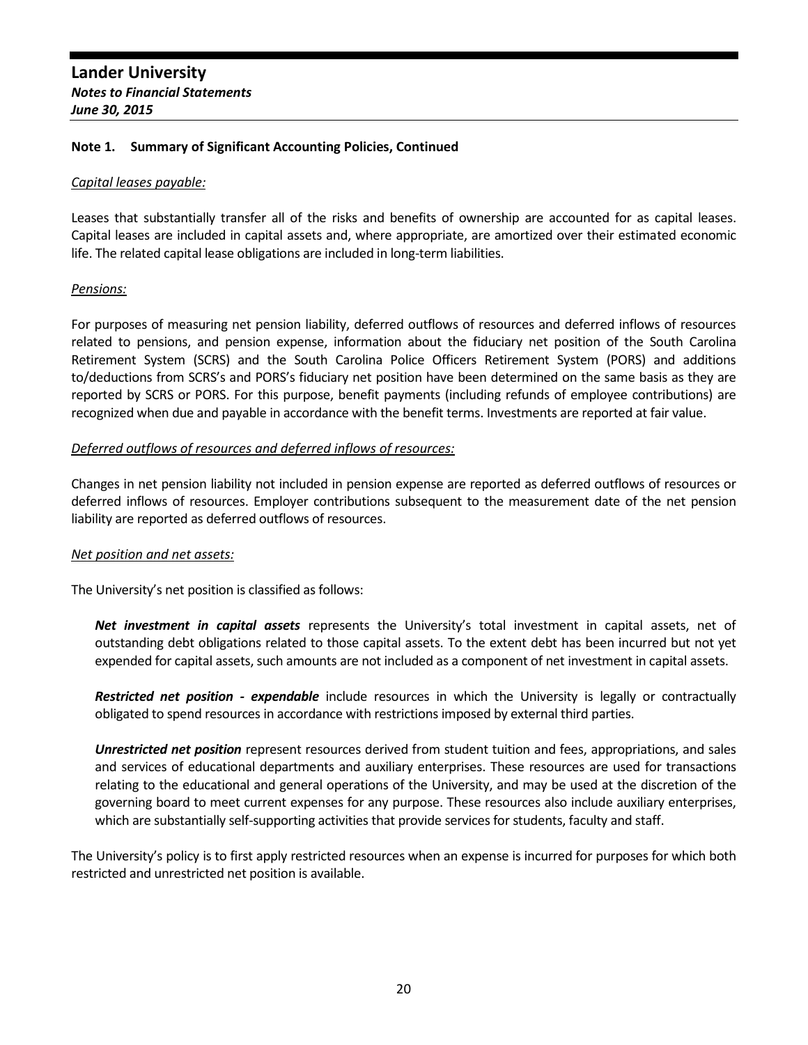### Note 1. Summary of Significant Accounting Policies, Continued

*Capital leases payable:*

Leases that substantially transfer all of the risks and benefits of ownership are accounted for as capital leases. Capital leases are included in capital assets and, where appropriate, are amortized over their estimated economic life. The related capital lease obligations are included in long-term liabilities.

*Pensions:*

For purposes of measuring net pension liability, deferred outflows of resources and deferred inflows of resources related to pensions, and pension expense, information about the fiduciary net position of the South Carolina Retirement System (SCRS) and the South Carolina Police Officers Retirement System (PORS) and additions to/deductions from SCRS's and PORS's fiduciary net position have been determined on the same basis as they are reported by SCRS or PORS. For this purpose, benefit payments (including refunds of employee contributions) are recognized when due and payable in accordance with the benefit terms. Investments are reported at fair value.

*Deferred outflows of resources and deferred inflows of resources:*

Changes in net pension liability not included in pension expense are reported as deferred outflows of resources or deferred inflows of resources. Employer contributions subsequent to the measurement date of the net pension liability are reported as deferred outflows of resources.

*Net position and net assets:*

The University's net position is classified as follows:

> ***Net investment in capital assets*** represents the University's total investment in capital assets, net of outstanding debt obligations related to those capital assets. To the extent debt has been incurred but not yet expended for capital assets, such amounts are not included as a component of net investment in capital assets.
>
> ***Restricted net position - expendable*** include resources in which the University is legally or contractually obligated to spend resources in accordance with restrictions imposed by external third parties.
>
> ***Unrestricted net position*** represent resources derived from student tuition and fees, appropriations, and sales and services of educational departments and auxiliary enterprises. These resources are used for transactions relating to the educational and general operations of the University, and may be used at the discretion of the governing board to meet current expenses for any purpose. These resources also include auxiliary enterprises, which are substantially self-supporting activities that provide services for students, faculty and staff.

The University's policy is to first apply restricted resources when an expense is incurred for purposes for which both restricted and unrestricted net position is available.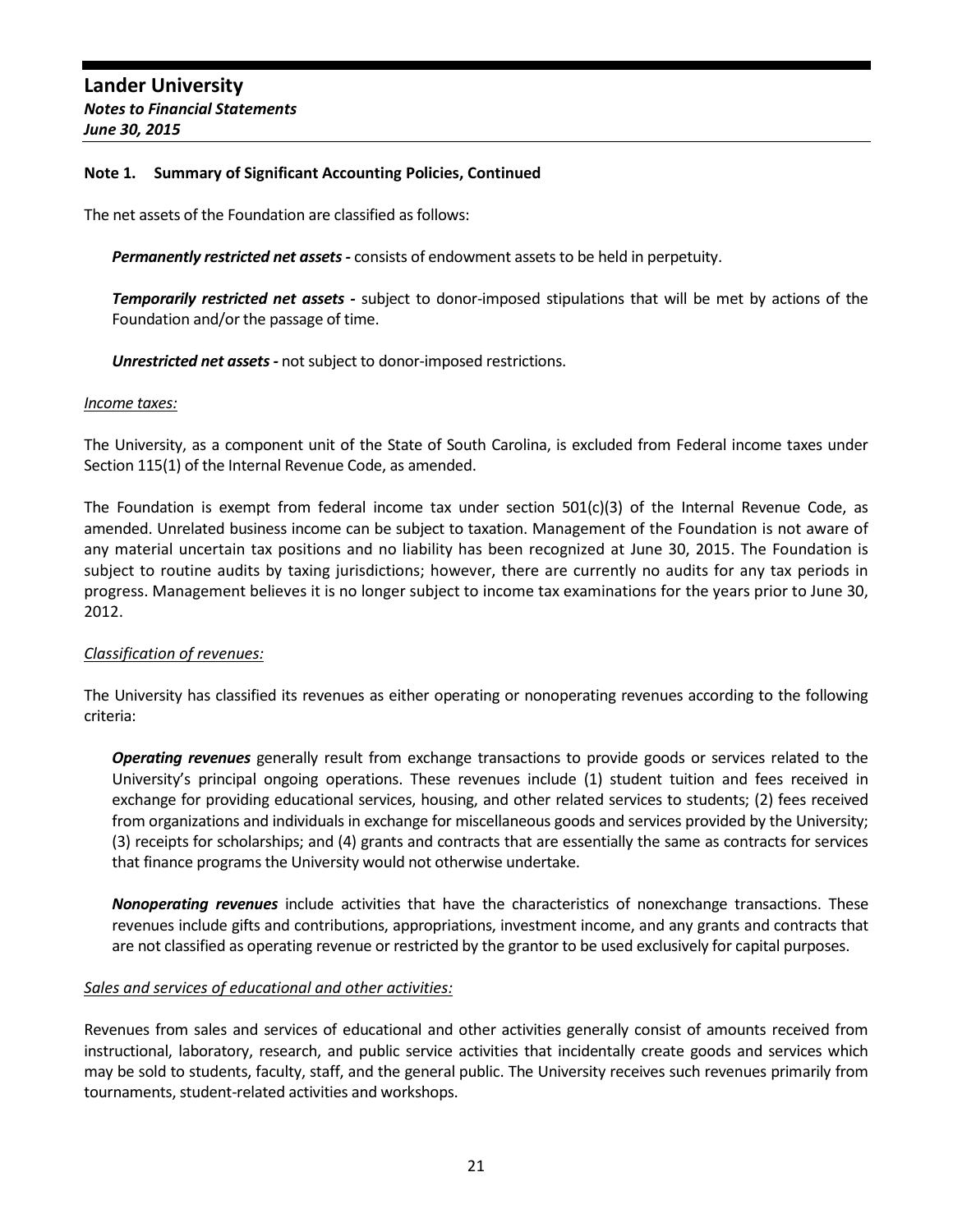## Note 1. Summary of Significant Accounting Policies, Continued

The net assets of the Foundation are classified as follows:

***Permanently restricted net assets -*** consists of endowment assets to be held in perpetuity.

***Temporarily restricted net assets -*** subject to donor-imposed stipulations that will be met by actions of the Foundation and/or the passage of time.

***Unrestricted net assets -*** not subject to donor-imposed restrictions.

*Income taxes:*

The University, as a component unit of the State of South Carolina, is excluded from Federal income taxes under Section 115(1) of the Internal Revenue Code, as amended.

The Foundation is exempt from federal income tax under section 501(c)(3) of the Internal Revenue Code, as amended. Unrelated business income can be subject to taxation. Management of the Foundation is not aware of any material uncertain tax positions and no liability has been recognized at June 30, 2015. The Foundation is subject to routine audits by taxing jurisdictions; however, there are currently no audits for any tax periods in progress. Management believes it is no longer subject to income tax examinations for the years prior to June 30, 2012.

*Classification of revenues:*

The University has classified its revenues as either operating or nonoperating revenues according to the following criteria:

***Operating revenues*** generally result from exchange transactions to provide goods or services related to the University's principal ongoing operations. These revenues include (1) student tuition and fees received in exchange for providing educational services, housing, and other related services to students; (2) fees received from organizations and individuals in exchange for miscellaneous goods and services provided by the University; (3) receipts for scholarships; and (4) grants and contracts that are essentially the same as contracts for services that finance programs the University would not otherwise undertake.

***Nonoperating revenues*** include activities that have the characteristics of nonexchange transactions. These revenues include gifts and contributions, appropriations, investment income, and any grants and contracts that are not classified as operating revenue or restricted by the grantor to be used exclusively for capital purposes.

*Sales and services of educational and other activities:*

Revenues from sales and services of educational and other activities generally consist of amounts received from instructional, laboratory, research, and public service activities that incidentally create goods and services which may be sold to students, faculty, staff, and the general public. The University receives such revenues primarily from tournaments, student-related activities and workshops.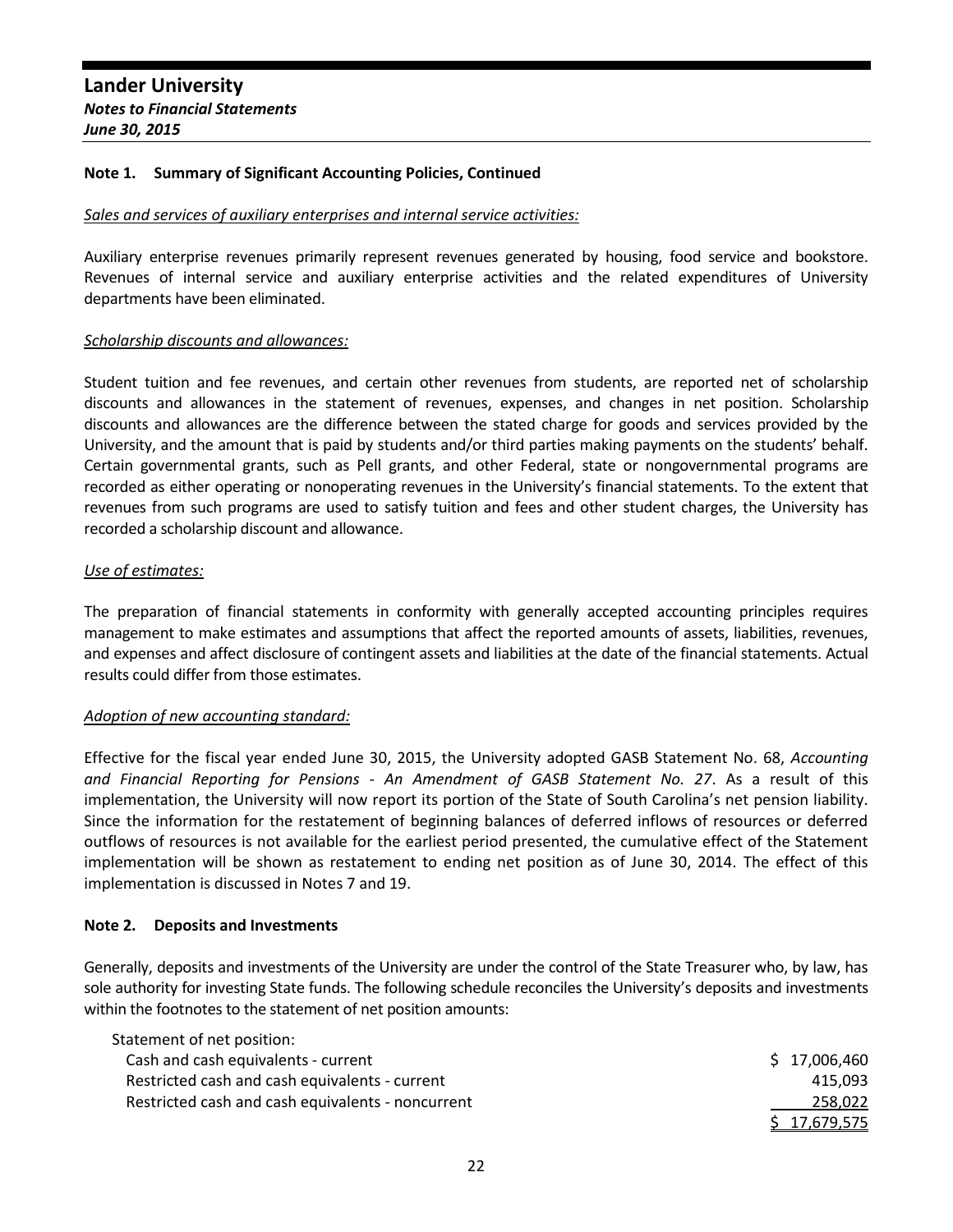### Note 1. Summary of Significant Accounting Policies, Continued

*Sales and services of auxiliary enterprises and internal service activities:*

Auxiliary enterprise revenues primarily represent revenues generated by housing, food service and bookstore. Revenues of internal service and auxiliary enterprise activities and the related expenditures of University departments have been eliminated.

*Scholarship discounts and allowances:*

Student tuition and fee revenues, and certain other revenues from students, are reported net of scholarship discounts and allowances in the statement of revenues, expenses, and changes in net position. Scholarship discounts and allowances are the difference between the stated charge for goods and services provided by the University, and the amount that is paid by students and/or third parties making payments on the students' behalf. Certain governmental grants, such as Pell grants, and other Federal, state or nongovernmental programs are recorded as either operating or nonoperating revenues in the University's financial statements. To the extent that revenues from such programs are used to satisfy tuition and fees and other student charges, the University has recorded a scholarship discount and allowance.

*Use of estimates:*

The preparation of financial statements in conformity with generally accepted accounting principles requires management to make estimates and assumptions that affect the reported amounts of assets, liabilities, revenues, and expenses and affect disclosure of contingent assets and liabilities at the date of the financial statements. Actual results could differ from those estimates.

*Adoption of new accounting standard:*

Effective for the fiscal year ended June 30, 2015, the University adopted GASB Statement No. 68, *Accounting and Financial Reporting for Pensions - An Amendment of GASB Statement No. 27*. As a result of this implementation, the University will now report its portion of the State of South Carolina's net pension liability. Since the information for the restatement of beginning balances of deferred inflows of resources or deferred outflows of resources is not available for the earliest period presented, the cumulative effect of the Statement implementation will be shown as restatement to ending net position as of June 30, 2014. The effect of this implementation is discussed in Notes 7 and 19.

### Note 2. Deposits and Investments

Generally, deposits and investments of the University are under the control of the State Treasurer who, by law, has sole authority for investing State funds. The following schedule reconciles the University's deposits and investments within the footnotes to the statement of net position amounts:

| | |
|---|---|
| Statement of net position: | |
| Cash and cash equivalents - current | $ 17,006,460 |
| Restricted cash and cash equivalents - current | 415,093 |
| Restricted cash and cash equivalents - noncurrent | 258,022 |
| | $ 17,679,575 |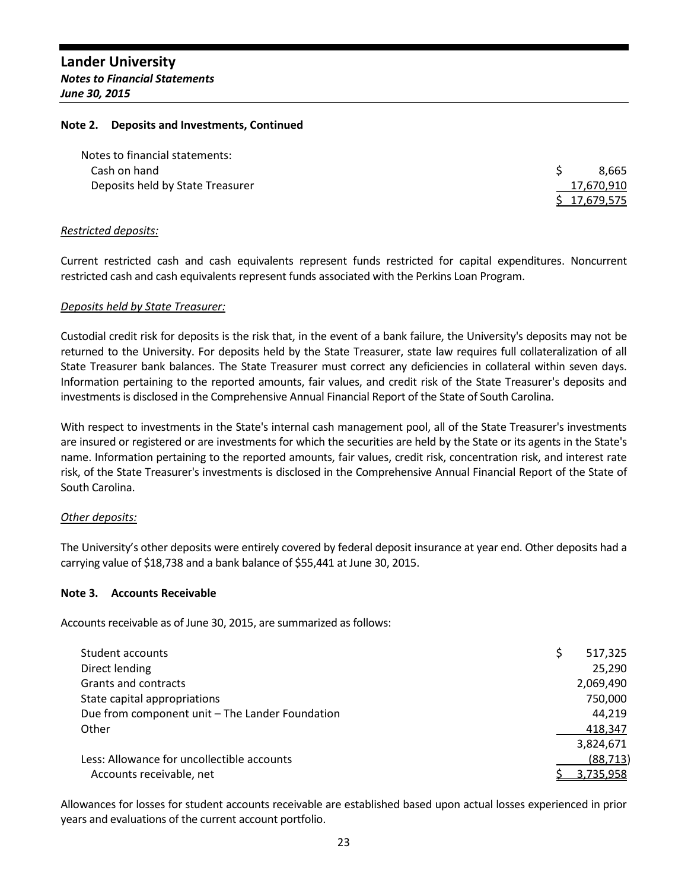### Note 2. Deposits and Investments, Continued

| Notes to financial statements: | |
|---|---|
| Cash on hand | $ 8,665 |
| Deposits held by State Treasurer | 17,670,910 |
| | $ 17,679,575 |

*Restricted deposits:*

Current restricted cash and cash equivalents represent funds restricted for capital expenditures. Noncurrent restricted cash and cash equivalents represent funds associated with the Perkins Loan Program.

*Deposits held by State Treasurer:*

Custodial credit risk for deposits is the risk that, in the event of a bank failure, the University's deposits may not be returned to the University. For deposits held by the State Treasurer, state law requires full collateralization of all State Treasurer bank balances. The State Treasurer must correct any deficiencies in collateral within seven days. Information pertaining to the reported amounts, fair values, and credit risk of the State Treasurer's deposits and investments is disclosed in the Comprehensive Annual Financial Report of the State of South Carolina.

With respect to investments in the State's internal cash management pool, all of the State Treasurer's investments are insured or registered or are investments for which the securities are held by the State or its agents in the State's name. Information pertaining to the reported amounts, fair values, credit risk, concentration risk, and interest rate risk, of the State Treasurer's investments is disclosed in the Comprehensive Annual Financial Report of the State of South Carolina.

*Other deposits:*

The University's other deposits were entirely covered by federal deposit insurance at year end. Other deposits had a carrying value of $18,738 and a bank balance of $55,441 at June 30, 2015.

### Note 3. Accounts Receivable

Accounts receivable as of June 30, 2015, are summarized as follows:

| | |
|---|---|
| Student accounts | $ 517,325 |
| Direct lending | 25,290 |
| Grants and contracts | 2,069,490 |
| State capital appropriations | 750,000 |
| Due from component unit – The Lander Foundation | 44,219 |
| Other | 418,347 |
| | 3,824,671 |
| Less: Allowance for uncollectible accounts | (88,713) |
| Accounts receivable, net | $ 3,735,958 |

Allowances for losses for student accounts receivable are established based upon actual losses experienced in prior years and evaluations of the current account portfolio.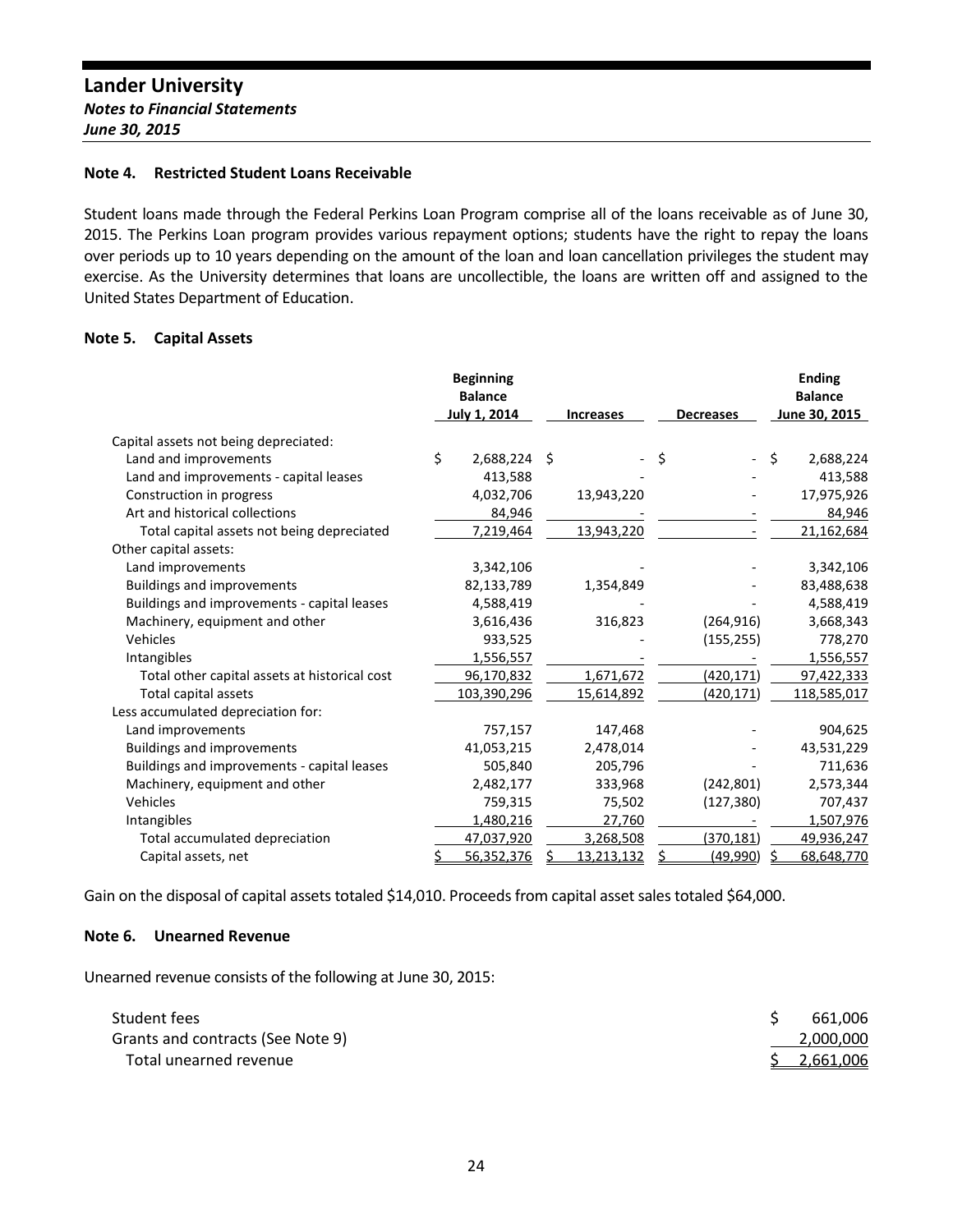# Lander University

***Notes to Financial Statements***

***June 30, 2015***

**Note 4. Restricted Student Loans Receivable**

Student loans made through the Federal Perkins Loan Program comprise all of the loans receivable as of June 30, 2015. The Perkins Loan program provides various repayment options; students have the right to repay the loans over periods up to 10 years depending on the amount of the loan and loan cancellation privileges the student may exercise. As the University determines that loans are uncollectible, the loans are written off and assigned to the United States Department of Education.

**Note 5. Capital Assets**

| | Beginning Balance July 1, 2014 | Increases | Decreases | Ending Balance June 30, 2015 |
|---|---|---|---|---|
| Capital assets not being depreciated: | | | | |
| Land and improvements | $ 2,688,224 | $ - | $ - | $ 2,688,224 |
| Land and improvements - capital leases | 413,588 | - | - | 413,588 |
| Construction in progress | 4,032,706 | 13,943,220 | - | 17,975,926 |
| Art and historical collections | 84,946 | - | - | 84,946 |
| Total capital assets not being depreciated | 7,219,464 | 13,943,220 | - | 21,162,684 |
| Other capital assets: | | | | |
| Land improvements | 3,342,106 | - | - | 3,342,106 |
| Buildings and improvements | 82,133,789 | 1,354,849 | - | 83,488,638 |
| Buildings and improvements - capital leases | 4,588,419 | - | - | 4,588,419 |
| Machinery, equipment and other | 3,616,436 | 316,823 | (264,916) | 3,668,343 |
| Vehicles | 933,525 | - | (155,255) | 778,270 |
| Intangibles | 1,556,557 | - | - | 1,556,557 |
| Total other capital assets at historical cost | 96,170,832 | 1,671,672 | (420,171) | 97,422,333 |
| Total capital assets | 103,390,296 | 15,614,892 | (420,171) | 118,585,017 |
| Less accumulated depreciation for: | | | | |
| Land improvements | 757,157 | 147,468 | - | 904,625 |
| Buildings and improvements | 41,053,215 | 2,478,014 | - | 43,531,229 |
| Buildings and improvements - capital leases | 505,840 | 205,796 | - | 711,636 |
| Machinery, equipment and other | 2,482,177 | 333,968 | (242,801) | 2,573,344 |
| Vehicles | 759,315 | 75,502 | (127,380) | 707,437 |
| Intangibles | 1,480,216 | 27,760 | - | 1,507,976 |
| Total accumulated depreciation | 47,037,920 | 3,268,508 | (370,181) | 49,936,247 |
| Capital assets, net | $ 56,352,376 | $ 13,213,132 | $ (49,990) | $ 68,648,770 |

Gain on the disposal of capital assets totaled $14,010. Proceeds from capital asset sales totaled $64,000.

**Note 6. Unearned Revenue**

Unearned revenue consists of the following at June 30, 2015:

| | |
|---|---|
| Student fees | $ 661,006 |
| Grants and contracts (See Note 9) | 2,000,000 |
| Total unearned revenue | $ 2,661,006 |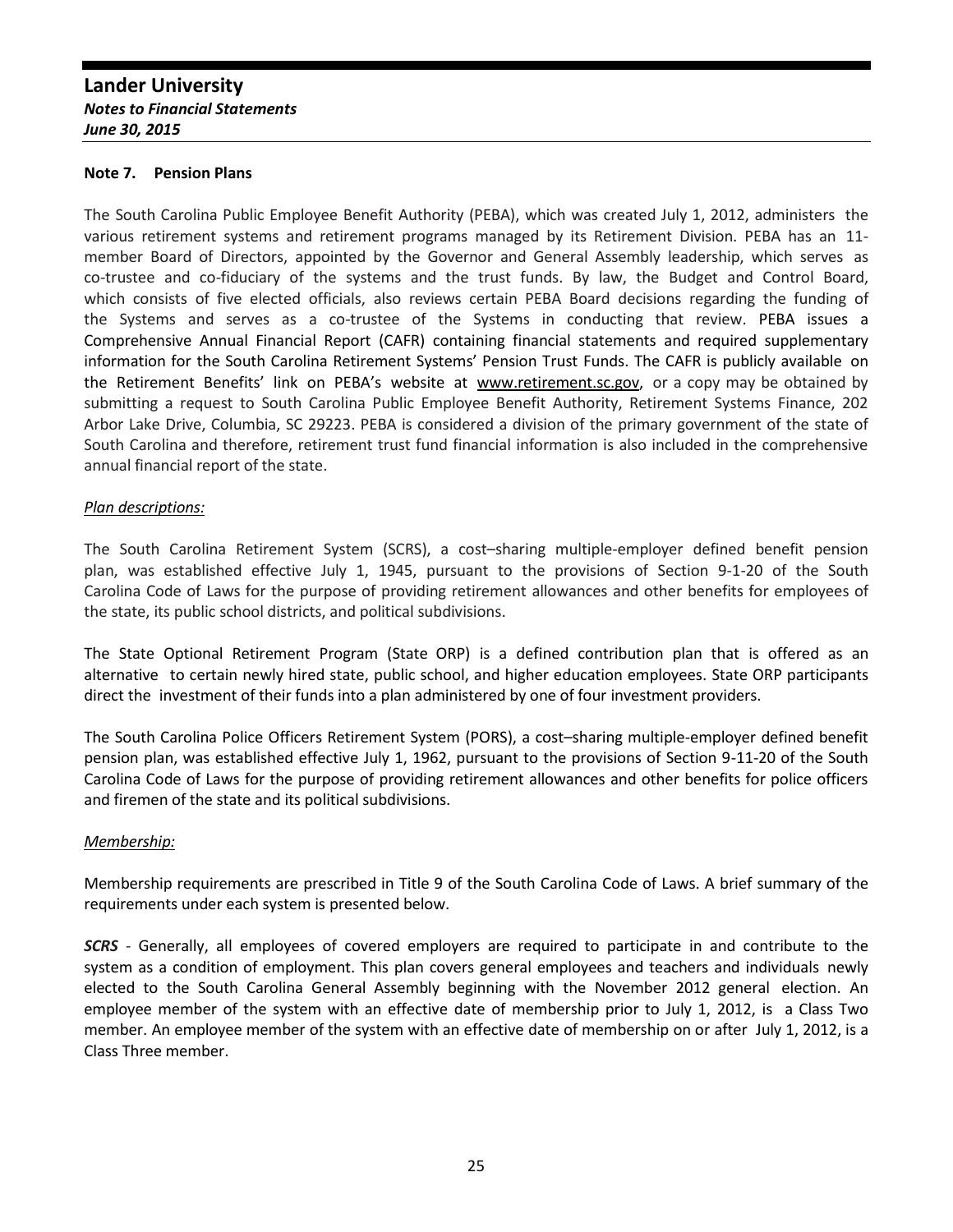## Note 7. Pension Plans

The South Carolina Public Employee Benefit Authority (PEBA), which was created July 1, 2012, administers the various retirement systems and retirement programs managed by its Retirement Division. PEBA has an 11-member Board of Directors, appointed by the Governor and General Assembly leadership, which serves as co-trustee and co-fiduciary of the systems and the trust funds. By law, the Budget and Control Board, which consists of five elected officials, also reviews certain PEBA Board decisions regarding the funding of the Systems and serves as a co-trustee of the Systems in conducting that review. PEBA issues a Comprehensive Annual Financial Report (CAFR) containing financial statements and required supplementary information for the South Carolina Retirement Systems' Pension Trust Funds. The CAFR is publicly available on the Retirement Benefits' link on PEBA's website at www.retirement.sc.gov, or a copy may be obtained by submitting a request to South Carolina Public Employee Benefit Authority, Retirement Systems Finance, 202 Arbor Lake Drive, Columbia, SC 29223. PEBA is considered a division of the primary government of the state of South Carolina and therefore, retirement trust fund financial information is also included in the comprehensive annual financial report of the state.

*Plan descriptions:*

The South Carolina Retirement System (SCRS), a cost–sharing multiple-employer defined benefit pension plan, was established effective July 1, 1945, pursuant to the provisions of Section 9-1-20 of the South Carolina Code of Laws for the purpose of providing retirement allowances and other benefits for employees of the state, its public school districts, and political subdivisions.

The State Optional Retirement Program (State ORP) is a defined contribution plan that is offered as an alternative to certain newly hired state, public school, and higher education employees. State ORP participants direct the investment of their funds into a plan administered by one of four investment providers.

The South Carolina Police Officers Retirement System (PORS), a cost–sharing multiple-employer defined benefit pension plan, was established effective July 1, 1962, pursuant to the provisions of Section 9-11-20 of the South Carolina Code of Laws for the purpose of providing retirement allowances and other benefits for police officers and firemen of the state and its political subdivisions.

*Membership:*

Membership requirements are prescribed in Title 9 of the South Carolina Code of Laws. A brief summary of the requirements under each system is presented below.

***SCRS*** - Generally, all employees of covered employers are required to participate in and contribute to the system as a condition of employment. This plan covers general employees and teachers and individuals newly elected to the South Carolina General Assembly beginning with the November 2012 general election. An employee member of the system with an effective date of membership prior to July 1, 2012, is a Class Two member. An employee member of the system with an effective date of membership on or after July 1, 2012, is a Class Three member.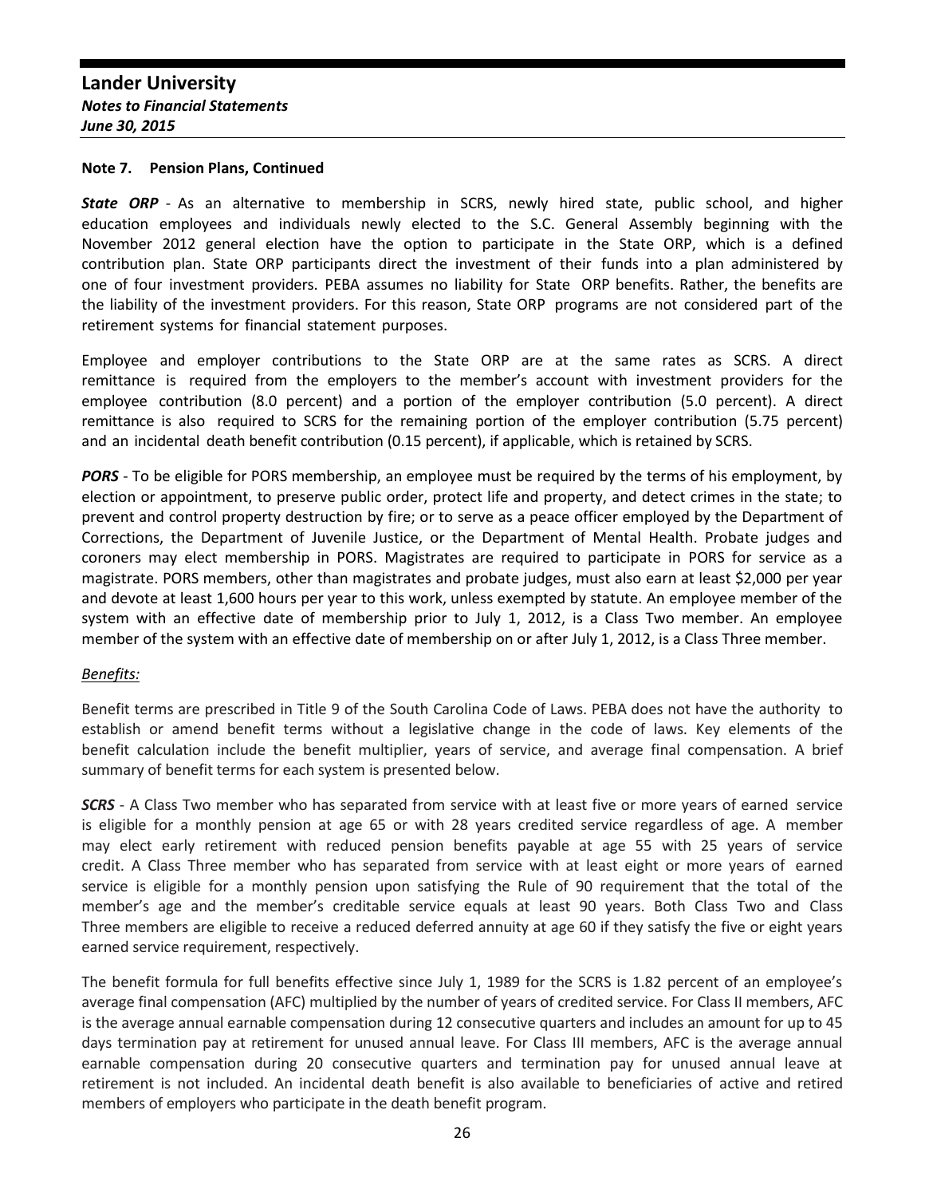**Note 7. Pension Plans, Continued**

***State ORP*** - As an alternative to membership in SCRS, newly hired state, public school, and higher education employees and individuals newly elected to the S.C. General Assembly beginning with the November 2012 general election have the option to participate in the State ORP, which is a defined contribution plan. State ORP participants direct the investment of their funds into a plan administered by one of four investment providers. PEBA assumes no liability for State ORP benefits. Rather, the benefits are the liability of the investment providers. For this reason, State ORP programs are not considered part of the retirement systems for financial statement purposes.

Employee and employer contributions to the State ORP are at the same rates as SCRS. A direct remittance is required from the employers to the member's account with investment providers for the employee contribution (8.0 percent) and a portion of the employer contribution (5.0 percent). A direct remittance is also required to SCRS for the remaining portion of the employer contribution (5.75 percent) and an incidental death benefit contribution (0.15 percent), if applicable, which is retained by SCRS.

***PORS*** - To be eligible for PORS membership, an employee must be required by the terms of his employment, by election or appointment, to preserve public order, protect life and property, and detect crimes in the state; to prevent and control property destruction by fire; or to serve as a peace officer employed by the Department of Corrections, the Department of Juvenile Justice, or the Department of Mental Health. Probate judges and coroners may elect membership in PORS. Magistrates are required to participate in PORS for service as a magistrate. PORS members, other than magistrates and probate judges, must also earn at least $2,000 per year and devote at least 1,600 hours per year to this work, unless exempted by statute. An employee member of the system with an effective date of membership prior to July 1, 2012, is a Class Two member. An employee member of the system with an effective date of membership on or after July 1, 2012, is a Class Three member.

*Benefits:*

Benefit terms are prescribed in Title 9 of the South Carolina Code of Laws. PEBA does not have the authority to establish or amend benefit terms without a legislative change in the code of laws. Key elements of the benefit calculation include the benefit multiplier, years of service, and average final compensation. A brief summary of benefit terms for each system is presented below.

***SCRS*** - A Class Two member who has separated from service with at least five or more years of earned service is eligible for a monthly pension at age 65 or with 28 years credited service regardless of age. A member may elect early retirement with reduced pension benefits payable at age 55 with 25 years of service credit. A Class Three member who has separated from service with at least eight or more years of earned service is eligible for a monthly pension upon satisfying the Rule of 90 requirement that the total of the member's age and the member's creditable service equals at least 90 years. Both Class Two and Class Three members are eligible to receive a reduced deferred annuity at age 60 if they satisfy the five or eight years earned service requirement, respectively.

The benefit formula for full benefits effective since July 1, 1989 for the SCRS is 1.82 percent of an employee's average final compensation (AFC) multiplied by the number of years of credited service. For Class II members, AFC is the average annual earnable compensation during 12 consecutive quarters and includes an amount for up to 45 days termination pay at retirement for unused annual leave. For Class III members, AFC is the average annual earnable compensation during 20 consecutive quarters and termination pay for unused annual leave at retirement is not included. An incidental death benefit is also available to beneficiaries of active and retired members of employers who participate in the death benefit program.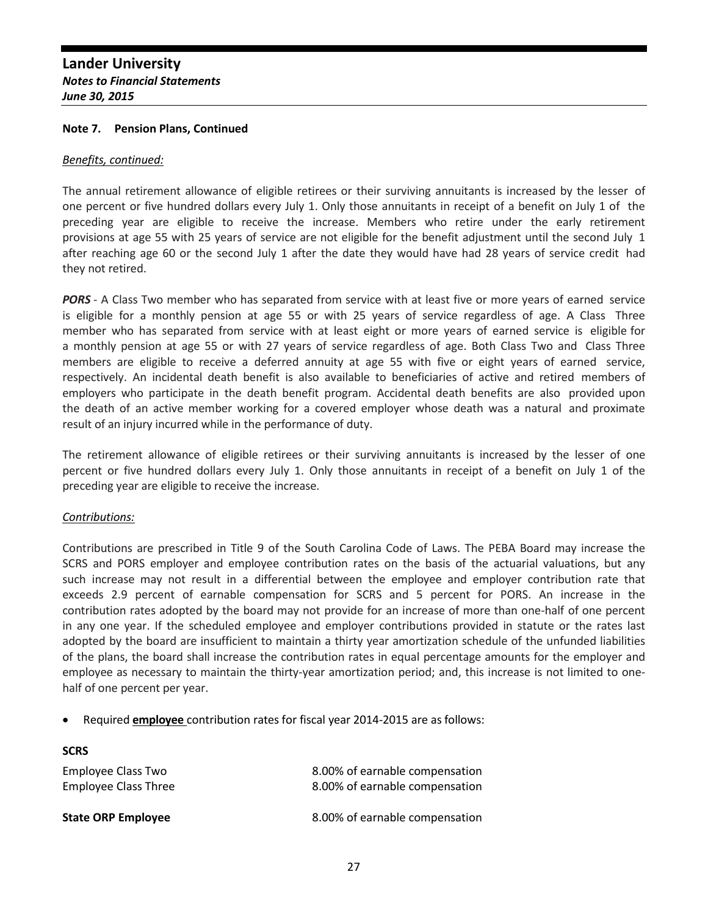## Note 7. Pension Plans, Continued

*Benefits, continued:*

The annual retirement allowance of eligible retirees or their surviving annuitants is increased by the lesser of one percent or five hundred dollars every July 1. Only those annuitants in receipt of a benefit on July 1 of the preceding year are eligible to receive the increase. Members who retire under the early retirement provisions at age 55 with 25 years of service are not eligible for the benefit adjustment until the second July 1 after reaching age 60 or the second July 1 after the date they would have had 28 years of service credit had they not retired.

***PORS*** - A Class Two member who has separated from service with at least five or more years of earned service is eligible for a monthly pension at age 55 or with 25 years of service regardless of age. A Class Three member who has separated from service with at least eight or more years of earned service is eligible for a monthly pension at age 55 or with 27 years of service regardless of age. Both Class Two and Class Three members are eligible to receive a deferred annuity at age 55 with five or eight years of earned service, respectively. An incidental death benefit is also available to beneficiaries of active and retired members of employers who participate in the death benefit program. Accidental death benefits are also provided upon the death of an active member working for a covered employer whose death was a natural and proximate result of an injury incurred while in the performance of duty.

The retirement allowance of eligible retirees or their surviving annuitants is increased by the lesser of one percent or five hundred dollars every July 1. Only those annuitants in receipt of a benefit on July 1 of the preceding year are eligible to receive the increase.

*Contributions:*

Contributions are prescribed in Title 9 of the South Carolina Code of Laws. The PEBA Board may increase the SCRS and PORS employer and employee contribution rates on the basis of the actuarial valuations, but any such increase may not result in a differential between the employee and employer contribution rate that exceeds 2.9 percent of earnable compensation for SCRS and 5 percent for PORS. An increase in the contribution rates adopted by the board may not provide for an increase of more than one-half of one percent in any one year. If the scheduled employee and employer contributions provided in statute or the rates last adopted by the board are insufficient to maintain a thirty year amortization schedule of the unfunded liabilities of the plans, the board shall increase the contribution rates in equal percentage amounts for the employer and employee as necessary to maintain the thirty-year amortization period; and, this increase is not limited to one-half of one percent per year.

- Required **employee** contribution rates for fiscal year 2014-2015 are as follows:

**SCRS**

| | |
|---|---|
| Employee Class Two | 8.00% of earnable compensation |
| Employee Class Three | 8.00% of earnable compensation |
| **State ORP Employee** | 8.00% of earnable compensation |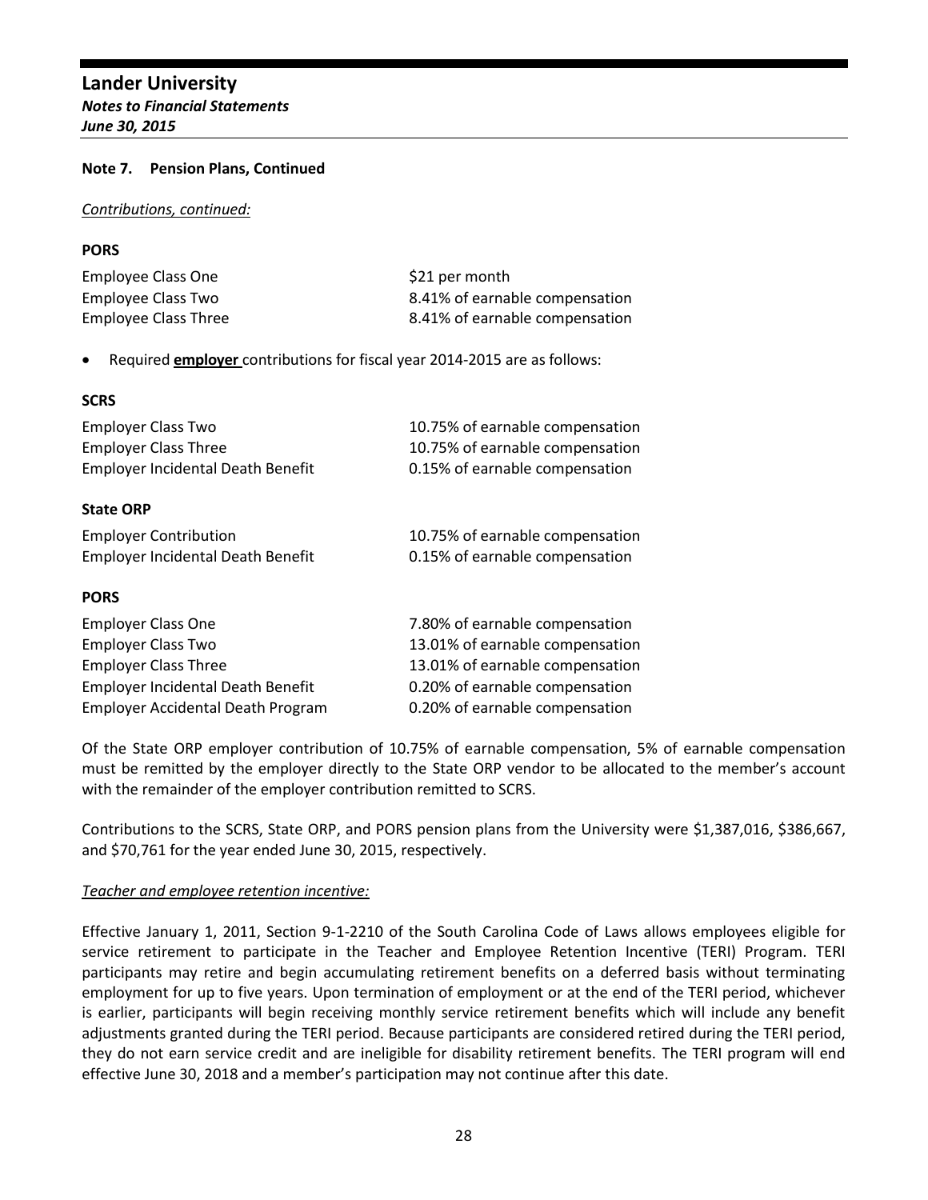**Note 7. Pension Plans, Continued**

*Contributions, continued:*

**PORS**

| | |
|---|---|
| Employee Class One | $21 per month |
| Employee Class Two | 8.41% of earnable compensation |
| Employee Class Three | 8.41% of earnable compensation |

- Required **employer** contributions for fiscal year 2014-2015 are as follows:

**SCRS**

| | |
|---|---|
| Employer Class Two | 10.75% of earnable compensation |
| Employer Class Three | 10.75% of earnable compensation |
| Employer Incidental Death Benefit | 0.15% of earnable compensation |

**State ORP**

| | |
|---|---|
| Employer Contribution | 10.75% of earnable compensation |
| Employer Incidental Death Benefit | 0.15% of earnable compensation |

**PORS**

| | |
|---|---|
| Employer Class One | 7.80% of earnable compensation |
| Employer Class Two | 13.01% of earnable compensation |
| Employer Class Three | 13.01% of earnable compensation |
| Employer Incidental Death Benefit | 0.20% of earnable compensation |
| Employer Accidental Death Program | 0.20% of earnable compensation |

Of the State ORP employer contribution of 10.75% of earnable compensation, 5% of earnable compensation must be remitted by the employer directly to the State ORP vendor to be allocated to the member's account with the remainder of the employer contribution remitted to SCRS.

Contributions to the SCRS, State ORP, and PORS pension plans from the University were $1,387,016, $386,667, and $70,761 for the year ended June 30, 2015, respectively.

*Teacher and employee retention incentive:*

Effective January 1, 2011, Section 9-1-2210 of the South Carolina Code of Laws allows employees eligible for service retirement to participate in the Teacher and Employee Retention Incentive (TERI) Program. TERI participants may retire and begin accumulating retirement benefits on a deferred basis without terminating employment for up to five years. Upon termination of employment or at the end of the TERI period, whichever is earlier, participants will begin receiving monthly service retirement benefits which will include any benefit adjustments granted during the TERI period. Because participants are considered retired during the TERI period, they do not earn service credit and are ineligible for disability retirement benefits. The TERI program will end effective June 30, 2018 and a member's participation may not continue after this date.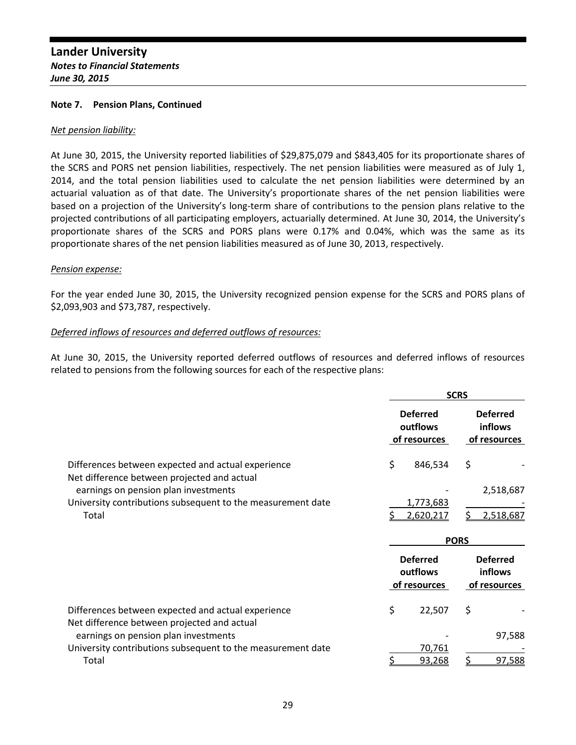### Note 7. Pension Plans, Continued

*Net pension liability:*

At June 30, 2015, the University reported liabilities of $29,875,079 and $843,405 for its proportionate shares of the SCRS and PORS net pension liabilities, respectively. The net pension liabilities were measured as of July 1, 2014, and the total pension liabilities used to calculate the net pension liabilities were determined by an actuarial valuation as of that date. The University's proportionate shares of the net pension liabilities were based on a projection of the University's long-term share of contributions to the pension plans relative to the projected contributions of all participating employers, actuarially determined. At June 30, 2014, the University's proportionate shares of the SCRS and PORS plans were 0.17% and 0.04%, which was the same as its proportionate shares of the net pension liabilities measured as of June 30, 2013, respectively.

*Pension expense:*

For the year ended June 30, 2015, the University recognized pension expense for the SCRS and PORS plans of $2,093,903 and $73,787, respectively.

*Deferred inflows of resources and deferred outflows of resources:*

At June 30, 2015, the University reported deferred outflows of resources and deferred inflows of resources related to pensions from the following sources for each of the respective plans:

| | SCRS | |
|---|---|---|
| | Deferred outflows of resources | Deferred inflows of resources |
| Differences between expected and actual experience | $ 846,534 | $ - |
| Net difference between projected and actual earnings on pension plan investments | - | 2,518,687 |
| University contributions subsequent to the measurement date | 1,773,683 | - |
| Total | $ 2,620,217 | $ 2,518,687 |

| | PORS | |
|---|---|---|
| | Deferred outflows of resources | Deferred inflows of resources |
| Differences between expected and actual experience | $ 22,507 | $ - |
| Net difference between projected and actual earnings on pension plan investments | - | 97,588 |
| University contributions subsequent to the measurement date | 70,761 | - |
| Total | $ 93,268 | $ 97,588 |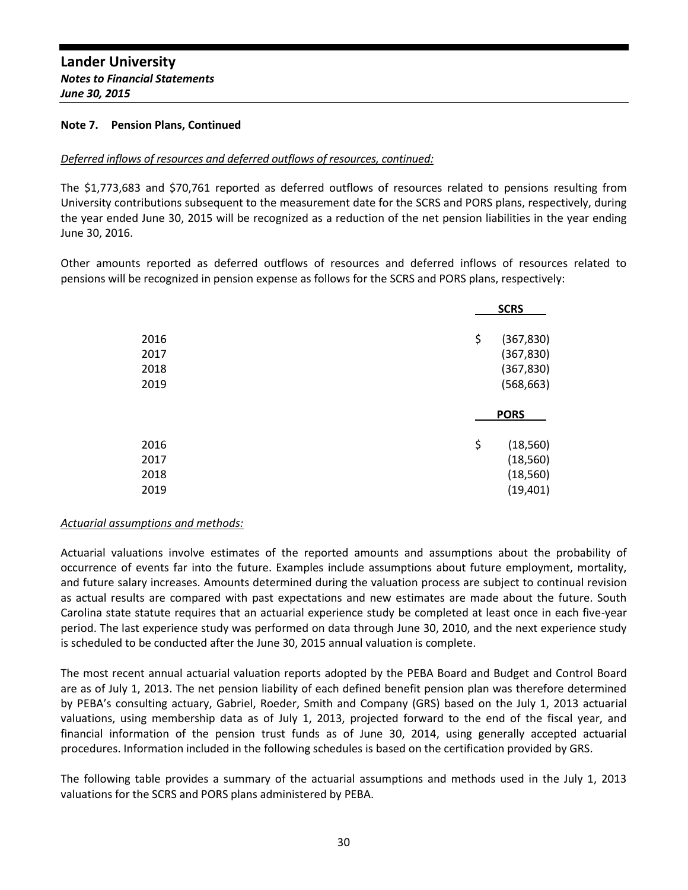## Note 7. Pension Plans, Continued

*Deferred inflows of resources and deferred outflows of resources, continued:*

The $1,773,683 and $70,761 reported as deferred outflows of resources related to pensions resulting from University contributions subsequent to the measurement date for the SCRS and PORS plans, respectively, during the year ended June 30, 2015 will be recognized as a reduction of the net pension liabilities in the year ending June 30, 2016.

Other amounts reported as deferred outflows of resources and deferred inflows of resources related to pensions will be recognized in pension expense as follows for the SCRS and PORS plans, respectively:

| | SCRS |
|---|---|
| 2016 | $ (367,830) |
| 2017 | (367,830) |
| 2018 | (367,830) |
| 2019 | (568,663) |

| | PORS |
|---|---|
| 2016 | $ (18,560) |
| 2017 | (18,560) |
| 2018 | (18,560) |
| 2019 | (19,401) |

*Actuarial assumptions and methods:*

Actuarial valuations involve estimates of the reported amounts and assumptions about the probability of occurrence of events far into the future. Examples include assumptions about future employment, mortality, and future salary increases. Amounts determined during the valuation process are subject to continual revision as actual results are compared with past expectations and new estimates are made about the future. South Carolina state statute requires that an actuarial experience study be completed at least once in each five-year period. The last experience study was performed on data through June 30, 2010, and the next experience study is scheduled to be conducted after the June 30, 2015 annual valuation is complete.

The most recent annual actuarial valuation reports adopted by the PEBA Board and Budget and Control Board are as of July 1, 2013. The net pension liability of each defined benefit pension plan was therefore determined by PEBA's consulting actuary, Gabriel, Roeder, Smith and Company (GRS) based on the July 1, 2013 actuarial valuations, using membership data as of July 1, 2013, projected forward to the end of the fiscal year, and financial information of the pension trust funds as of June 30, 2014, using generally accepted actuarial procedures. Information included in the following schedules is based on the certification provided by GRS.

The following table provides a summary of the actuarial assumptions and methods used in the July 1, 2013 valuations for the SCRS and PORS plans administered by PEBA.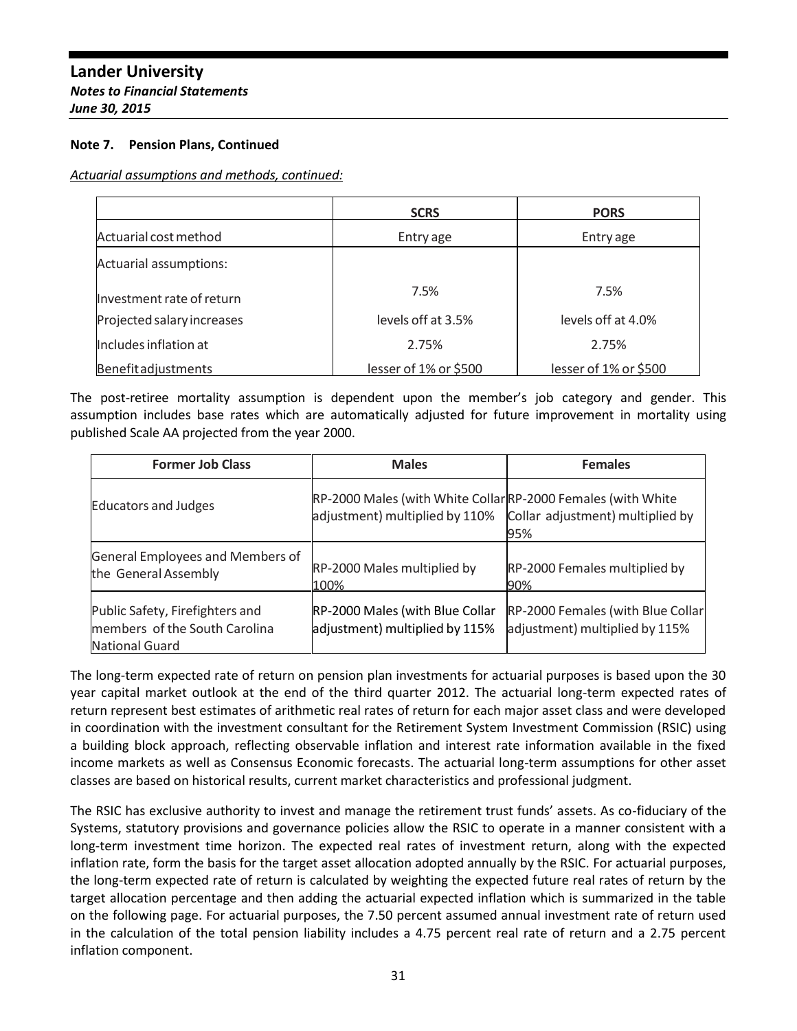### Note 7. Pension Plans, Continued

*Actuarial assumptions and methods, continued:*

| | SCRS | PORS |
|---|---|---|
| Actuarial cost method | Entry age | Entry age |
| Actuarial assumptions: | | |
| Investment rate of return | 7.5% | 7.5% |
| Projected salary increases | levels off at 3.5% | levels off at 4.0% |
| Includes inflation at | 2.75% | 2.75% |
| Benefit adjustments | lesser of 1% or $500 | lesser of 1% or $500 |

The post-retiree mortality assumption is dependent upon the member's job category and gender. This assumption includes base rates which are automatically adjusted for future improvement in mortality using published Scale AA projected from the year 2000.

| Former Job Class | Males | Females |
|---|---|---|
| Educators and Judges | RP-2000 Males (with White Collar adjustment) multiplied by 110% | RP-2000 Females (with White Collar adjustment) multiplied by 95% |
| General Employees and Members of the General Assembly | RP-2000 Males multiplied by 100% | RP-2000 Females multiplied by 90% |
| Public Safety, Firefighters and members of the South Carolina National Guard | RP-2000 Males (with Blue Collar adjustment) multiplied by 115% | RP-2000 Females (with Blue Collar adjustment) multiplied by 115% |

The long-term expected rate of return on pension plan investments for actuarial purposes is based upon the 30 year capital market outlook at the end of the third quarter 2012. The actuarial long-term expected rates of return represent best estimates of arithmetic real rates of return for each major asset class and were developed in coordination with the investment consultant for the Retirement System Investment Commission (RSIC) using a building block approach, reflecting observable inflation and interest rate information available in the fixed income markets as well as Consensus Economic forecasts. The actuarial long-term assumptions for other asset classes are based on historical results, current market characteristics and professional judgment.

The RSIC has exclusive authority to invest and manage the retirement trust funds' assets. As co-fiduciary of the Systems, statutory provisions and governance policies allow the RSIC to operate in a manner consistent with a long-term investment time horizon. The expected real rates of investment return, along with the expected inflation rate, form the basis for the target asset allocation adopted annually by the RSIC. For actuarial purposes, the long-term expected rate of return is calculated by weighting the expected future real rates of return by the target allocation percentage and then adding the actuarial expected inflation which is summarized in the table on the following page. For actuarial purposes, the 7.50 percent assumed annual investment rate of return used in the calculation of the total pension liability includes a 4.75 percent real rate of return and a 2.75 percent inflation component.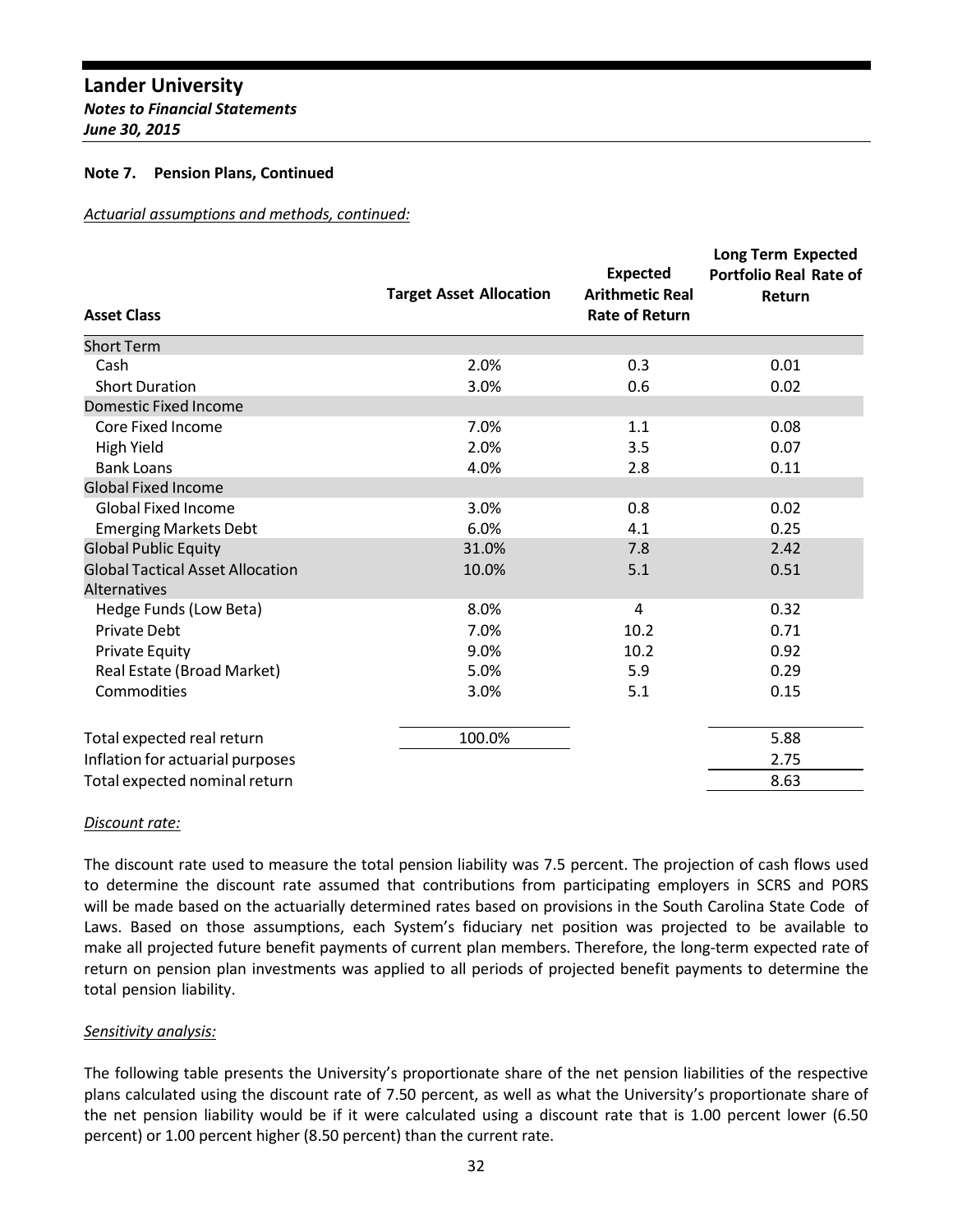**Note 7. Pension Plans, Continued**

*Actuarial assumptions and methods, continued:*

| Asset Class | Target Asset Allocation | Expected Arithmetic Real Rate of Return | Long Term Expected Portfolio Real Rate of Return |
|---|---|---|---|
| Short Term | | | |
| Cash | 2.0% | 0.3 | 0.01 |
| Short Duration | 3.0% | 0.6 | 0.02 |
| Domestic Fixed Income | | | |
| Core Fixed Income | 7.0% | 1.1 | 0.08 |
| High Yield | 2.0% | 3.5 | 0.07 |
| Bank Loans | 4.0% | 2.8 | 0.11 |
| Global Fixed Income | | | |
| Global Fixed Income | 3.0% | 0.8 | 0.02 |
| Emerging Markets Debt | 6.0% | 4.1 | 0.25 |
| Global Public Equity | 31.0% | 7.8 | 2.42 |
| Global Tactical Asset Allocation | 10.0% | 5.1 | 0.51 |
| Alternatives | | | |
| Hedge Funds (Low Beta) | 8.0% | 4 | 0.32 |
| Private Debt | 7.0% | 10.2 | 0.71 |
| Private Equity | 9.0% | 10.2 | 0.92 |
| Real Estate (Broad Market) | 5.0% | 5.9 | 0.29 |
| Commodities | 3.0% | 5.1 | 0.15 |
| Total expected real return | 100.0% | | 5.88 |
| Inflation for actuarial purposes | | | 2.75 |
| Total expected nominal return | | | 8.63 |

*Discount rate:*

The discount rate used to measure the total pension liability was 7.5 percent. The projection of cash flows used to determine the discount rate assumed that contributions from participating employers in SCRS and PORS will be made based on the actuarially determined rates based on provisions in the South Carolina State Code of Laws. Based on those assumptions, each System's fiduciary net position was projected to be available to make all projected future benefit payments of current plan members. Therefore, the long-term expected rate of return on pension plan investments was applied to all periods of projected benefit payments to determine the total pension liability.

*Sensitivity analysis:*

The following table presents the University's proportionate share of the net pension liabilities of the respective plans calculated using the discount rate of 7.50 percent, as well as what the University's proportionate share of the net pension liability would be if it were calculated using a discount rate that is 1.00 percent lower (6.50 percent) or 1.00 percent higher (8.50 percent) than the current rate.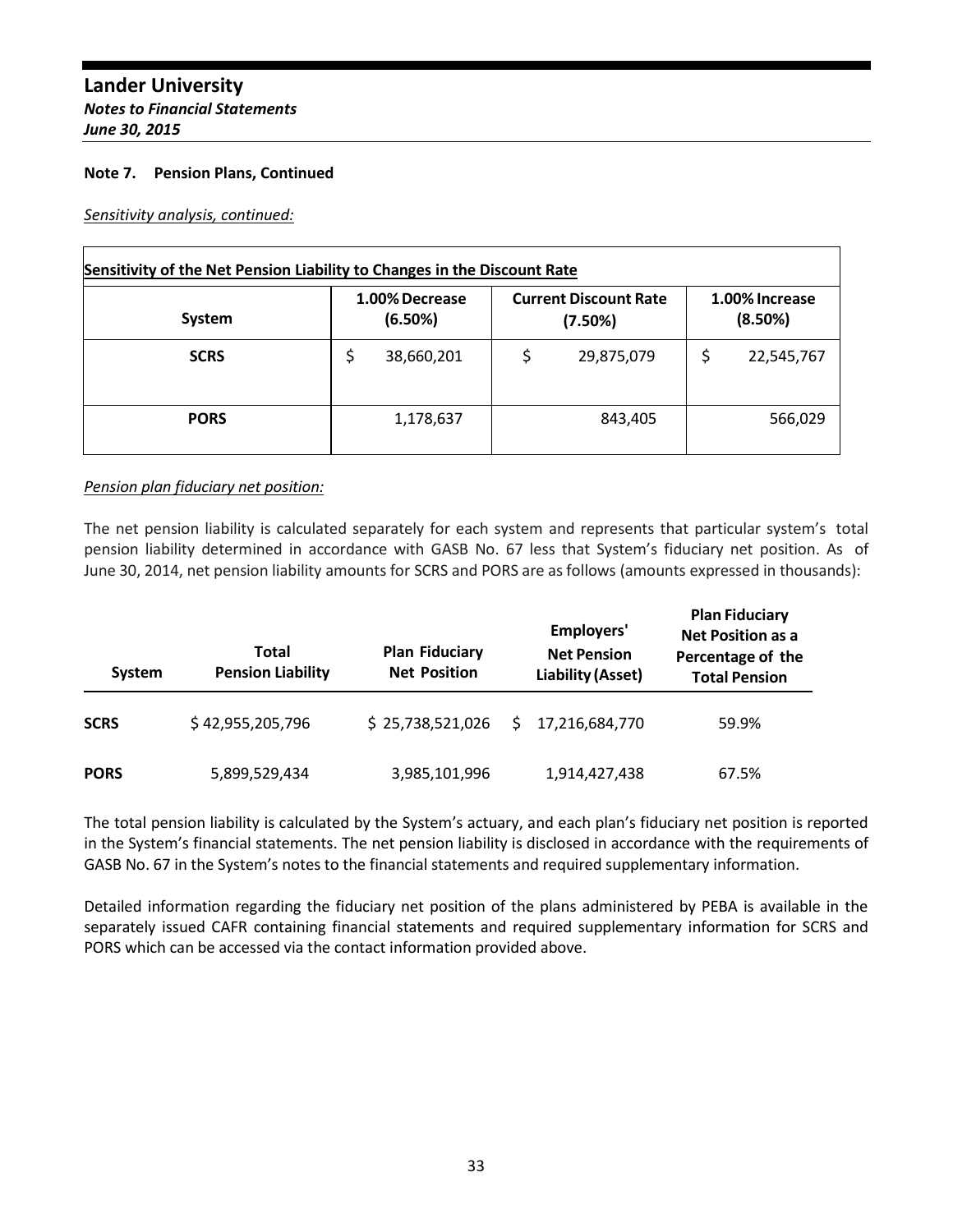### Note 7. Pension Plans, Continued

*Sensitivity analysis, continued:*

**Sensitivity of the Net Pension Liability to Changes in the Discount Rate**

| System | 1.00% Decrease (6.50%) | Current Discount Rate (7.50%) | 1.00% Increase (8.50%) |
|---|---|---|---|
| **SCRS** | $ 38,660,201 | $ 29,875,079 | $ 22,545,767 |
| **PORS** | 1,178,637 | 843,405 | 566,029 |

*Pension plan fiduciary net position:*

The net pension liability is calculated separately for each system and represents that particular system's total pension liability determined in accordance with GASB No. 67 less that System's fiduciary net position. As of June 30, 2014, net pension liability amounts for SCRS and PORS are as follows (amounts expressed in thousands):

| System | Total Pension Liability | Plan Fiduciary Net Position | Employers' Net Pension Liability (Asset) | Plan Fiduciary Net Position as a Percentage of the Total Pension |
|---|---|---|---|---|
| **SCRS** | $ 42,955,205,796 | $ 25,738,521,026 | $ 17,216,684,770 | 59.9% |
| **PORS** | 5,899,529,434 | 3,985,101,996 | 1,914,427,438 | 67.5% |

The total pension liability is calculated by the System's actuary, and each plan's fiduciary net position is reported in the System's financial statements. The net pension liability is disclosed in accordance with the requirements of GASB No. 67 in the System's notes to the financial statements and required supplementary information.

Detailed information regarding the fiduciary net position of the plans administered by PEBA is available in the separately issued CAFR containing financial statements and required supplementary information for SCRS and PORS which can be accessed via the contact information provided above.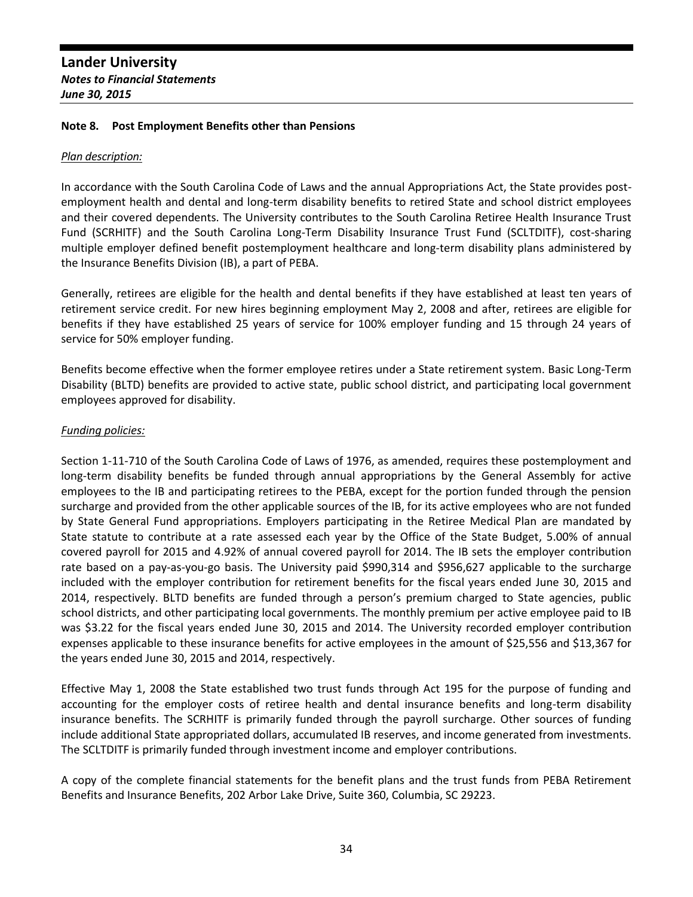**Lander University**
***Notes to Financial Statements***
***June 30, 2015***

## Note 8. Post Employment Benefits other than Pensions

*Plan description:*

In accordance with the South Carolina Code of Laws and the annual Appropriations Act, the State provides post-employment health and dental and long-term disability benefits to retired State and school district employees and their covered dependents. The University contributes to the South Carolina Retiree Health Insurance Trust Fund (SCRHITF) and the South Carolina Long-Term Disability Insurance Trust Fund (SCLTDITF), cost-sharing multiple employer defined benefit postemployment healthcare and long-term disability plans administered by the Insurance Benefits Division (IB), a part of PEBA.

Generally, retirees are eligible for the health and dental benefits if they have established at least ten years of retirement service credit. For new hires beginning employment May 2, 2008 and after, retirees are eligible for benefits if they have established 25 years of service for 100% employer funding and 15 through 24 years of service for 50% employer funding.

Benefits become effective when the former employee retires under a State retirement system. Basic Long-Term Disability (BLTD) benefits are provided to active state, public school district, and participating local government employees approved for disability.

*Funding policies:*

Section 1-11-710 of the South Carolina Code of Laws of 1976, as amended, requires these postemployment and long-term disability benefits be funded through annual appropriations by the General Assembly for active employees to the IB and participating retirees to the PEBA, except for the portion funded through the pension surcharge and provided from the other applicable sources of the IB, for its active employees who are not funded by State General Fund appropriations. Employers participating in the Retiree Medical Plan are mandated by State statute to contribute at a rate assessed each year by the Office of the State Budget, 5.00% of annual covered payroll for 2015 and 4.92% of annual covered payroll for 2014. The IB sets the employer contribution rate based on a pay-as-you-go basis. The University paid $990,314 and $956,627 applicable to the surcharge included with the employer contribution for retirement benefits for the fiscal years ended June 30, 2015 and 2014, respectively. BLTD benefits are funded through a person's premium charged to State agencies, public school districts, and other participating local governments. The monthly premium per active employee paid to IB was $3.22 for the fiscal years ended June 30, 2015 and 2014. The University recorded employer contribution expenses applicable to these insurance benefits for active employees in the amount of $25,556 and $13,367 for the years ended June 30, 2015 and 2014, respectively.

Effective May 1, 2008 the State established two trust funds through Act 195 for the purpose of funding and accounting for the employer costs of retiree health and dental insurance benefits and long-term disability insurance benefits. The SCRHITF is primarily funded through the payroll surcharge. Other sources of funding include additional State appropriated dollars, accumulated IB reserves, and income generated from investments. The SCLTDITF is primarily funded through investment income and employer contributions.

A copy of the complete financial statements for the benefit plans and the trust funds from PEBA Retirement Benefits and Insurance Benefits, 202 Arbor Lake Drive, Suite 360, Columbia, SC 29223.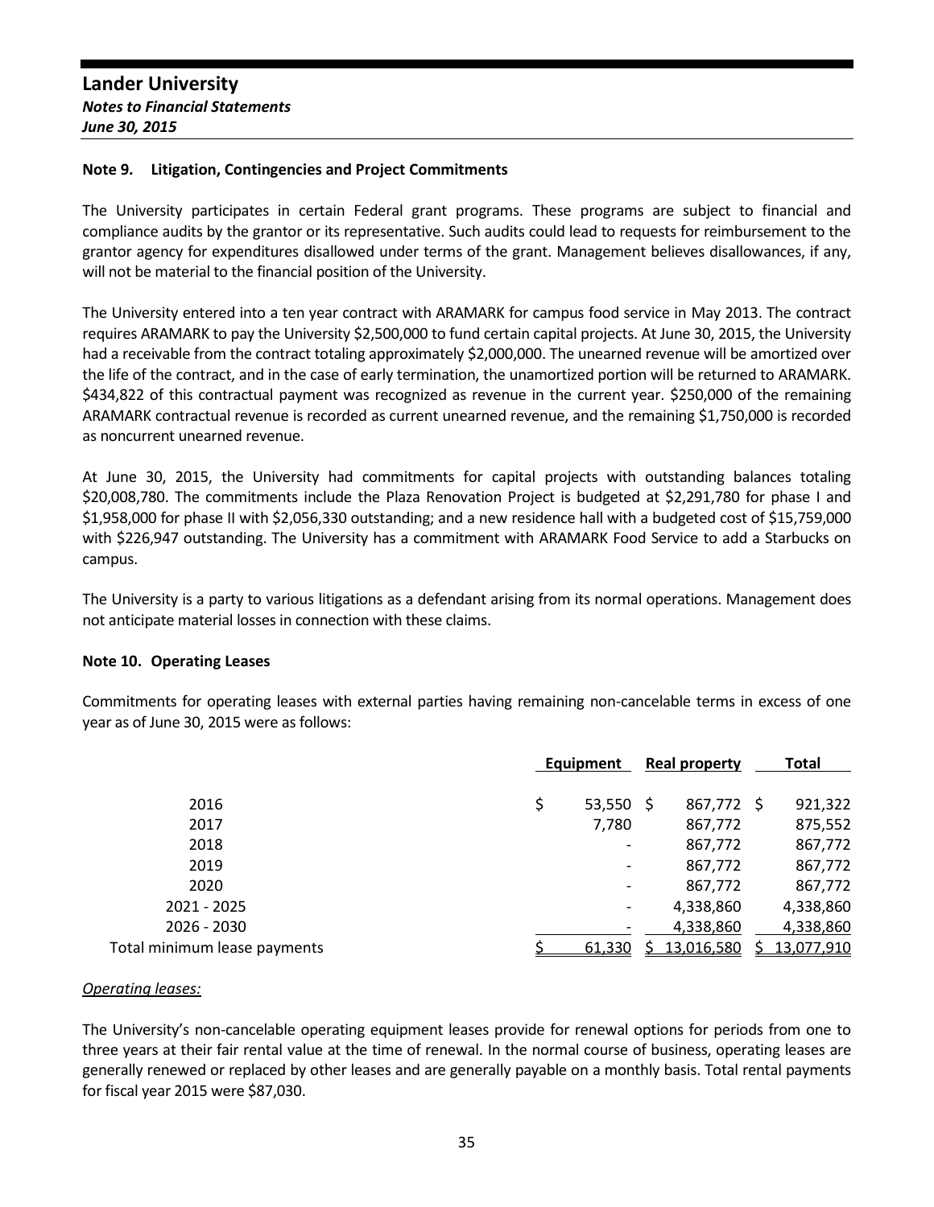## Lander University
***Notes to Financial Statements***
***June 30, 2015***

### Note 9. Litigation, Contingencies and Project Commitments

The University participates in certain Federal grant programs. These programs are subject to financial and compliance audits by the grantor or its representative. Such audits could lead to requests for reimbursement to the grantor agency for expenditures disallowed under terms of the grant. Management believes disallowances, if any, will not be material to the financial position of the University.

The University entered into a ten year contract with ARAMARK for campus food service in May 2013. The contract requires ARAMARK to pay the University $2,500,000 to fund certain capital projects. At June 30, 2015, the University had a receivable from the contract totaling approximately $2,000,000. The unearned revenue will be amortized over the life of the contract, and in the case of early termination, the unamortized portion will be returned to ARAMARK. $434,822 of this contractual payment was recognized as revenue in the current year. $250,000 of the remaining ARAMARK contractual revenue is recorded as current unearned revenue, and the remaining $1,750,000 is recorded as noncurrent unearned revenue.

At June 30, 2015, the University had commitments for capital projects with outstanding balances totaling $20,008,780. The commitments include the Plaza Renovation Project is budgeted at $2,291,780 for phase I and $1,958,000 for phase II with $2,056,330 outstanding; and a new residence hall with a budgeted cost of $15,759,000 with $226,947 outstanding. The University has a commitment with ARAMARK Food Service to add a Starbucks on campus.

The University is a party to various litigations as a defendant arising from its normal operations. Management does not anticipate material losses in connection with these claims.

### Note 10. Operating Leases

Commitments for operating leases with external parties having remaining non-cancelable terms in excess of one year as of June 30, 2015 were as follows:

| | Equipment | Real property | Total |
|---|---|---|---|
| 2016 | $ 53,550 | $ 867,772 | $ 921,322 |
| 2017 | 7,780 | 867,772 | 875,552 |
| 2018 | - | 867,772 | 867,772 |
| 2019 | - | 867,772 | 867,772 |
| 2020 | - | 867,772 | 867,772 |
| 2021 - 2025 | - | 4,338,860 | 4,338,860 |
| 2026 - 2030 | - | 4,338,860 | 4,338,860 |
| Total minimum lease payments | $ 61,330 | $ 13,016,580 | $ 13,077,910 |

*Operating leases:*

The University's non-cancelable operating equipment leases provide for renewal options for periods from one to three years at their fair rental value at the time of renewal. In the normal course of business, operating leases are generally renewed or replaced by other leases and are generally payable on a monthly basis. Total rental payments for fiscal year 2015 were $87,030.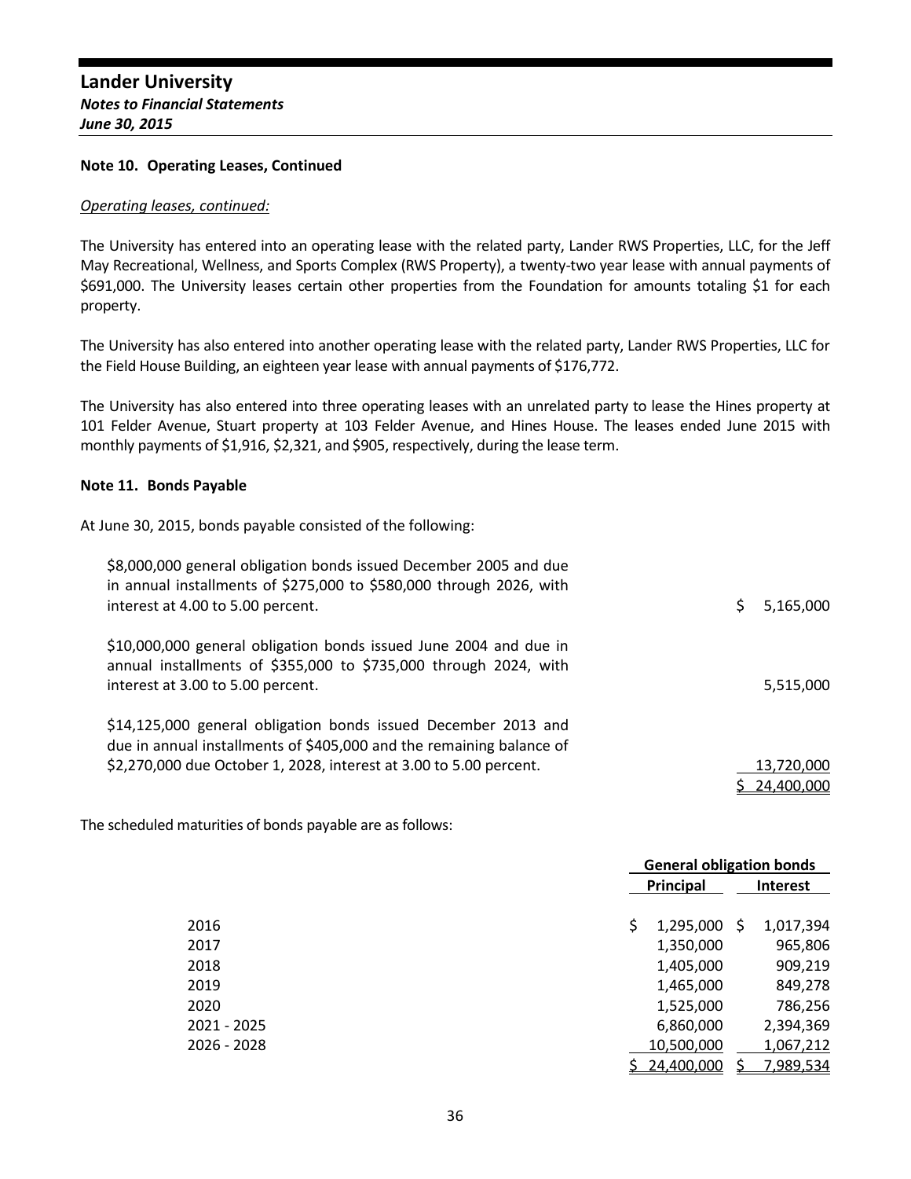## Note 10. Operating Leases, Continued

*Operating leases, continued:*

The University has entered into an operating lease with the related party, Lander RWS Properties, LLC, for the Jeff May Recreational, Wellness, and Sports Complex (RWS Property), a twenty-two year lease with annual payments of $691,000. The University leases certain other properties from the Foundation for amounts totaling $1 for each property.

The University has also entered into another operating lease with the related party, Lander RWS Properties, LLC for the Field House Building, an eighteen year lease with annual payments of $176,772.

The University has also entered into three operating leases with an unrelated party to lease the Hines property at 101 Felder Avenue, Stuart property at 103 Felder Avenue, and Hines House. The leases ended June 2015 with monthly payments of $1,916, $2,321, and $905, respectively, during the lease term.

## Note 11. Bonds Payable

At June 30, 2015, bonds payable consisted of the following:

| | |
|---|---|
| $8,000,000 general obligation bonds issued December 2005 and due in annual installments of $275,000 to $580,000 through 2026, with interest at 4.00 to 5.00 percent. | $ 5,165,000 |
| $10,000,000 general obligation bonds issued June 2004 and due in annual installments of $355,000 to $735,000 through 2024, with interest at 3.00 to 5.00 percent. | 5,515,000 |
| $14,125,000 general obligation bonds issued December 2013 and due in annual installments of $405,000 and the remaining balance of $2,270,000 due October 1, 2028, interest at 3.00 to 5.00 percent. | 13,720,000 |
| | $ 24,400,000 |

The scheduled maturities of bonds payable are as follows:

| | General obligation bonds | |
|---|---|---|
| | Principal | Interest |
| 2016 | $ 1,295,000 | $ 1,017,394 |
| 2017 | 1,350,000 | 965,806 |
| 2018 | 1,405,000 | 909,219 |
| 2019 | 1,465,000 | 849,278 |
| 2020 | 1,525,000 | 786,256 |
| 2021 - 2025 | 6,860,000 | 2,394,369 |
| 2026 - 2028 | 10,500,000 | 1,067,212 |
| | $ 24,400,000 | $ 7,989,534 |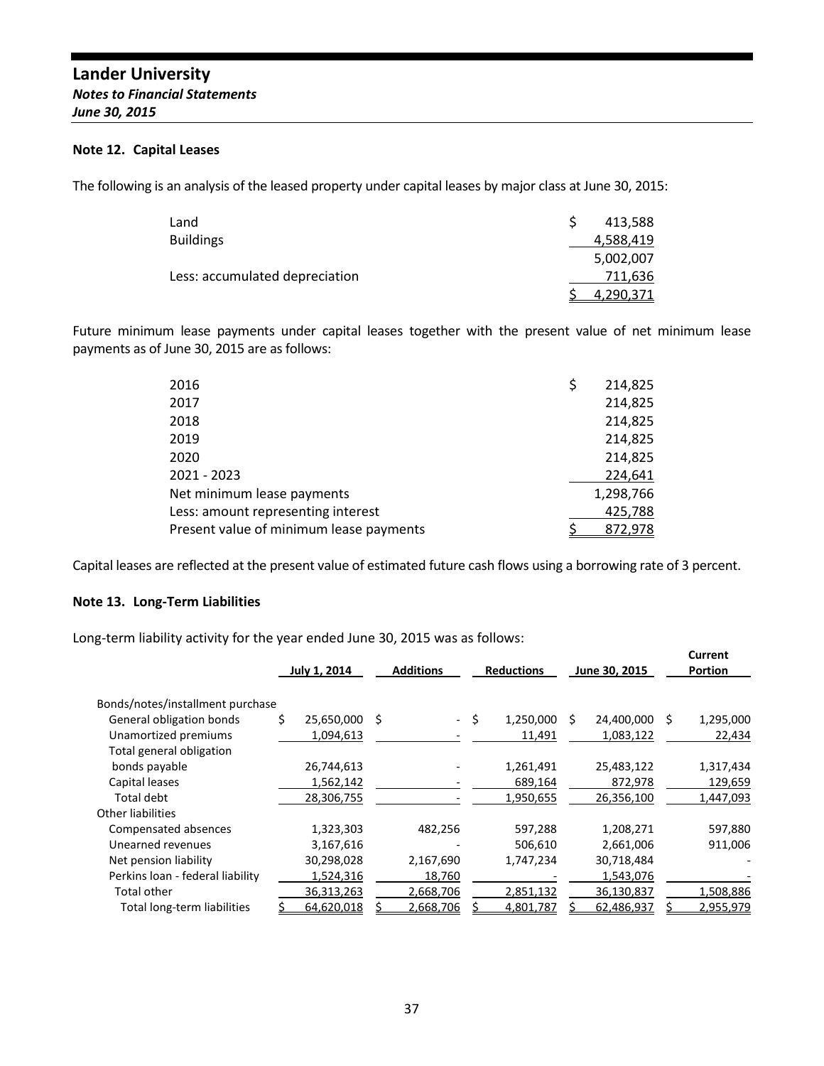## Note 12. Capital Leases

The following is an analysis of the leased property under capital leases by major class at June 30, 2015:

| | |
|---|---|
| Land | $ 413,588 |
| Buildings | 4,588,419 |
| | 5,002,007 |
| Less: accumulated depreciation | 711,636 |
| | $ 4,290,371 |

Future minimum lease payments under capital leases together with the present value of net minimum lease payments as of June 30, 2015 are as follows:

| | |
|---|---|
| 2016 | $ 214,825 |
| 2017 | 214,825 |
| 2018 | 214,825 |
| 2019 | 214,825 |
| 2020 | 214,825 |
| 2021 - 2023 | 224,641 |
| Net minimum lease payments | 1,298,766 |
| Less: amount representing interest | 425,788 |
| Present value of minimum lease payments | $ 872,978 |

Capital leases are reflected at the present value of estimated future cash flows using a borrowing rate of 3 percent.

## Note 13. Long-Term Liabilities

Long-term liability activity for the year ended June 30, 2015 was as follows:

| | July 1, 2014 | Additions | Reductions | June 30, 2015 | Current Portion |
|---|---|---|---|---|---|
| Bonds/notes/installment purchase | | | | | |
| General obligation bonds | $ 25,650,000 | $ - | $ 1,250,000 | $ 24,400,000 | $ 1,295,000 |
| Unamortized premiums | 1,094,613 | - | 11,491 | 1,083,122 | 22,434 |
| Total general obligation bonds payable | 26,744,613 | - | 1,261,491 | 25,483,122 | 1,317,434 |
| Capital leases | 1,562,142 | - | 689,164 | 872,978 | 129,659 |
| Total debt | 28,306,755 | - | 1,950,655 | 26,356,100 | 1,447,093 |
| Other liabilities | | | | | |
| Compensated absences | 1,323,303 | 482,256 | 597,288 | 1,208,271 | 597,880 |
| Unearned revenues | 3,167,616 | - | 506,610 | 2,661,006 | 911,006 |
| Net pension liability | 30,298,028 | 2,167,690 | 1,747,234 | 30,718,484 | - |
| Perkins loan - federal liability | 1,524,316 | 18,760 | - | 1,543,076 | - |
| Total other | 36,313,263 | 2,668,706 | 2,851,132 | 36,130,837 | 1,508,886 |
| Total long-term liabilities | $ 64,620,018 | $ 2,668,706 | $ 4,801,787 | $ 62,486,937 | $ 2,955,979 |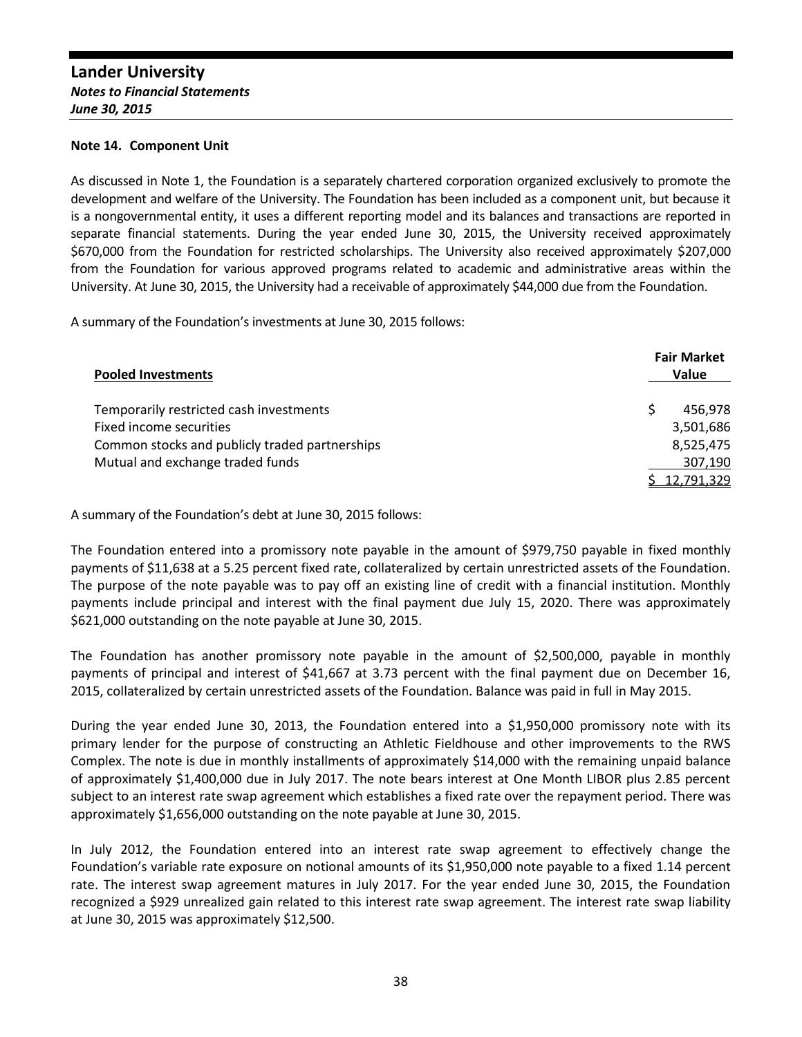## Note 14. Component Unit

As discussed in Note 1, the Foundation is a separately chartered corporation organized exclusively to promote the development and welfare of the University. The Foundation has been included as a component unit, but because it is a nongovernmental entity, it uses a different reporting model and its balances and transactions are reported in separate financial statements. During the year ended June 30, 2015, the University received approximately $670,000 from the Foundation for restricted scholarships. The University also received approximately $207,000 from the Foundation for various approved programs related to academic and administrative areas within the University. At June 30, 2015, the University had a receivable of approximately $44,000 due from the Foundation.

A summary of the Foundation's investments at June 30, 2015 follows:

| Pooled Investments | Fair Market Value |
|---|---|
| Temporarily restricted cash investments | $ 456,978 |
| Fixed income securities | 3,501,686 |
| Common stocks and publicly traded partnerships | 8,525,475 |
| Mutual and exchange traded funds | 307,190 |
| | $ 12,791,329 |

A summary of the Foundation's debt at June 30, 2015 follows:

The Foundation entered into a promissory note payable in the amount of $979,750 payable in fixed monthly payments of $11,638 at a 5.25 percent fixed rate, collateralized by certain unrestricted assets of the Foundation. The purpose of the note payable was to pay off an existing line of credit with a financial institution. Monthly payments include principal and interest with the final payment due July 15, 2020. There was approximately $621,000 outstanding on the note payable at June 30, 2015.

The Foundation has another promissory note payable in the amount of $2,500,000, payable in monthly payments of principal and interest of $41,667 at 3.73 percent with the final payment due on December 16, 2015, collateralized by certain unrestricted assets of the Foundation. Balance was paid in full in May 2015.

During the year ended June 30, 2013, the Foundation entered into a $1,950,000 promissory note with its primary lender for the purpose of constructing an Athletic Fieldhouse and other improvements to the RWS Complex. The note is due in monthly installments of approximately $14,000 with the remaining unpaid balance of approximately $1,400,000 due in July 2017. The note bears interest at One Month LIBOR plus 2.85 percent subject to an interest rate swap agreement which establishes a fixed rate over the repayment period. There was approximately $1,656,000 outstanding on the note payable at June 30, 2015.

In July 2012, the Foundation entered into an interest rate swap agreement to effectively change the Foundation's variable rate exposure on notional amounts of its $1,950,000 note payable to a fixed 1.14 percent rate. The interest swap agreement matures in July 2017. For the year ended June 30, 2015, the Foundation recognized a $929 unrealized gain related to this interest rate swap agreement. The interest rate swap liability at June 30, 2015 was approximately $12,500.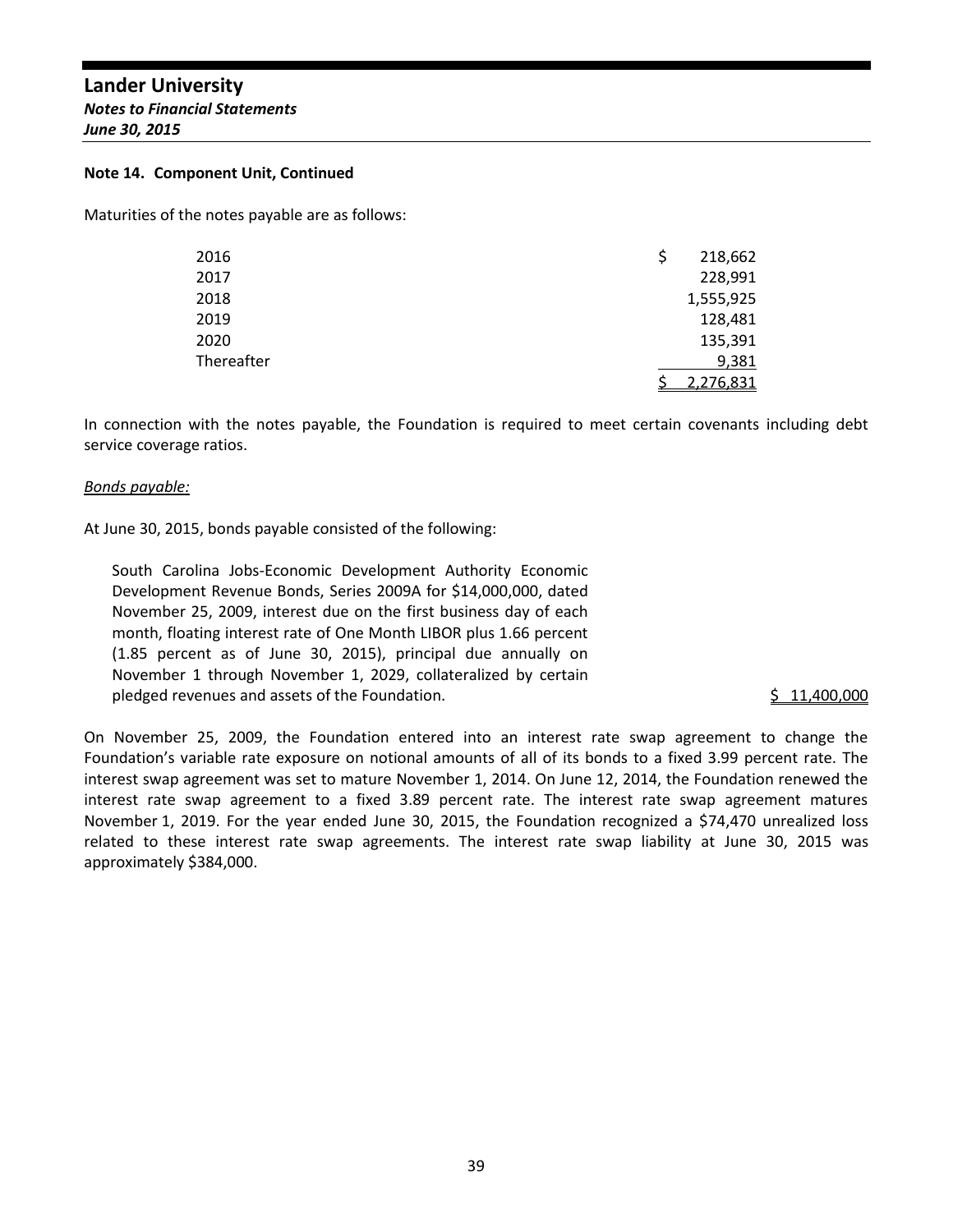**Note 14. Component Unit, Continued**

Maturities of the notes payable are as follows:

| | |
|---|---|
| 2016 | $ 218,662 |
| 2017 | 228,991 |
| 2018 | 1,555,925 |
| 2019 | 128,481 |
| 2020 | 135,391 |
| Thereafter | 9,381 |
| | $ 2,276,831 |

In connection with the notes payable, the Foundation is required to meet certain covenants including debt service coverage ratios.

*Bonds payable:*

At June 30, 2015, bonds payable consisted of the following:

| | |
|---|---|
| South Carolina Jobs-Economic Development Authority Economic Development Revenue Bonds, Series 2009A for $14,000,000, dated November 25, 2009, interest due on the first business day of each month, floating interest rate of One Month LIBOR plus 1.66 percent (1.85 percent as of June 30, 2015), principal due annually on November 1 through November 1, 2029, collateralized by certain pledged revenues and assets of the Foundation. | $ 11,400,000 |

On November 25, 2009, the Foundation entered into an interest rate swap agreement to change the Foundation's variable rate exposure on notional amounts of all of its bonds to a fixed 3.99 percent rate. The interest swap agreement was set to mature November 1, 2014. On June 12, 2014, the Foundation renewed the interest rate swap agreement to a fixed 3.89 percent rate. The interest rate swap agreement matures November 1, 2019. For the year ended June 30, 2015, the Foundation recognized a $74,470 unrealized loss related to these interest rate swap agreements. The interest rate swap liability at June 30, 2015 was approximately $384,000.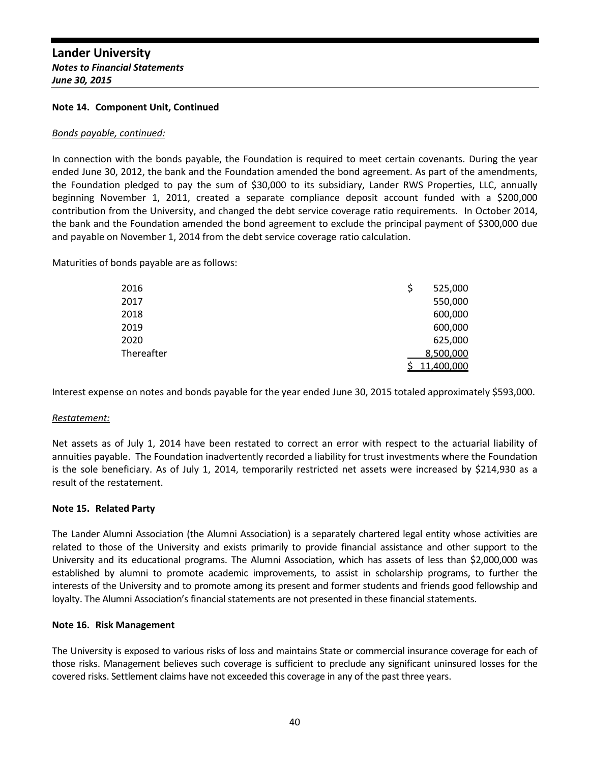### Note 14. Component Unit, Continued

*Bonds payable, continued:*

In connection with the bonds payable, the Foundation is required to meet certain covenants. During the year ended June 30, 2012, the bank and the Foundation amended the bond agreement. As part of the amendments, the Foundation pledged to pay the sum of $30,000 to its subsidiary, Lander RWS Properties, LLC, annually beginning November 1, 2011, created a separate compliance deposit account funded with a $200,000 contribution from the University, and changed the debt service coverage ratio requirements. In October 2014, the bank and the Foundation amended the bond agreement to exclude the principal payment of $300,000 due and payable on November 1, 2014 from the debt service coverage ratio calculation.

Maturities of bonds payable are as follows:

| | |
|---|---|
| 2016 | $ 525,000 |
| 2017 | 550,000 |
| 2018 | 600,000 |
| 2019 | 600,000 |
| 2020 | 625,000 |
| Thereafter | 8,500,000 |
| | $ 11,400,000 |

Interest expense on notes and bonds payable for the year ended June 30, 2015 totaled approximately $593,000.

*Restatement:*

Net assets as of July 1, 2014 have been restated to correct an error with respect to the actuarial liability of annuities payable. The Foundation inadvertently recorded a liability for trust investments where the Foundation is the sole beneficiary. As of July 1, 2014, temporarily restricted net assets were increased by $214,930 as a result of the restatement.

### Note 15. Related Party

The Lander Alumni Association (the Alumni Association) is a separately chartered legal entity whose activities are related to those of the University and exists primarily to provide financial assistance and other support to the University and its educational programs. The Alumni Association, which has assets of less than $2,000,000 was established by alumni to promote academic improvements, to assist in scholarship programs, to further the interests of the University and to promote among its present and former students and friends good fellowship and loyalty. The Alumni Association's financial statements are not presented in these financial statements.

### Note 16. Risk Management

The University is exposed to various risks of loss and maintains State or commercial insurance coverage for each of those risks. Management believes such coverage is sufficient to preclude any significant uninsured losses for the covered risks. Settlement claims have not exceeded this coverage in any of the past three years.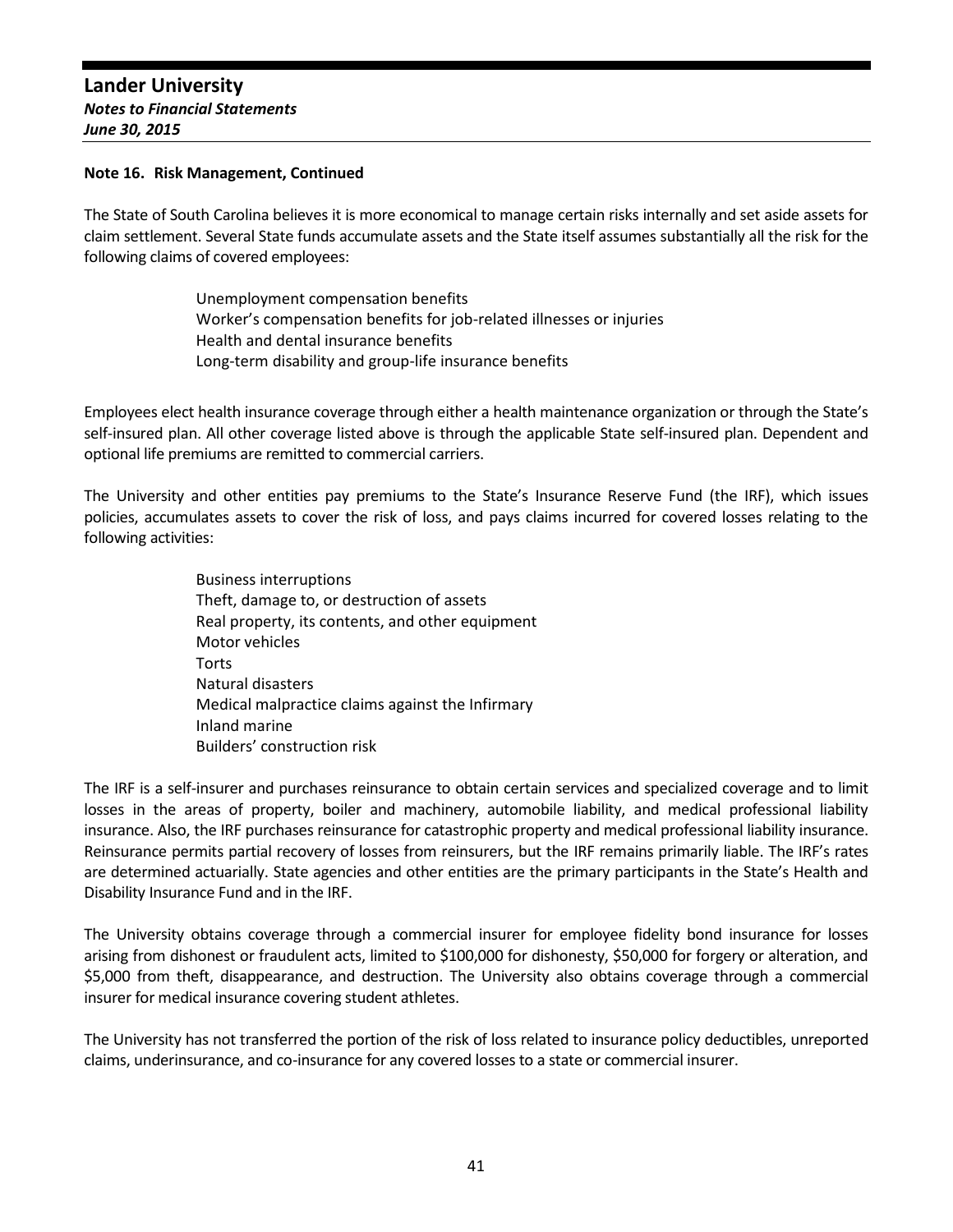**Note 16. Risk Management, Continued**

The State of South Carolina believes it is more economical to manage certain risks internally and set aside assets for claim settlement. Several State funds accumulate assets and the State itself assumes substantially all the risk for the following claims of covered employees:

- Unemployment compensation benefits
- Worker's compensation benefits for job-related illnesses or injuries
- Health and dental insurance benefits
- Long-term disability and group-life insurance benefits

Employees elect health insurance coverage through either a health maintenance organization or through the State's self-insured plan. All other coverage listed above is through the applicable State self-insured plan. Dependent and optional life premiums are remitted to commercial carriers.

The University and other entities pay premiums to the State's Insurance Reserve Fund (the IRF), which issues policies, accumulates assets to cover the risk of loss, and pays claims incurred for covered losses relating to the following activities:

- Business interruptions
- Theft, damage to, or destruction of assets
- Real property, its contents, and other equipment
- Motor vehicles
- Torts
- Natural disasters
- Medical malpractice claims against the Infirmary
- Inland marine
- Builders' construction risk

The IRF is a self-insurer and purchases reinsurance to obtain certain services and specialized coverage and to limit losses in the areas of property, boiler and machinery, automobile liability, and medical professional liability insurance. Also, the IRF purchases reinsurance for catastrophic property and medical professional liability insurance. Reinsurance permits partial recovery of losses from reinsurers, but the IRF remains primarily liable. The IRF's rates are determined actuarially. State agencies and other entities are the primary participants in the State's Health and Disability Insurance Fund and in the IRF.

The University obtains coverage through a commercial insurer for employee fidelity bond insurance for losses arising from dishonest or fraudulent acts, limited to $100,000 for dishonesty, $50,000 for forgery or alteration, and $5,000 from theft, disappearance, and destruction. The University also obtains coverage through a commercial insurer for medical insurance covering student athletes.

The University has not transferred the portion of the risk of loss related to insurance policy deductibles, unreported claims, underinsurance, and co-insurance for any covered losses to a state or commercial insurer.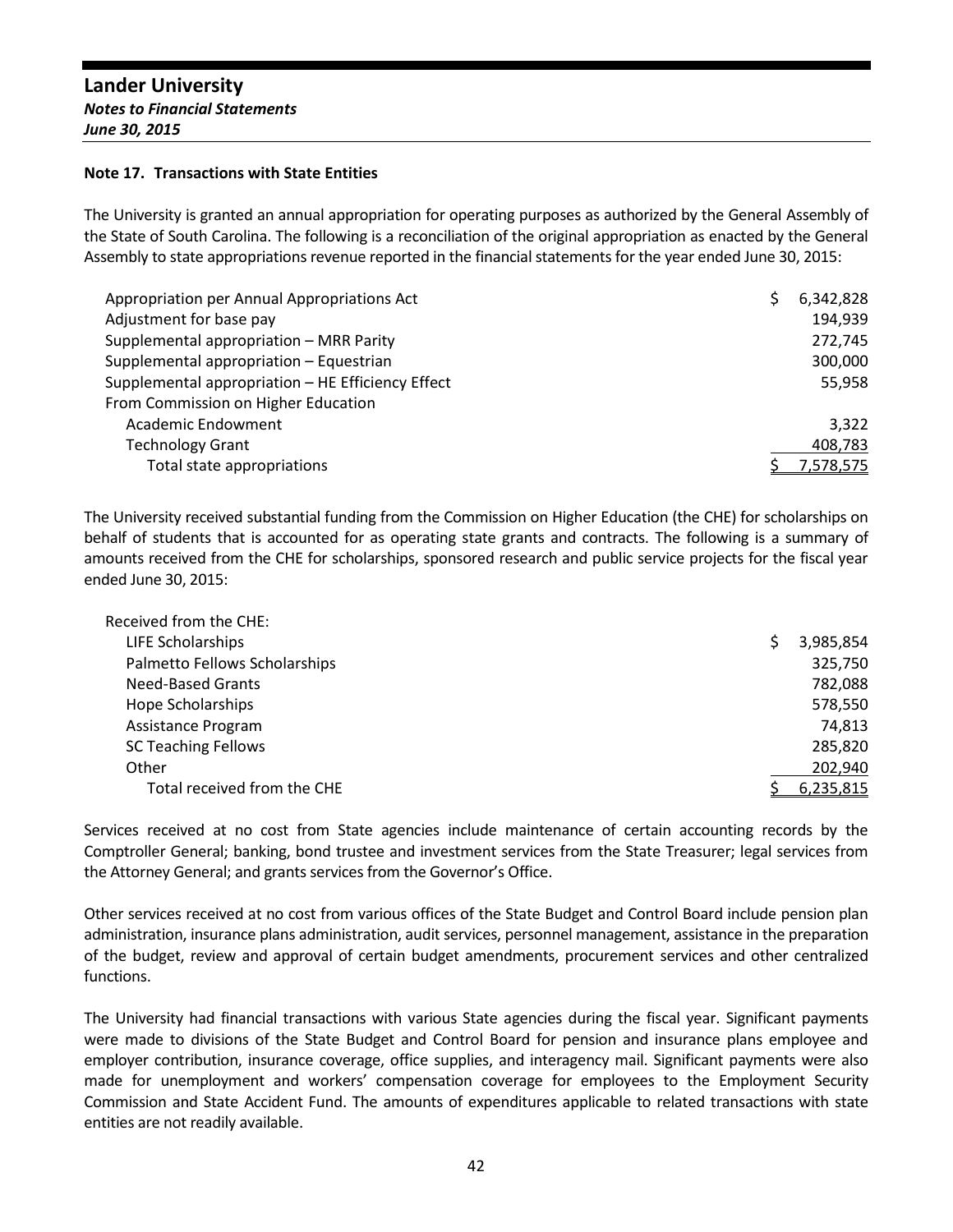## Note 17. Transactions with State Entities

The University is granted an annual appropriation for operating purposes as authorized by the General Assembly of the State of South Carolina. The following is a reconciliation of the original appropriation as enacted by the General Assembly to state appropriations revenue reported in the financial statements for the year ended June 30, 2015:

| | |
|---|---|
| Appropriation per Annual Appropriations Act | $ 6,342,828 |
| Adjustment for base pay | 194,939 |
| Supplemental appropriation – MRR Parity | 272,745 |
| Supplemental appropriation – Equestrian | 300,000 |
| Supplemental appropriation – HE Efficiency Effect | 55,958 |
| From Commission on Higher Education | |
| Academic Endowment | 3,322 |
| Technology Grant | 408,783 |
| Total state appropriations | $ 7,578,575 |

The University received substantial funding from the Commission on Higher Education (the CHE) for scholarships on behalf of students that is accounted for as operating state grants and contracts. The following is a summary of amounts received from the CHE for scholarships, sponsored research and public service projects for the fiscal year ended June 30, 2015:

| | |
|---|---|
| Received from the CHE: | |
| LIFE Scholarships | $ 3,985,854 |
| Palmetto Fellows Scholarships | 325,750 |
| Need-Based Grants | 782,088 |
| Hope Scholarships | 578,550 |
| Assistance Program | 74,813 |
| SC Teaching Fellows | 285,820 |
| Other | 202,940 |
| Total received from the CHE | $ 6,235,815 |

Services received at no cost from State agencies include maintenance of certain accounting records by the Comptroller General; banking, bond trustee and investment services from the State Treasurer; legal services from the Attorney General; and grants services from the Governor's Office.

Other services received at no cost from various offices of the State Budget and Control Board include pension plan administration, insurance plans administration, audit services, personnel management, assistance in the preparation of the budget, review and approval of certain budget amendments, procurement services and other centralized functions.

The University had financial transactions with various State agencies during the fiscal year. Significant payments were made to divisions of the State Budget and Control Board for pension and insurance plans employee and employer contribution, insurance coverage, office supplies, and interagency mail. Significant payments were also made for unemployment and workers' compensation coverage for employees to the Employment Security Commission and State Accident Fund. The amounts of expenditures applicable to related transactions with state entities are not readily available.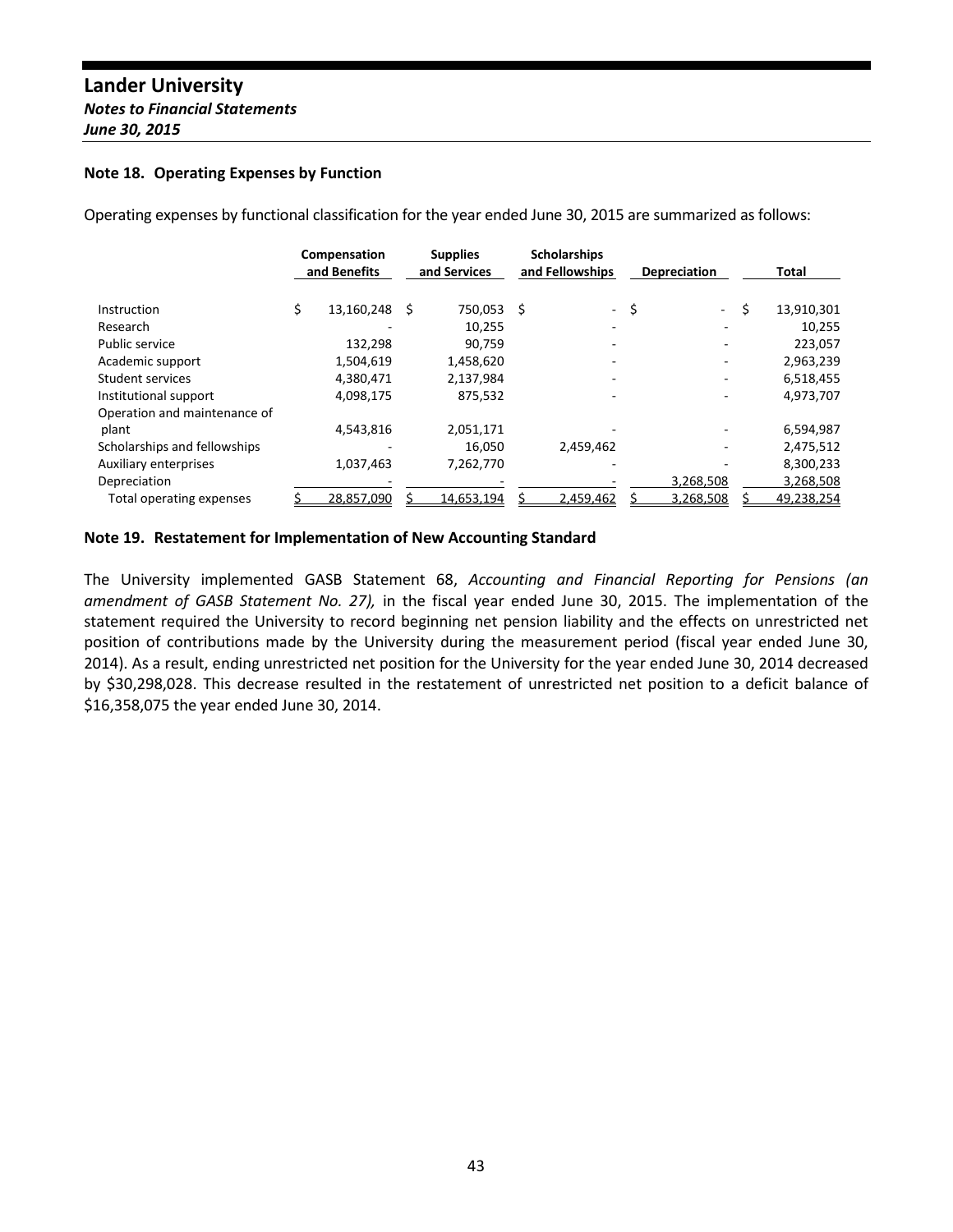**Lander University**
***Notes to Financial Statements***
***June 30, 2015***

### Note 18. Operating Expenses by Function

Operating expenses by functional classification for the year ended June 30, 2015 are summarized as follows:

| | Compensation and Benefits | Supplies and Services | Scholarships and Fellowships | Depreciation | Total |
|---|---|---|---|---|---|
| Instruction | $ 13,160,248 | $ 750,053 | $ - | $ - | $ 13,910,301 |
| Research | - | 10,255 | - | - | 10,255 |
| Public service | 132,298 | 90,759 | - | - | 223,057 |
| Academic support | 1,504,619 | 1,458,620 | - | - | 2,963,239 |
| Student services | 4,380,471 | 2,137,984 | - | - | 6,518,455 |
| Institutional support | 4,098,175 | 875,532 | - | - | 4,973,707 |
| Operation and maintenance of plant | 4,543,816 | 2,051,171 | - | - | 6,594,987 |
| Scholarships and fellowships | - | 16,050 | 2,459,462 | - | 2,475,512 |
| Auxiliary enterprises | 1,037,463 | 7,262,770 | - | - | 8,300,233 |
| Depreciation | - | - | - | 3,268,508 | 3,268,508 |
| Total operating expenses | $ 28,857,090 | $ 14,653,194 | $ 2,459,462 | $ 3,268,508 | $ 49,238,254 |

### Note 19. Restatement for Implementation of New Accounting Standard

The University implemented GASB Statement 68, *Accounting and Financial Reporting for Pensions (an amendment of GASB Statement No. 27),* in the fiscal year ended June 30, 2015. The implementation of the statement required the University to record beginning net pension liability and the effects on unrestricted net position of contributions made by the University during the measurement period (fiscal year ended June 30, 2014). As a result, ending unrestricted net position for the University for the year ended June 30, 2014 decreased by $30,298,028. This decrease resulted in the restatement of unrestricted net position to a deficit balance of $16,358,075 the year ended June 30, 2014.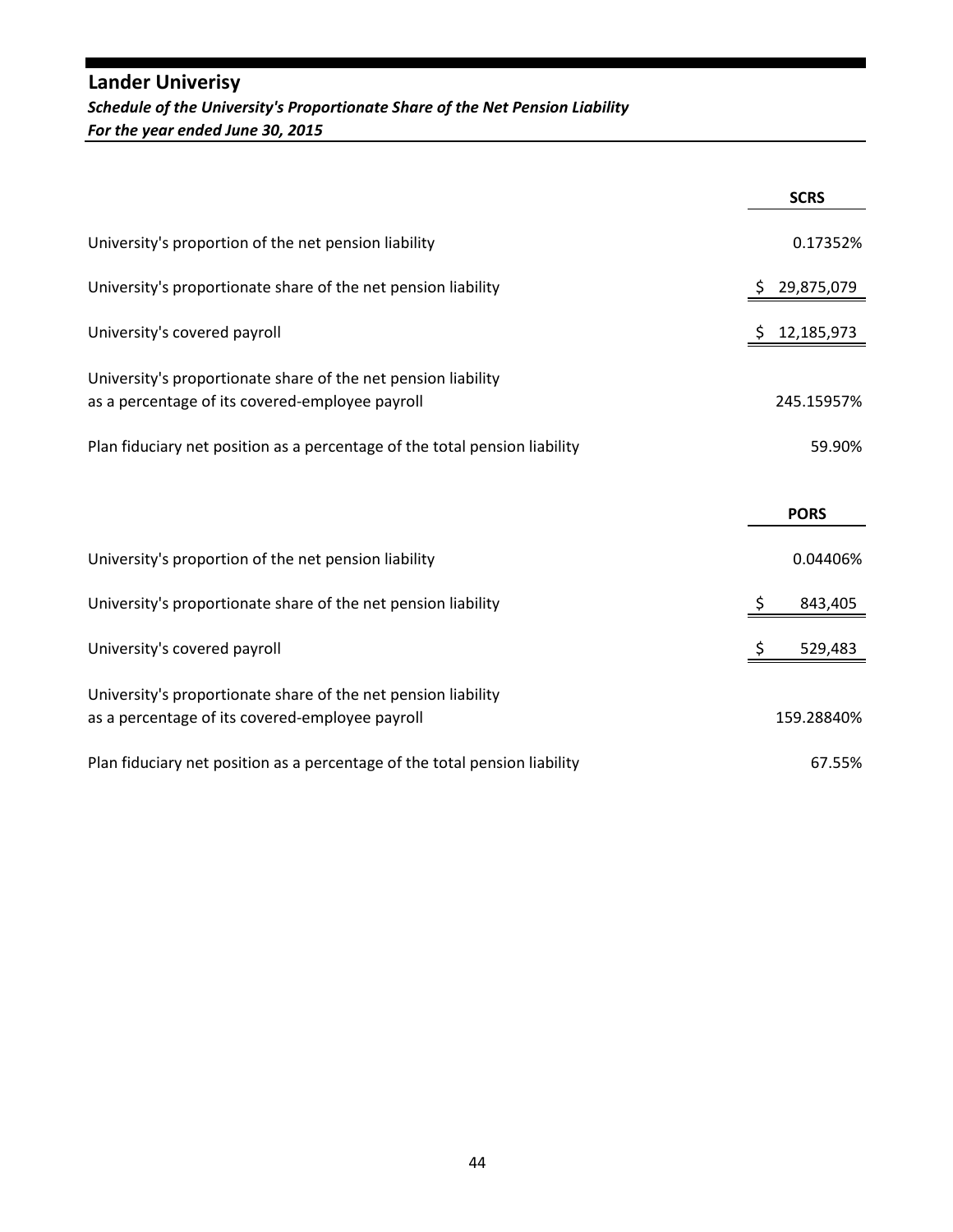# Lander Univerisy

***Schedule of the University's Proportionate Share of the Net Pension Liability***
***For the year ended June 30, 2015***

| | SCRS |
|---|---|
| University's proportion of the net pension liability | 0.17352% |
| University's proportionate share of the net pension liability | $ 29,875,079 |
| University's covered payroll | $ 12,185,973 |
| University's proportionate share of the net pension liability as a percentage of its covered-employee payroll | 245.15957% |
| Plan fiduciary net position as a percentage of the total pension liability | 59.90% |

| | PORS |
|---|---|
| University's proportion of the net pension liability | 0.04406% |
| University's proportionate share of the net pension liability | $ 843,405 |
| University's covered payroll | $ 529,483 |
| University's proportionate share of the net pension liability as a percentage of its covered-employee payroll | 159.28840% |
| Plan fiduciary net position as a percentage of the total pension liability | 67.55% |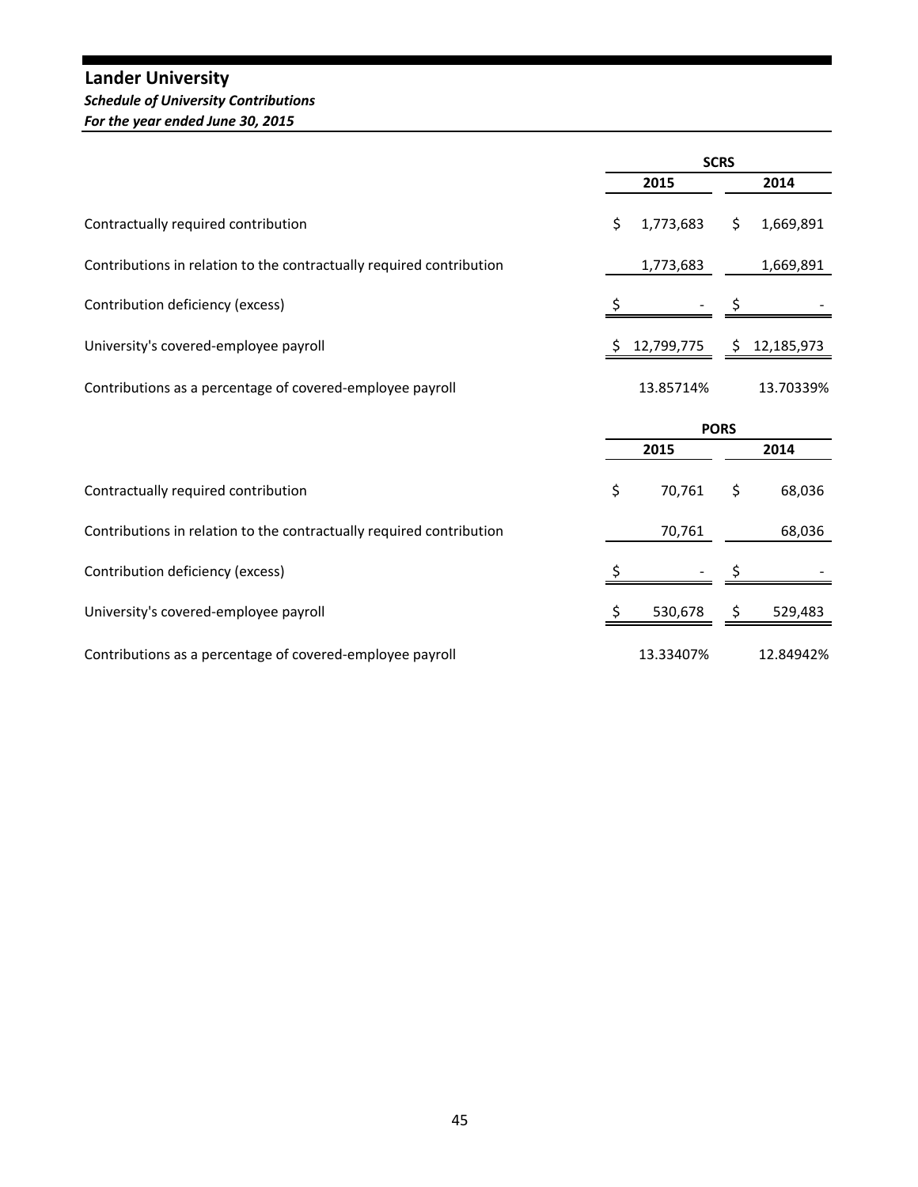## Lander University

***Schedule of University Contributions***

***For the year ended June 30, 2015***

| | SCRS | |
|---|---|---|
| | 2015 | 2014 |
| Contractually required contribution | $ 1,773,683 | $ 1,669,891 |
| Contributions in relation to the contractually required contribution | 1,773,683 | 1,669,891 |
| Contribution deficiency (excess) | $ - | $ - |
| University's covered-employee payroll | $ 12,799,775 | $ 12,185,973 |
| Contributions as a percentage of covered-employee payroll | 13.85714% | 13.70339% |

| | PORS | |
|---|---|---|
| | 2015 | 2014 |
| Contractually required contribution | $ 70,761 | $ 68,036 |
| Contributions in relation to the contractually required contribution | 70,761 | 68,036 |
| Contribution deficiency (excess) | $ - | $ - |
| University's covered-employee payroll | $ 530,678 | $ 529,483 |
| Contributions as a percentage of covered-employee payroll | 13.33407% | 12.84942% |